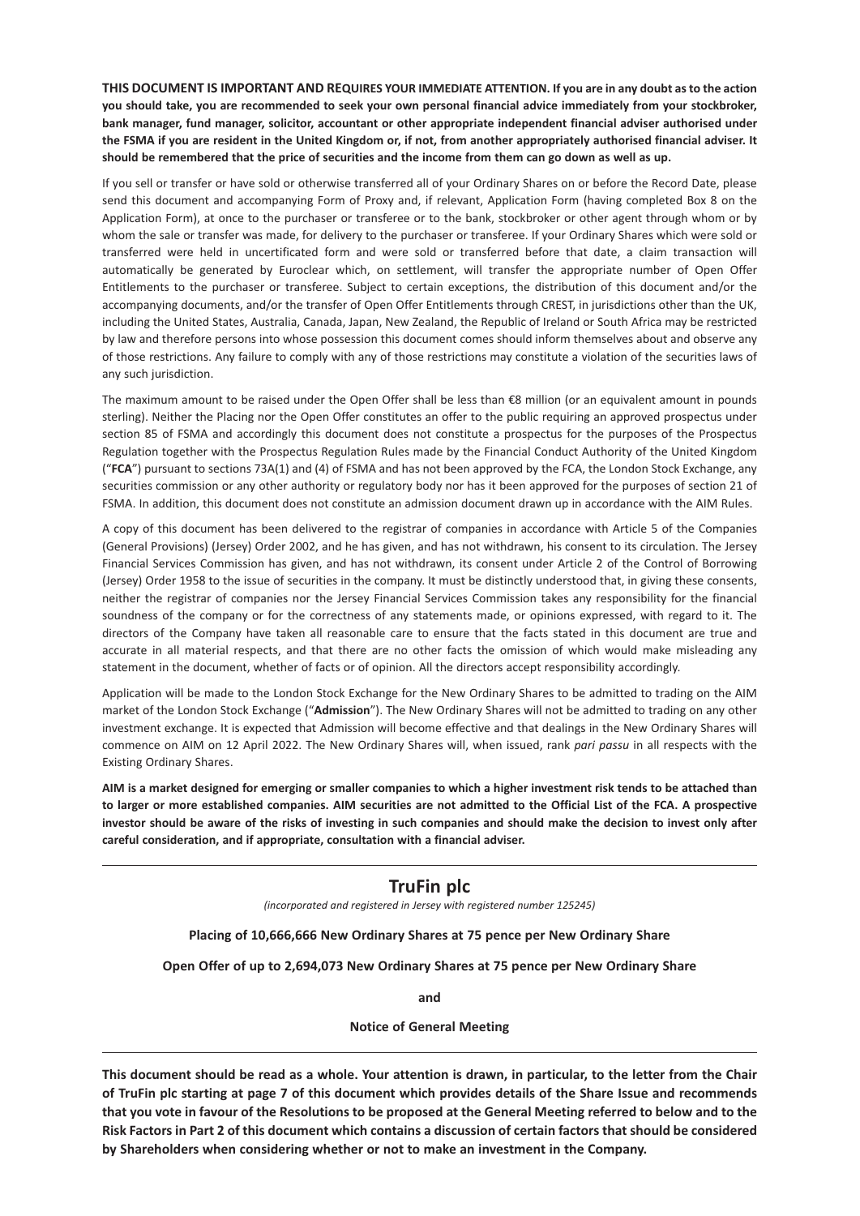**THIS DOCUMENT IS IMPORTANT AND REQUIRES YOUR IMMEDIATE ATTENTION. If you are in any doubt as to the action you should take, you are recommended to seek your own personal financial advice immediately from your stockbroker, bank manager, fund manager, solicitor, accountant or other appropriate independent financial adviser authorised under the FSMA if you are resident in the United Kingdom or, if not, from another appropriately authorised financial adviser. It should be remembered that the price of securities and the income from them can go down as well as up.**

If you sell or transfer or have sold or otherwise transferred all of your Ordinary Shares on or before the Record Date, please send this document and accompanying Form of Proxy and, if relevant, Application Form (having completed Box 8 on the Application Form), at once to the purchaser or transferee or to the bank, stockbroker or other agent through whom or by whom the sale or transfer was made, for delivery to the purchaser or transferee. If your Ordinary Shares which were sold or transferred were held in uncertificated form and were sold or transferred before that date, a claim transaction will automatically be generated by Euroclear which, on settlement, will transfer the appropriate number of Open Offer Entitlements to the purchaser or transferee. Subject to certain exceptions, the distribution of this document and/or the accompanying documents, and/or the transfer of Open Offer Entitlements through CREST, in jurisdictions other than the UK, including the United States, Australia, Canada, Japan, New Zealand, the Republic of Ireland or South Africa may be restricted by law and therefore persons into whose possession this document comes should inform themselves about and observe any of those restrictions. Any failure to comply with any of those restrictions may constitute a violation of the securities laws of any such jurisdiction.

The maximum amount to be raised under the Open Offer shall be less than €8 million (or an equivalent amount in pounds sterling). Neither the Placing nor the Open Offer constitutes an offer to the public requiring an approved prospectus under section 85 of FSMA and accordingly this document does not constitute a prospectus for the purposes of the Prospectus Regulation together with the Prospectus Regulation Rules made by the Financial Conduct Authority of the United Kingdom ("**FCA**") pursuant to sections 73A(1) and (4) of FSMA and has not been approved by the FCA, the London Stock Exchange, any securities commission or any other authority or regulatory body nor has it been approved for the purposes of section 21 of FSMA. In addition, this document does not constitute an admission document drawn up in accordance with the AIM Rules.

A copy of this document has been delivered to the registrar of companies in accordance with Article 5 of the Companies (General Provisions) (Jersey) Order 2002, and he has given, and has not withdrawn, his consent to its circulation. The Jersey Financial Services Commission has given, and has not withdrawn, its consent under Article 2 of the Control of Borrowing (Jersey) Order 1958 to the issue of securities in the company. It must be distinctly understood that, in giving these consents, neither the registrar of companies nor the Jersey Financial Services Commission takes any responsibility for the financial soundness of the company or for the correctness of any statements made, or opinions expressed, with regard to it. The directors of the Company have taken all reasonable care to ensure that the facts stated in this document are true and accurate in all material respects, and that there are no other facts the omission of which would make misleading any statement in the document, whether of facts or of opinion. All the directors accept responsibility accordingly.

Application will be made to the London Stock Exchange for the New Ordinary Shares to be admitted to trading on the AIM market of the London Stock Exchange ("**Admission**"). The New Ordinary Shares will not be admitted to trading on any other investment exchange. It is expected that Admission will become effective and that dealings in the New Ordinary Shares will commence on AIM on 12 April 2022. The New Ordinary Shares will, when issued, rank *pari passu* in all respects with the Existing Ordinary Shares.

**AIM is a market designed for emerging or smaller companies to which a higher investment risk tends to be attached than to larger or more established companies. AIM securities are not admitted to the Official List of the FCA. A prospective investor should be aware of the risks of investing in such companies and should make the decision to invest only after careful consideration, and if appropriate, consultation with a financial adviser.**

---

# TruFin plc

*(incorporated and registered in Jersey with registered number 125245)*

**Placing of 10,666,666 New Ordinary Shares at 75 pence per New Ordinary Share**

**Open Offer of up to 2,694,073 New Ordinary Shares at 75 pence per New Ordinary Share**

**and**

**Notice of General Meeting**

---

**This document should be read as a whole. Your attention is drawn, in particular, to the letter from the Chair of TruFin plc starting at page 7 of this document which provides details of the Share Issue and recommends that you vote in favour of the Resolutions to be proposed at the General Meeting referred to below and to the Risk Factors in Part 2 of this document which contains a discussion of certain factors that should be considered by Shareholders when considering whether or not to make an investment in the Company.**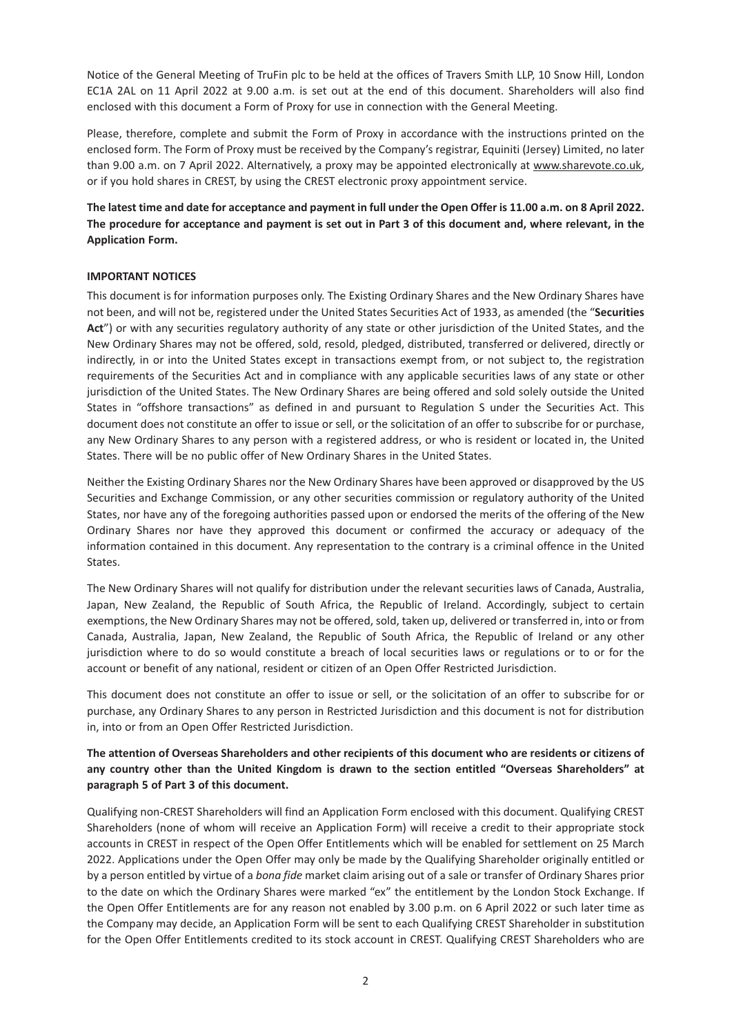Notice of the General Meeting of TruFin plc to be held at the offices of Travers Smith LLP, 10 Snow Hill, London EC1A 2AL on 11 April 2022 at 9.00 a.m. is set out at the end of this document. Shareholders will also find enclosed with this document a Form of Proxy for use in connection with the General Meeting.

Please, therefore, complete and submit the Form of Proxy in accordance with the instructions printed on the enclosed form. The Form of Proxy must be received by the Company's registrar, Equiniti (Jersey) Limited, no later than 9.00 a.m. on 7 April 2022. Alternatively, a proxy may be appointed electronically at www.sharevote.co.uk, or if you hold shares in CREST, by using the CREST electronic proxy appointment service.

**The latest time and date for acceptance and payment in full under the Open Offer is 11.00 a.m. on 8 April 2022. The procedure for acceptance and payment is set out in Part 3 of this document and, where relevant, in the Application Form.**

**IMPORTANT NOTICES**

This document is for information purposes only. The Existing Ordinary Shares and the New Ordinary Shares have not been, and will not be, registered under the United States Securities Act of 1933, as amended (the "**Securities Act**") or with any securities regulatory authority of any state or other jurisdiction of the United States, and the New Ordinary Shares may not be offered, sold, resold, pledged, distributed, transferred or delivered, directly or indirectly, in or into the United States except in transactions exempt from, or not subject to, the registration requirements of the Securities Act and in compliance with any applicable securities laws of any state or other jurisdiction of the United States. The New Ordinary Shares are being offered and sold solely outside the United States in "offshore transactions" as defined in and pursuant to Regulation S under the Securities Act. This document does not constitute an offer to issue or sell, or the solicitation of an offer to subscribe for or purchase, any New Ordinary Shares to any person with a registered address, or who is resident or located in, the United States. There will be no public offer of New Ordinary Shares in the United States.

Neither the Existing Ordinary Shares nor the New Ordinary Shares have been approved or disapproved by the US Securities and Exchange Commission, or any other securities commission or regulatory authority of the United States, nor have any of the foregoing authorities passed upon or endorsed the merits of the offering of the New Ordinary Shares nor have they approved this document or confirmed the accuracy or adequacy of the information contained in this document. Any representation to the contrary is a criminal offence in the United States.

The New Ordinary Shares will not qualify for distribution under the relevant securities laws of Canada, Australia, Japan, New Zealand, the Republic of South Africa, the Republic of Ireland. Accordingly, subject to certain exemptions, the New Ordinary Shares may not be offered, sold, taken up, delivered or transferred in, into or from Canada, Australia, Japan, New Zealand, the Republic of South Africa, the Republic of Ireland or any other jurisdiction where to do so would constitute a breach of local securities laws or regulations or to or for the account or benefit of any national, resident or citizen of an Open Offer Restricted Jurisdiction.

This document does not constitute an offer to issue or sell, or the solicitation of an offer to subscribe for or purchase, any Ordinary Shares to any person in Restricted Jurisdiction and this document is not for distribution in, into or from an Open Offer Restricted Jurisdiction.

**The attention of Overseas Shareholders and other recipients of this document who are residents or citizens of any country other than the United Kingdom is drawn to the section entitled "Overseas Shareholders" at paragraph 5 of Part 3 of this document.**

Qualifying non-CREST Shareholders will find an Application Form enclosed with this document. Qualifying CREST Shareholders (none of whom will receive an Application Form) will receive a credit to their appropriate stock accounts in CREST in respect of the Open Offer Entitlements which will be enabled for settlement on 25 March 2022. Applications under the Open Offer may only be made by the Qualifying Shareholder originally entitled or by a person entitled by virtue of a *bona fide* market claim arising out of a sale or transfer of Ordinary Shares prior to the date on which the Ordinary Shares were marked "ex" the entitlement by the London Stock Exchange. If the Open Offer Entitlements are for any reason not enabled by 3.00 p.m. on 6 April 2022 or such later time as the Company may decide, an Application Form will be sent to each Qualifying CREST Shareholder in substitution for the Open Offer Entitlements credited to its stock account in CREST. Qualifying CREST Shareholders who are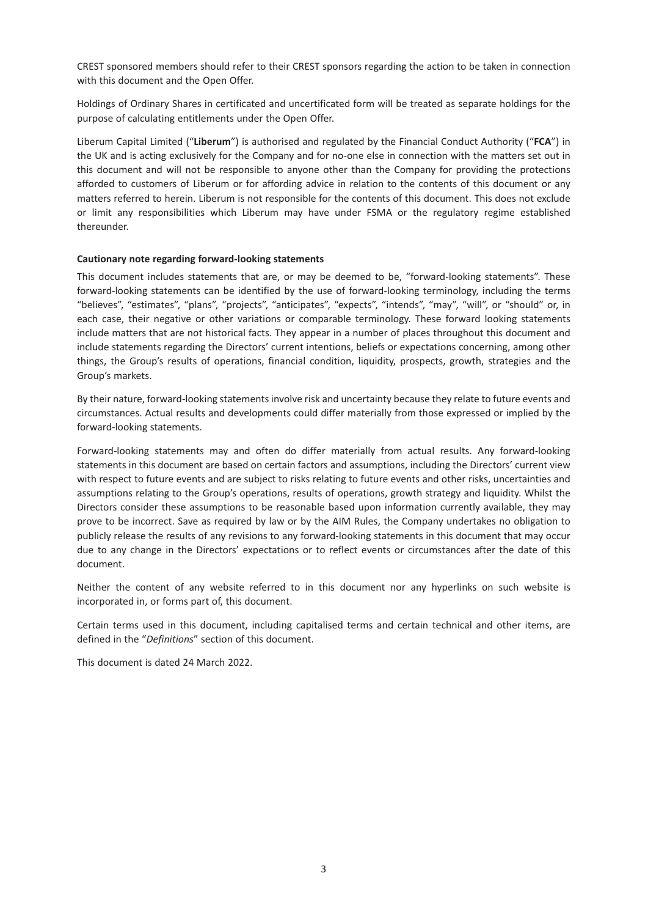CREST sponsored members should refer to their CREST sponsors regarding the action to be taken in connection with this document and the Open Offer.

Holdings of Ordinary Shares in certificated and uncertificated form will be treated as separate holdings for the purpose of calculating entitlements under the Open Offer.

Liberum Capital Limited ("**Liberum**") is authorised and regulated by the Financial Conduct Authority ("**FCA**") in the UK and is acting exclusively for the Company and for no-one else in connection with the matters set out in this document and will not be responsible to anyone other than the Company for providing the protections afforded to customers of Liberum or for affording advice in relation to the contents of this document or any matters referred to herein. Liberum is not responsible for the contents of this document. This does not exclude or limit any responsibilities which Liberum may have under FSMA or the regulatory regime established thereunder.

**Cautionary note regarding forward-looking statements**

This document includes statements that are, or may be deemed to be, "forward-looking statements". These forward-looking statements can be identified by the use of forward-looking terminology, including the terms "believes", "estimates", "plans", "projects", "anticipates", "expects", "intends", "may", "will", or "should" or, in each case, their negative or other variations or comparable terminology. These forward looking statements include matters that are not historical facts. They appear in a number of places throughout this document and include statements regarding the Directors' current intentions, beliefs or expectations concerning, among other things, the Group's results of operations, financial condition, liquidity, prospects, growth, strategies and the Group's markets.

By their nature, forward-looking statements involve risk and uncertainty because they relate to future events and circumstances. Actual results and developments could differ materially from those expressed or implied by the forward-looking statements.

Forward-looking statements may and often do differ materially from actual results. Any forward-looking statements in this document are based on certain factors and assumptions, including the Directors' current view with respect to future events and are subject to risks relating to future events and other risks, uncertainties and assumptions relating to the Group's operations, results of operations, growth strategy and liquidity. Whilst the Directors consider these assumptions to be reasonable based upon information currently available, they may prove to be incorrect. Save as required by law or by the AIM Rules, the Company undertakes no obligation to publicly release the results of any revisions to any forward-looking statements in this document that may occur due to any change in the Directors' expectations or to reflect events or circumstances after the date of this document.

Neither the content of any website referred to in this document nor any hyperlinks on such website is incorporated in, or forms part of, this document.

Certain terms used in this document, including capitalised terms and certain technical and other items, are defined in the "*Definitions*" section of this document.

This document is dated 24 March 2022.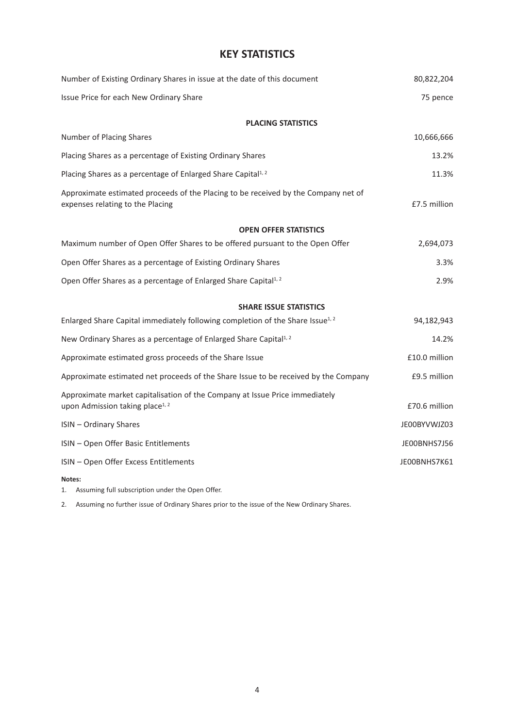# KEY STATISTICS

| | |
|---|---|
| Number of Existing Ordinary Shares in issue at the date of this document | 80,822,204 |
| Issue Price for each New Ordinary Share | 75 pence |
| **PLACING STATISTICS** | |
| Number of Placing Shares | 10,666,666 |
| Placing Shares as a percentage of Existing Ordinary Shares | 13.2% |
| Placing Shares as a percentage of Enlarged Share Capital[1, 2] | 11.3% |
| Approximate estimated proceeds of the Placing to be received by the Company net of expenses relating to the Placing | £7.5 million |
| **OPEN OFFER STATISTICS** | |
| Maximum number of Open Offer Shares to be offered pursuant to the Open Offer | 2,694,073 |
| Open Offer Shares as a percentage of Existing Ordinary Shares | 3.3% |
| Open Offer Shares as a percentage of Enlarged Share Capital[1, 2] | 2.9% |
| **SHARE ISSUE STATISTICS** | |
| Enlarged Share Capital immediately following completion of the Share Issue[1, 2] | 94,182,943 |
| New Ordinary Shares as a percentage of Enlarged Share Capital[1, 2] | 14.2% |
| Approximate estimated gross proceeds of the Share Issue | £10.0 million |
| Approximate estimated net proceeds of the Share Issue to be received by the Company | £9.5 million |
| Approximate market capitalisation of the Company at Issue Price immediately upon Admission taking place[1, 2] | £70.6 million |
| ISIN – Ordinary Shares | JE00BYVWJZ03 |
| ISIN – Open Offer Basic Entitlements | JE00BNHS7J56 |
| ISIN – Open Offer Excess Entitlements | JE00BNHS7K61 |

**Notes:**

1. Assuming full subscription under the Open Offer.
2. Assuming no further issue of Ordinary Shares prior to the issue of the New Ordinary Shares.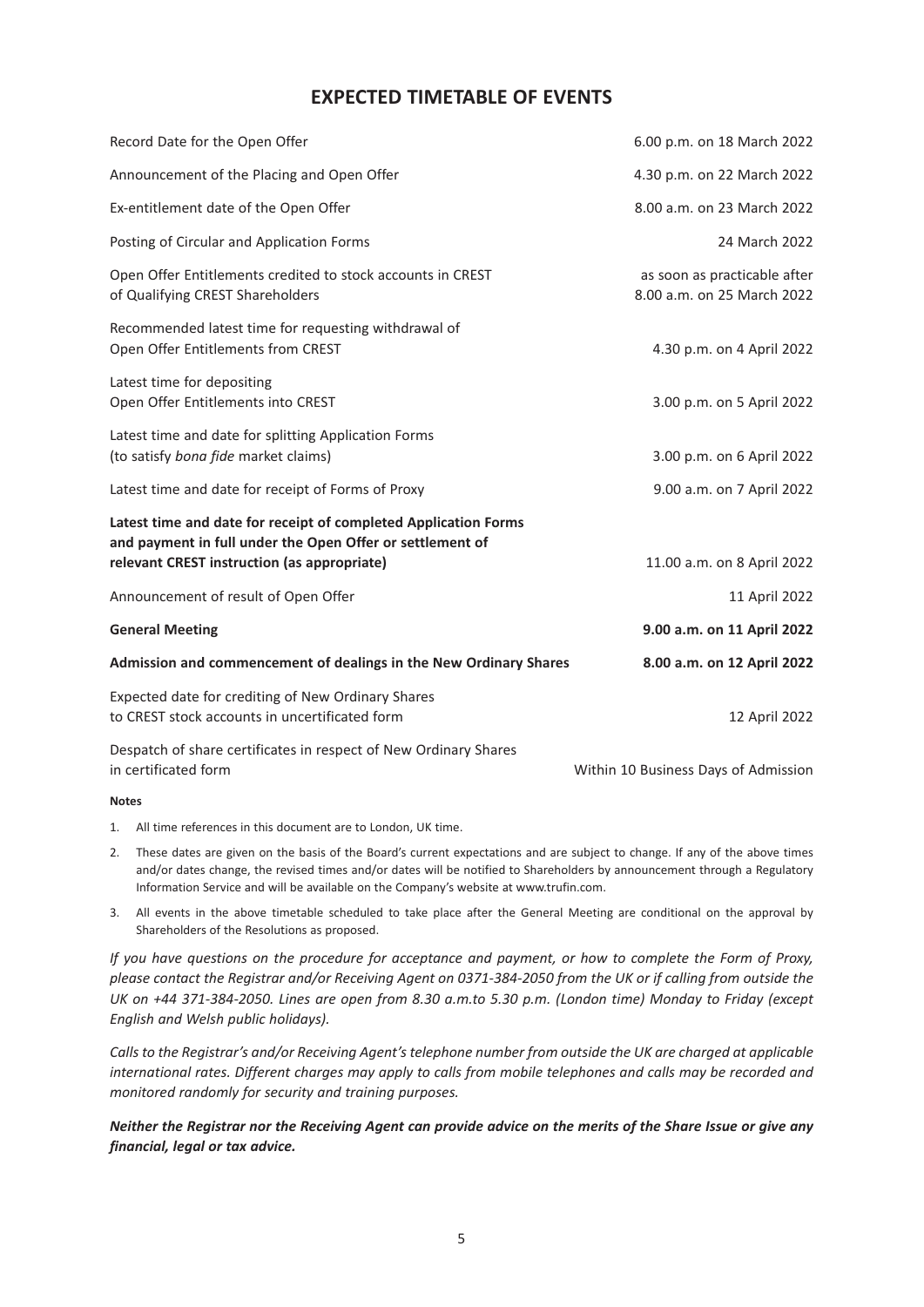# EXPECTED TIMETABLE OF EVENTS

| | |
|---|---|
| Record Date for the Open Offer | 6.00 p.m. on 18 March 2022 |
| Announcement of the Placing and Open Offer | 4.30 p.m. on 22 March 2022 |
| Ex-entitlement date of the Open Offer | 8.00 a.m. on 23 March 2022 |
| Posting of Circular and Application Forms | 24 March 2022 |
| Open Offer Entitlements credited to stock accounts in CREST of Qualifying CREST Shareholders | as soon as practicable after 8.00 a.m. on 25 March 2022 |
| Recommended latest time for requesting withdrawal of Open Offer Entitlements from CREST | 4.30 p.m. on 4 April 2022 |
| Latest time for depositing Open Offer Entitlements into CREST | 3.00 p.m. on 5 April 2022 |
| Latest time and date for splitting Application Forms (to satisfy *bona fide* market claims) | 3.00 p.m. on 6 April 2022 |
| Latest time and date for receipt of Forms of Proxy | 9.00 a.m. on 7 April 2022 |
| **Latest time and date for receipt of completed Application Forms and payment in full under the Open Offer or settlement of relevant CREST instruction (as appropriate)** | 11.00 a.m. on 8 April 2022 |
| Announcement of result of Open Offer | 11 April 2022 |
| **General Meeting** | **9.00 a.m. on 11 April 2022** |
| **Admission and commencement of dealings in the New Ordinary Shares** | **8.00 a.m. on 12 April 2022** |
| Expected date for crediting of New Ordinary Shares to CREST stock accounts in uncertificated form | 12 April 2022 |
| Despatch of share certificates in respect of New Ordinary Shares in certificated form | Within 10 Business Days of Admission |

**Notes**

1. All time references in this document are to London, UK time.
2. These dates are given on the basis of the Board's current expectations and are subject to change. If any of the above times and/or dates change, the revised times and/or dates will be notified to Shareholders by announcement through a Regulatory Information Service and will be available on the Company's website at www.trufin.com.
3. All events in the above timetable scheduled to take place after the General Meeting are conditional on the approval by Shareholders of the Resolutions as proposed.

*If you have questions on the procedure for acceptance and payment, or how to complete the Form of Proxy, please contact the Registrar and/or Receiving Agent on 0371-384-2050 from the UK or if calling from outside the UK on +44 371-384-2050. Lines are open from 8.30 a.m.to 5.30 p.m. (London time) Monday to Friday (except English and Welsh public holidays).*

*Calls to the Registrar's and/or Receiving Agent's telephone number from outside the UK are charged at applicable international rates. Different charges may apply to calls from mobile telephones and calls may be recorded and monitored randomly for security and training purposes.*

***Neither the Registrar nor the Receiving Agent can provide advice on the merits of the Share Issue or give any financial, legal or tax advice.***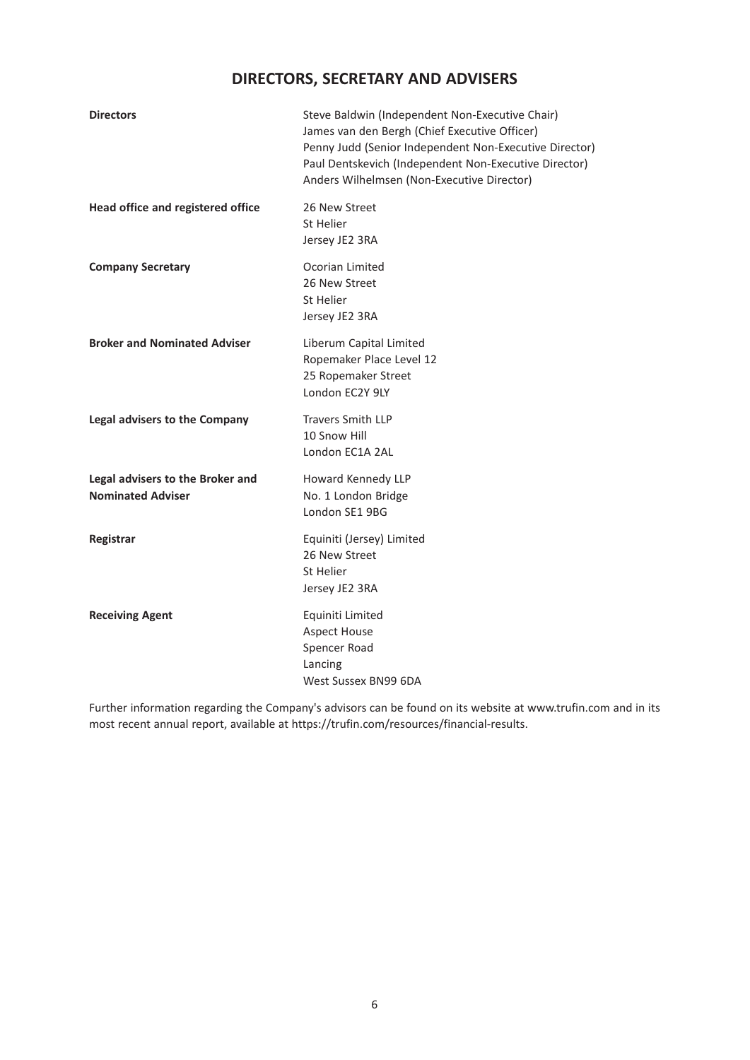# DIRECTORS, SECRETARY AND ADVISERS

| | |
|---|---|
| **Directors** | Steve Baldwin (Independent Non-Executive Chair)<br>James van den Bergh (Chief Executive Officer)<br>Penny Judd (Senior Independent Non-Executive Director)<br>Paul Dentskevich (Independent Non-Executive Director)<br>Anders Wilhelmsen (Non-Executive Director) |
| **Head office and registered office** | 26 New Street<br>St Helier<br>Jersey JE2 3RA |
| **Company Secretary** | Ocorian Limited<br>26 New Street<br>St Helier<br>Jersey JE2 3RA |
| **Broker and Nominated Adviser** | Liberum Capital Limited<br>Ropemaker Place Level 12<br>25 Ropemaker Street<br>London EC2Y 9LY |
| **Legal advisers to the Company** | Travers Smith LLP<br>10 Snow Hill<br>London EC1A 2AL |
| **Legal advisers to the Broker and Nominated Adviser** | Howard Kennedy LLP<br>No. 1 London Bridge<br>London SE1 9BG |
| **Registrar** | Equiniti (Jersey) Limited<br>26 New Street<br>St Helier<br>Jersey JE2 3RA |
| **Receiving Agent** | Equiniti Limited<br>Aspect House<br>Spencer Road<br>Lancing<br>West Sussex BN99 6DA |

Further information regarding the Company's advisors can be found on its website at www.trufin.com and in its most recent annual report, available at https://trufin.com/resources/financial-results.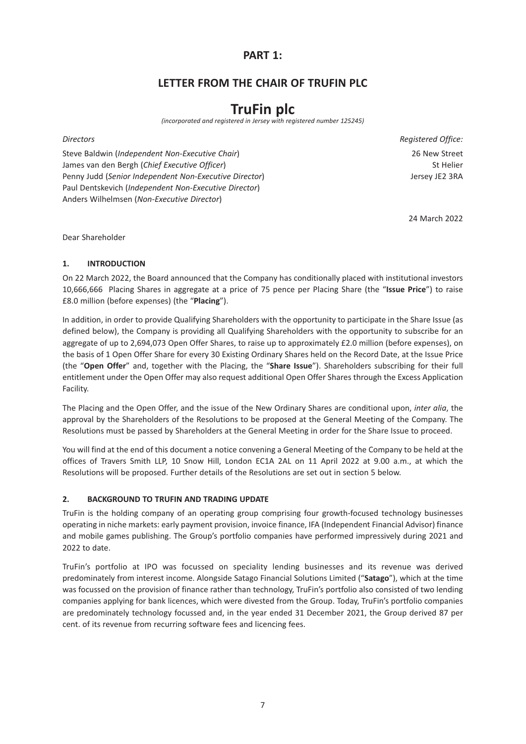# PART 1:

## LETTER FROM THE CHAIR OF TRUFIN PLC

# TruFin plc

*(incorporated and registered in Jersey with registered number 125245)*

*Directors*

Steve Baldwin (*Independent Non-Executive Chair*)
James van den Bergh (*Chief Executive Officer*)
Penny Judd (*Senior Independent Non-Executive Director*)
Paul Dentskevich (*Independent Non-Executive Director*)
Anders Wilhelmsen (*Non-Executive Director*)

*Registered Office:*

26 New Street
St Helier
Jersey JE2 3RA

24 March 2022

Dear Shareholder

### 1. INTRODUCTION

On 22 March 2022, the Board announced that the Company has conditionally placed with institutional investors 10,666,666 Placing Shares in aggregate at a price of 75 pence per Placing Share (the "**Issue Price**") to raise £8.0 million (before expenses) (the "**Placing**").

In addition, in order to provide Qualifying Shareholders with the opportunity to participate in the Share Issue (as defined below), the Company is providing all Qualifying Shareholders with the opportunity to subscribe for an aggregate of up to 2,694,073 Open Offer Shares, to raise up to approximately £2.0 million (before expenses), on the basis of 1 Open Offer Share for every 30 Existing Ordinary Shares held on the Record Date, at the Issue Price (the "**Open Offer**" and, together with the Placing, the "**Share Issue**"). Shareholders subscribing for their full entitlement under the Open Offer may also request additional Open Offer Shares through the Excess Application Facility.

The Placing and the Open Offer, and the issue of the New Ordinary Shares are conditional upon, *inter alia*, the approval by the Shareholders of the Resolutions to be proposed at the General Meeting of the Company. The Resolutions must be passed by Shareholders at the General Meeting in order for the Share Issue to proceed.

You will find at the end of this document a notice convening a General Meeting of the Company to be held at the offices of Travers Smith LLP, 10 Snow Hill, London EC1A 2AL on 11 April 2022 at 9.00 a.m., at which the Resolutions will be proposed. Further details of the Resolutions are set out in section 5 below.

### 2. BACKGROUND TO TRUFIN AND TRADING UPDATE

TruFin is the holding company of an operating group comprising four growth-focused technology businesses operating in niche markets: early payment provision, invoice finance, IFA (Independent Financial Advisor) finance and mobile games publishing. The Group's portfolio companies have performed impressively during 2021 and 2022 to date.

TruFin's portfolio at IPO was focussed on speciality lending businesses and its revenue was derived predominately from interest income. Alongside Satago Financial Solutions Limited ("**Satago**"), which at the time was focussed on the provision of finance rather than technology, TruFin's portfolio also consisted of two lending companies applying for bank licences, which were divested from the Group. Today, TruFin's portfolio companies are predominately technology focussed and, in the year ended 31 December 2021, the Group derived 87 per cent. of its revenue from recurring software fees and licencing fees.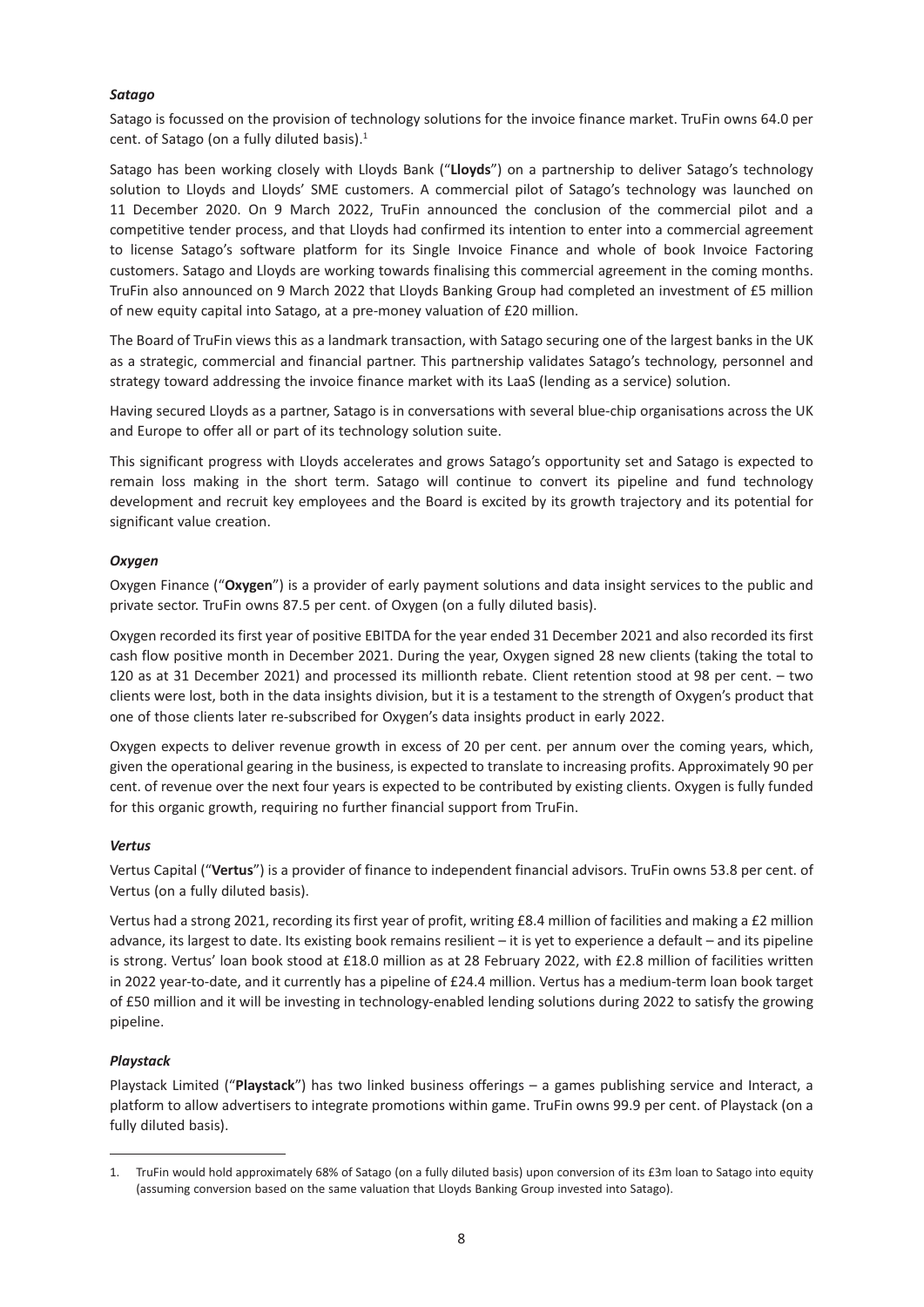### *Satago*

Satago is focussed on the provision of technology solutions for the invoice finance market. TruFin owns 64.0 per cent. of Satago (on a fully diluted basis).[1]

Satago has been working closely with Lloyds Bank ("**Lloyds**") on a partnership to deliver Satago's technology solution to Lloyds and Lloyds' SME customers. A commercial pilot of Satago's technology was launched on 11 December 2020. On 9 March 2022, TruFin announced the conclusion of the commercial pilot and a competitive tender process, and that Lloyds had confirmed its intention to enter into a commercial agreement to license Satago's software platform for its Single Invoice Finance and whole of book Invoice Factoring customers. Satago and Lloyds are working towards finalising this commercial agreement in the coming months. TruFin also announced on 9 March 2022 that Lloyds Banking Group had completed an investment of £5 million of new equity capital into Satago, at a pre-money valuation of £20 million.

The Board of TruFin views this as a landmark transaction, with Satago securing one of the largest banks in the UK as a strategic, commercial and financial partner. This partnership validates Satago's technology, personnel and strategy toward addressing the invoice finance market with its LaaS (lending as a service) solution.

Having secured Lloyds as a partner, Satago is in conversations with several blue-chip organisations across the UK and Europe to offer all or part of its technology solution suite.

This significant progress with Lloyds accelerates and grows Satago's opportunity set and Satago is expected to remain loss making in the short term. Satago will continue to convert its pipeline and fund technology development and recruit key employees and the Board is excited by its growth trajectory and its potential for significant value creation.

### *Oxygen*

Oxygen Finance ("**Oxygen**") is a provider of early payment solutions and data insight services to the public and private sector. TruFin owns 87.5 per cent. of Oxygen (on a fully diluted basis).

Oxygen recorded its first year of positive EBITDA for the year ended 31 December 2021 and also recorded its first cash flow positive month in December 2021. During the year, Oxygen signed 28 new clients (taking the total to 120 as at 31 December 2021) and processed its millionth rebate. Client retention stood at 98 per cent. – two clients were lost, both in the data insights division, but it is a testament to the strength of Oxygen's product that one of those clients later re-subscribed for Oxygen's data insights product in early 2022.

Oxygen expects to deliver revenue growth in excess of 20 per cent. per annum over the coming years, which, given the operational gearing in the business, is expected to translate to increasing profits. Approximately 90 per cent. of revenue over the next four years is expected to be contributed by existing clients. Oxygen is fully funded for this organic growth, requiring no further financial support from TruFin.

### *Vertus*

Vertus Capital ("**Vertus**") is a provider of finance to independent financial advisors. TruFin owns 53.8 per cent. of Vertus (on a fully diluted basis).

Vertus had a strong 2021, recording its first year of profit, writing £8.4 million of facilities and making a £2 million advance, its largest to date. Its existing book remains resilient – it is yet to experience a default – and its pipeline is strong. Vertus' loan book stood at £18.0 million as at 28 February 2022, with £2.8 million of facilities written in 2022 year-to-date, and it currently has a pipeline of £24.4 million. Vertus has a medium-term loan book target of £50 million and it will be investing in technology-enabled lending solutions during 2022 to satisfy the growing pipeline.

### *Playstack*

Playstack Limited ("**Playstack**") has two linked business offerings – a games publishing service and Interact, a platform to allow advertisers to integrate promotions within game. TruFin owns 99.9 per cent. of Playstack (on a fully diluted basis).

---

1. TruFin would hold approximately 68% of Satago (on a fully diluted basis) upon conversion of its £3m loan to Satago into equity (assuming conversion based on the same valuation that Lloyds Banking Group invested into Satago).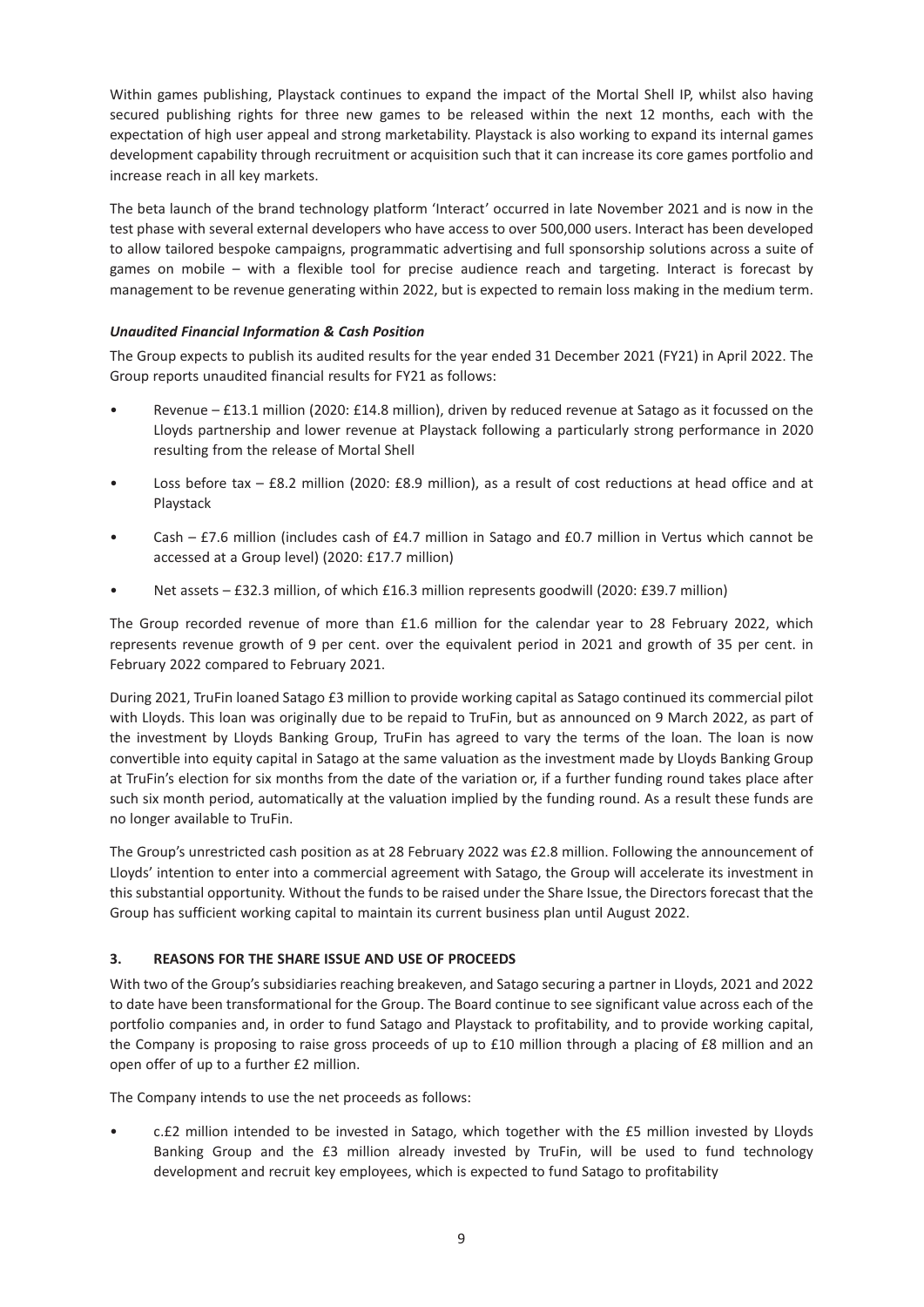Within games publishing, Playstack continues to expand the impact of the Mortal Shell IP, whilst also having secured publishing rights for three new games to be released within the next 12 months, each with the expectation of high user appeal and strong marketability. Playstack is also working to expand its internal games development capability through recruitment or acquisition such that it can increase its core games portfolio and increase reach in all key markets.

The beta launch of the brand technology platform 'Interact' occurred in late November 2021 and is now in the test phase with several external developers who have access to over 500,000 users. Interact has been developed to allow tailored bespoke campaigns, programmatic advertising and full sponsorship solutions across a suite of games on mobile – with a flexible tool for precise audience reach and targeting. Interact is forecast by management to be revenue generating within 2022, but is expected to remain loss making in the medium term.

***Unaudited Financial Information & Cash Position***

The Group expects to publish its audited results for the year ended 31 December 2021 (FY21) in April 2022. The Group reports unaudited financial results for FY21 as follows:

- Revenue – £13.1 million (2020: £14.8 million), driven by reduced revenue at Satago as it focussed on the Lloyds partnership and lower revenue at Playstack following a particularly strong performance in 2020 resulting from the release of Mortal Shell
- Loss before tax – £8.2 million (2020: £8.9 million), as a result of cost reductions at head office and at Playstack
- Cash – £7.6 million (includes cash of £4.7 million in Satago and £0.7 million in Vertus which cannot be accessed at a Group level) (2020: £17.7 million)
- Net assets – £32.3 million, of which £16.3 million represents goodwill (2020: £39.7 million)

The Group recorded revenue of more than £1.6 million for the calendar year to 28 February 2022, which represents revenue growth of 9 per cent. over the equivalent period in 2021 and growth of 35 per cent. in February 2022 compared to February 2021.

During 2021, TruFin loaned Satago £3 million to provide working capital as Satago continued its commercial pilot with Lloyds. This loan was originally due to be repaid to TruFin, but as announced on 9 March 2022, as part of the investment by Lloyds Banking Group, TruFin has agreed to vary the terms of the loan. The loan is now convertible into equity capital in Satago at the same valuation as the investment made by Lloyds Banking Group at TruFin's election for six months from the date of the variation or, if a further funding round takes place after such six month period, automatically at the valuation implied by the funding round. As a result these funds are no longer available to TruFin.

The Group's unrestricted cash position as at 28 February 2022 was £2.8 million. Following the announcement of Lloyds' intention to enter into a commercial agreement with Satago, the Group will accelerate its investment in this substantial opportunity. Without the funds to be raised under the Share Issue, the Directors forecast that the Group has sufficient working capital to maintain its current business plan until August 2022.

## 3. REASONS FOR THE SHARE ISSUE AND USE OF PROCEEDS

With two of the Group's subsidiaries reaching breakeven, and Satago securing a partner in Lloyds, 2021 and 2022 to date have been transformational for the Group. The Board continue to see significant value across each of the portfolio companies and, in order to fund Satago and Playstack to profitability, and to provide working capital, the Company is proposing to raise gross proceeds of up to £10 million through a placing of £8 million and an open offer of up to a further £2 million.

The Company intends to use the net proceeds as follows:

- c.£2 million intended to be invested in Satago, which together with the £5 million invested by Lloyds Banking Group and the £3 million already invested by TruFin, will be used to fund technology development and recruit key employees, which is expected to fund Satago to profitability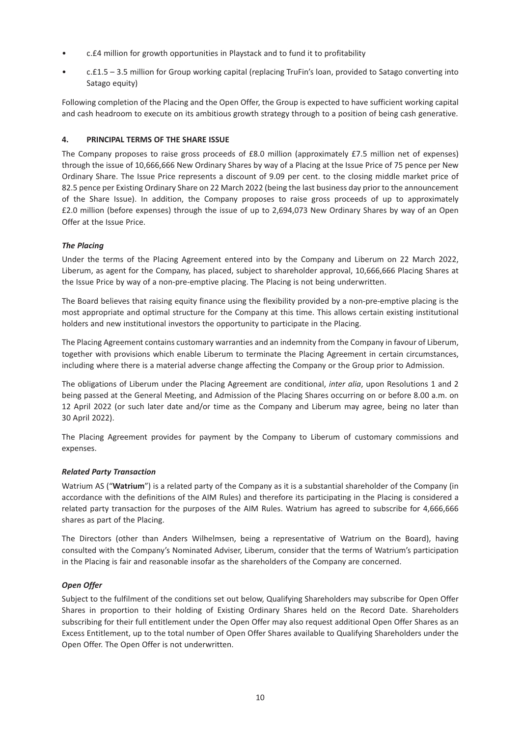- c.£4 million for growth opportunities in Playstack and to fund it to profitability
- c.£1.5 – 3.5 million for Group working capital (replacing TruFin's loan, provided to Satago converting into Satago equity)

Following completion of the Placing and the Open Offer, the Group is expected to have sufficient working capital and cash headroom to execute on its ambitious growth strategy through to a position of being cash generative.

## 4. PRINCIPAL TERMS OF THE SHARE ISSUE

The Company proposes to raise gross proceeds of £8.0 million (approximately £7.5 million net of expenses) through the issue of 10,666,666 New Ordinary Shares by way of a Placing at the Issue Price of 75 pence per New Ordinary Share. The Issue Price represents a discount of 9.09 per cent. to the closing middle market price of 82.5 pence per Existing Ordinary Share on 22 March 2022 (being the last business day prior to the announcement of the Share Issue). In addition, the Company proposes to raise gross proceeds of up to approximately £2.0 million (before expenses) through the issue of up to 2,694,073 New Ordinary Shares by way of an Open Offer at the Issue Price.

### *The Placing*

Under the terms of the Placing Agreement entered into by the Company and Liberum on 22 March 2022, Liberum, as agent for the Company, has placed, subject to shareholder approval, 10,666,666 Placing Shares at the Issue Price by way of a non-pre-emptive placing. The Placing is not being underwritten.

The Board believes that raising equity finance using the flexibility provided by a non-pre-emptive placing is the most appropriate and optimal structure for the Company at this time. This allows certain existing institutional holders and new institutional investors the opportunity to participate in the Placing.

The Placing Agreement contains customary warranties and an indemnity from the Company in favour of Liberum, together with provisions which enable Liberum to terminate the Placing Agreement in certain circumstances, including where there is a material adverse change affecting the Company or the Group prior to Admission.

The obligations of Liberum under the Placing Agreement are conditional, *inter alia*, upon Resolutions 1 and 2 being passed at the General Meeting, and Admission of the Placing Shares occurring on or before 8.00 a.m. on 12 April 2022 (or such later date and/or time as the Company and Liberum may agree, being no later than 30 April 2022).

The Placing Agreement provides for payment by the Company to Liberum of customary commissions and expenses.

### *Related Party Transaction*

Watrium AS ("**Watrium**") is a related party of the Company as it is a substantial shareholder of the Company (in accordance with the definitions of the AIM Rules) and therefore its participating in the Placing is considered a related party transaction for the purposes of the AIM Rules. Watrium has agreed to subscribe for 4,666,666 shares as part of the Placing.

The Directors (other than Anders Wilhelmsen, being a representative of Watrium on the Board), having consulted with the Company's Nominated Adviser, Liberum, consider that the terms of Watrium's participation in the Placing is fair and reasonable insofar as the shareholders of the Company are concerned.

### *Open Offer*

Subject to the fulfilment of the conditions set out below, Qualifying Shareholders may subscribe for Open Offer Shares in proportion to their holding of Existing Ordinary Shares held on the Record Date. Shareholders subscribing for their full entitlement under the Open Offer may also request additional Open Offer Shares as an Excess Entitlement, up to the total number of Open Offer Shares available to Qualifying Shareholders under the Open Offer. The Open Offer is not underwritten.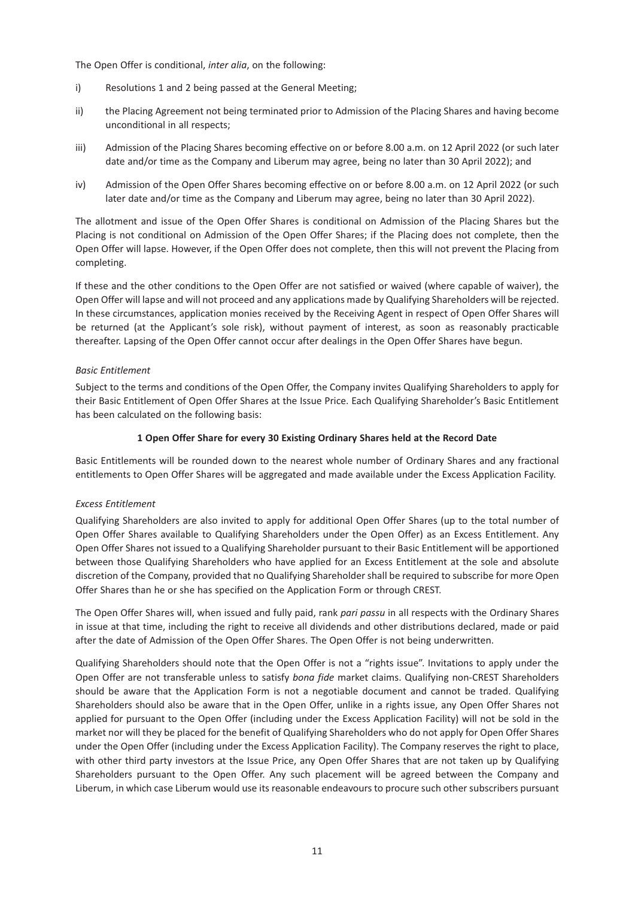The Open Offer is conditional, *inter alia*, on the following:

i) Resolutions 1 and 2 being passed at the General Meeting;

ii) the Placing Agreement not being terminated prior to Admission of the Placing Shares and having become unconditional in all respects;

iii) Admission of the Placing Shares becoming effective on or before 8.00 a.m. on 12 April 2022 (or such later date and/or time as the Company and Liberum may agree, being no later than 30 April 2022); and

iv) Admission of the Open Offer Shares becoming effective on or before 8.00 a.m. on 12 April 2022 (or such later date and/or time as the Company and Liberum may agree, being no later than 30 April 2022).

The allotment and issue of the Open Offer Shares is conditional on Admission of the Placing Shares but the Placing is not conditional on Admission of the Open Offer Shares; if the Placing does not complete, then the Open Offer will lapse. However, if the Open Offer does not complete, then this will not prevent the Placing from completing.

If these and the other conditions to the Open Offer are not satisfied or waived (where capable of waiver), the Open Offer will lapse and will not proceed and any applications made by Qualifying Shareholders will be rejected. In these circumstances, application monies received by the Receiving Agent in respect of Open Offer Shares will be returned (at the Applicant's sole risk), without payment of interest, as soon as reasonably practicable thereafter. Lapsing of the Open Offer cannot occur after dealings in the Open Offer Shares have begun.

*Basic Entitlement*

Subject to the terms and conditions of the Open Offer, the Company invites Qualifying Shareholders to apply for their Basic Entitlement of Open Offer Shares at the Issue Price. Each Qualifying Shareholder's Basic Entitlement has been calculated on the following basis:

**1 Open Offer Share for every 30 Existing Ordinary Shares held at the Record Date**

Basic Entitlements will be rounded down to the nearest whole number of Ordinary Shares and any fractional entitlements to Open Offer Shares will be aggregated and made available under the Excess Application Facility.

*Excess Entitlement*

Qualifying Shareholders are also invited to apply for additional Open Offer Shares (up to the total number of Open Offer Shares available to Qualifying Shareholders under the Open Offer) as an Excess Entitlement. Any Open Offer Shares not issued to a Qualifying Shareholder pursuant to their Basic Entitlement will be apportioned between those Qualifying Shareholders who have applied for an Excess Entitlement at the sole and absolute discretion of the Company, provided that no Qualifying Shareholder shall be required to subscribe for more Open Offer Shares than he or she has specified on the Application Form or through CREST.

The Open Offer Shares will, when issued and fully paid, rank *pari passu* in all respects with the Ordinary Shares in issue at that time, including the right to receive all dividends and other distributions declared, made or paid after the date of Admission of the Open Offer Shares. The Open Offer is not being underwritten.

Qualifying Shareholders should note that the Open Offer is not a "rights issue". Invitations to apply under the Open Offer are not transferable unless to satisfy *bona fide* market claims. Qualifying non-CREST Shareholders should be aware that the Application Form is not a negotiable document and cannot be traded. Qualifying Shareholders should also be aware that in the Open Offer, unlike in a rights issue, any Open Offer Shares not applied for pursuant to the Open Offer (including under the Excess Application Facility) will not be sold in the market nor will they be placed for the benefit of Qualifying Shareholders who do not apply for Open Offer Shares under the Open Offer (including under the Excess Application Facility). The Company reserves the right to place, with other third party investors at the Issue Price, any Open Offer Shares that are not taken up by Qualifying Shareholders pursuant to the Open Offer. Any such placement will be agreed between the Company and Liberum, in which case Liberum would use its reasonable endeavours to procure such other subscribers pursuant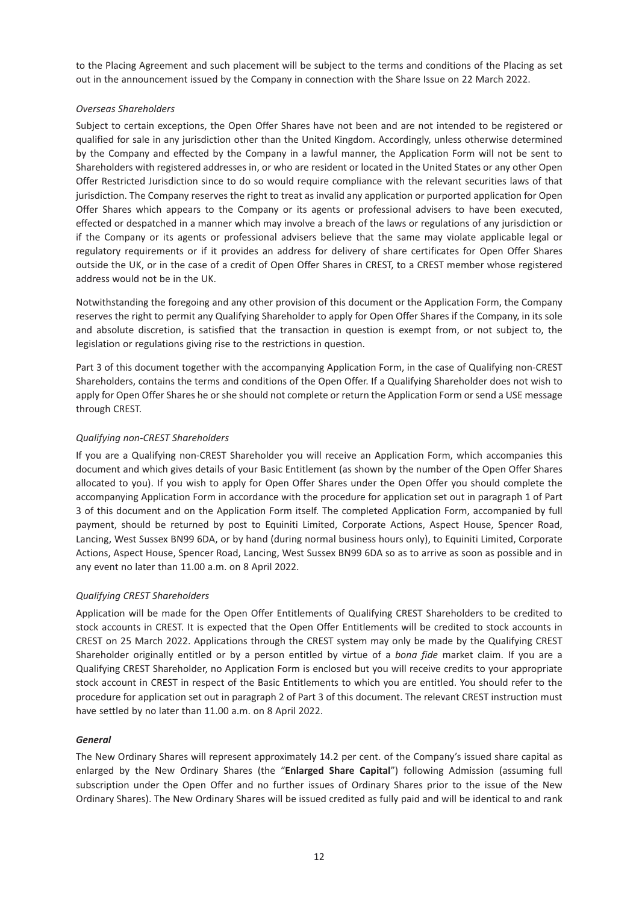to the Placing Agreement and such placement will be subject to the terms and conditions of the Placing as set out in the announcement issued by the Company in connection with the Share Issue on 22 March 2022.

*Overseas Shareholders*

Subject to certain exceptions, the Open Offer Shares have not been and are not intended to be registered or qualified for sale in any jurisdiction other than the United Kingdom. Accordingly, unless otherwise determined by the Company and effected by the Company in a lawful manner, the Application Form will not be sent to Shareholders with registered addresses in, or who are resident or located in the United States or any other Open Offer Restricted Jurisdiction since to do so would require compliance with the relevant securities laws of that jurisdiction. The Company reserves the right to treat as invalid any application or purported application for Open Offer Shares which appears to the Company or its agents or professional advisers to have been executed, effected or despatched in a manner which may involve a breach of the laws or regulations of any jurisdiction or if the Company or its agents or professional advisers believe that the same may violate applicable legal or regulatory requirements or if it provides an address for delivery of share certificates for Open Offer Shares outside the UK, or in the case of a credit of Open Offer Shares in CREST, to a CREST member whose registered address would not be in the UK.

Notwithstanding the foregoing and any other provision of this document or the Application Form, the Company reserves the right to permit any Qualifying Shareholder to apply for Open Offer Shares if the Company, in its sole and absolute discretion, is satisfied that the transaction in question is exempt from, or not subject to, the legislation or regulations giving rise to the restrictions in question.

Part 3 of this document together with the accompanying Application Form, in the case of Qualifying non-CREST Shareholders, contains the terms and conditions of the Open Offer. If a Qualifying Shareholder does not wish to apply for Open Offer Shares he or she should not complete or return the Application Form or send a USE message through CREST.

*Qualifying non-CREST Shareholders*

If you are a Qualifying non-CREST Shareholder you will receive an Application Form, which accompanies this document and which gives details of your Basic Entitlement (as shown by the number of the Open Offer Shares allocated to you). If you wish to apply for Open Offer Shares under the Open Offer you should complete the accompanying Application Form in accordance with the procedure for application set out in paragraph 1 of Part 3 of this document and on the Application Form itself. The completed Application Form, accompanied by full payment, should be returned by post to Equiniti Limited, Corporate Actions, Aspect House, Spencer Road, Lancing, West Sussex BN99 6DA, or by hand (during normal business hours only), to Equiniti Limited, Corporate Actions, Aspect House, Spencer Road, Lancing, West Sussex BN99 6DA so as to arrive as soon as possible and in any event no later than 11.00 a.m. on 8 April 2022.

*Qualifying CREST Shareholders*

Application will be made for the Open Offer Entitlements of Qualifying CREST Shareholders to be credited to stock accounts in CREST. It is expected that the Open Offer Entitlements will be credited to stock accounts in CREST on 25 March 2022. Applications through the CREST system may only be made by the Qualifying CREST Shareholder originally entitled or by a person entitled by virtue of a *bona fide* market claim. If you are a Qualifying CREST Shareholder, no Application Form is enclosed but you will receive credits to your appropriate stock account in CREST in respect of the Basic Entitlements to which you are entitled. You should refer to the procedure for application set out in paragraph 2 of Part 3 of this document. The relevant CREST instruction must have settled by no later than 11.00 a.m. on 8 April 2022.

***General***

The New Ordinary Shares will represent approximately 14.2 per cent. of the Company's issued share capital as enlarged by the New Ordinary Shares (the "**Enlarged Share Capital**") following Admission (assuming full subscription under the Open Offer and no further issues of Ordinary Shares prior to the issue of the New Ordinary Shares). The New Ordinary Shares will be issued credited as fully paid and will be identical to and rank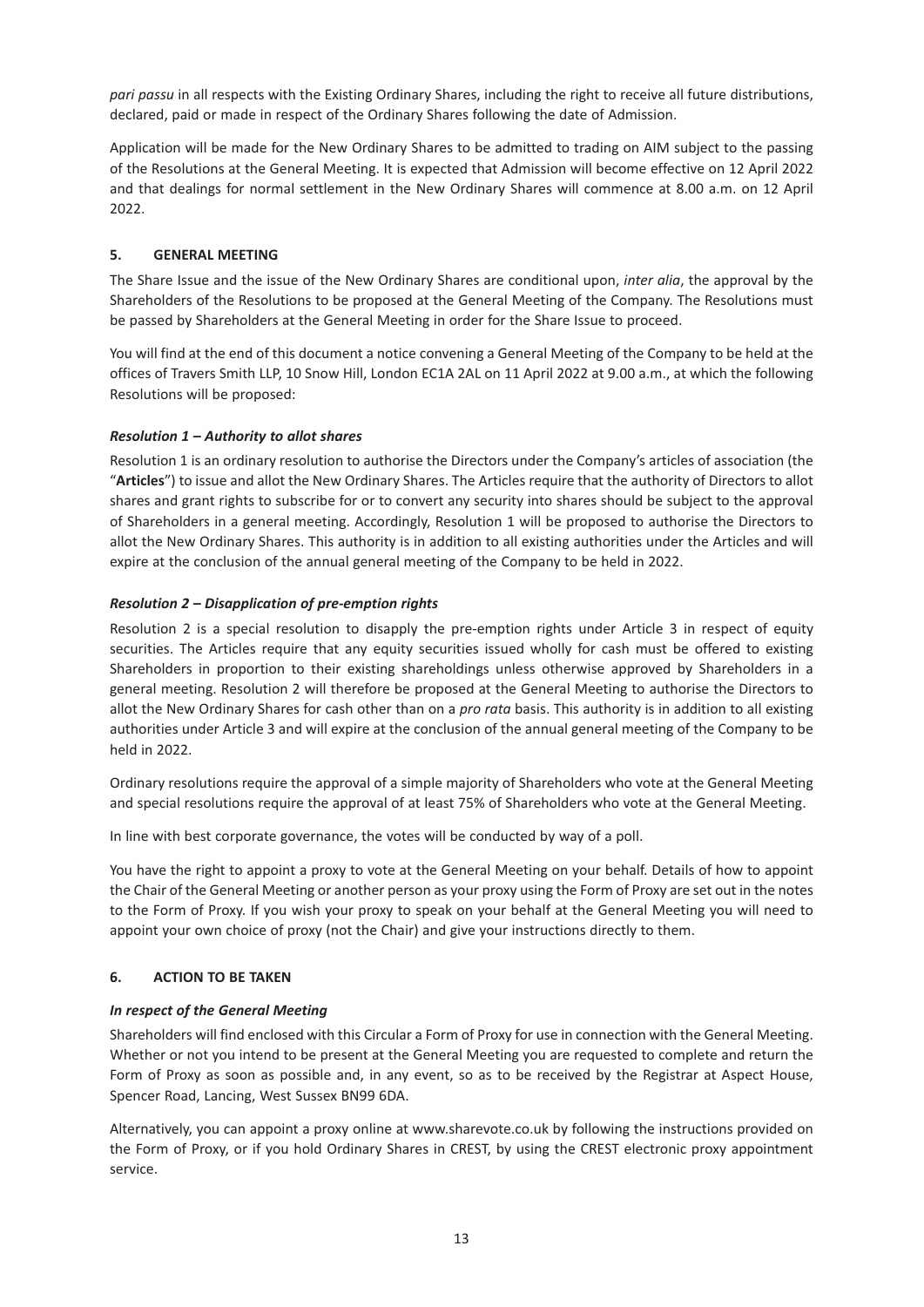*pari passu* in all respects with the Existing Ordinary Shares, including the right to receive all future distributions, declared, paid or made in respect of the Ordinary Shares following the date of Admission.

Application will be made for the New Ordinary Shares to be admitted to trading on AIM subject to the passing of the Resolutions at the General Meeting. It is expected that Admission will become effective on 12 April 2022 and that dealings for normal settlement in the New Ordinary Shares will commence at 8.00 a.m. on 12 April 2022.

## 5. GENERAL MEETING

The Share Issue and the issue of the New Ordinary Shares are conditional upon, *inter alia*, the approval by the Shareholders of the Resolutions to be proposed at the General Meeting of the Company. The Resolutions must be passed by Shareholders at the General Meeting in order for the Share Issue to proceed.

You will find at the end of this document a notice convening a General Meeting of the Company to be held at the offices of Travers Smith LLP, 10 Snow Hill, London EC1A 2AL on 11 April 2022 at 9.00 a.m., at which the following Resolutions will be proposed:

### *Resolution 1 – Authority to allot shares*

Resolution 1 is an ordinary resolution to authorise the Directors under the Company's articles of association (the "**Articles**") to issue and allot the New Ordinary Shares. The Articles require that the authority of Directors to allot shares and grant rights to subscribe for or to convert any security into shares should be subject to the approval of Shareholders in a general meeting. Accordingly, Resolution 1 will be proposed to authorise the Directors to allot the New Ordinary Shares. This authority is in addition to all existing authorities under the Articles and will expire at the conclusion of the annual general meeting of the Company to be held in 2022.

### *Resolution 2 – Disapplication of pre-emption rights*

Resolution 2 is a special resolution to disapply the pre-emption rights under Article 3 in respect of equity securities. The Articles require that any equity securities issued wholly for cash must be offered to existing Shareholders in proportion to their existing shareholdings unless otherwise approved by Shareholders in a general meeting. Resolution 2 will therefore be proposed at the General Meeting to authorise the Directors to allot the New Ordinary Shares for cash other than on a *pro rata* basis. This authority is in addition to all existing authorities under Article 3 and will expire at the conclusion of the annual general meeting of the Company to be held in 2022.

Ordinary resolutions require the approval of a simple majority of Shareholders who vote at the General Meeting and special resolutions require the approval of at least 75% of Shareholders who vote at the General Meeting.

In line with best corporate governance, the votes will be conducted by way of a poll.

You have the right to appoint a proxy to vote at the General Meeting on your behalf. Details of how to appoint the Chair of the General Meeting or another person as your proxy using the Form of Proxy are set out in the notes to the Form of Proxy. If you wish your proxy to speak on your behalf at the General Meeting you will need to appoint your own choice of proxy (not the Chair) and give your instructions directly to them.

## 6. ACTION TO BE TAKEN

### *In respect of the General Meeting*

Shareholders will find enclosed with this Circular a Form of Proxy for use in connection with the General Meeting. Whether or not you intend to be present at the General Meeting you are requested to complete and return the Form of Proxy as soon as possible and, in any event, so as to be received by the Registrar at Aspect House, Spencer Road, Lancing, West Sussex BN99 6DA.

Alternatively, you can appoint a proxy online at www.sharevote.co.uk by following the instructions provided on the Form of Proxy, or if you hold Ordinary Shares in CREST, by using the CREST electronic proxy appointment service.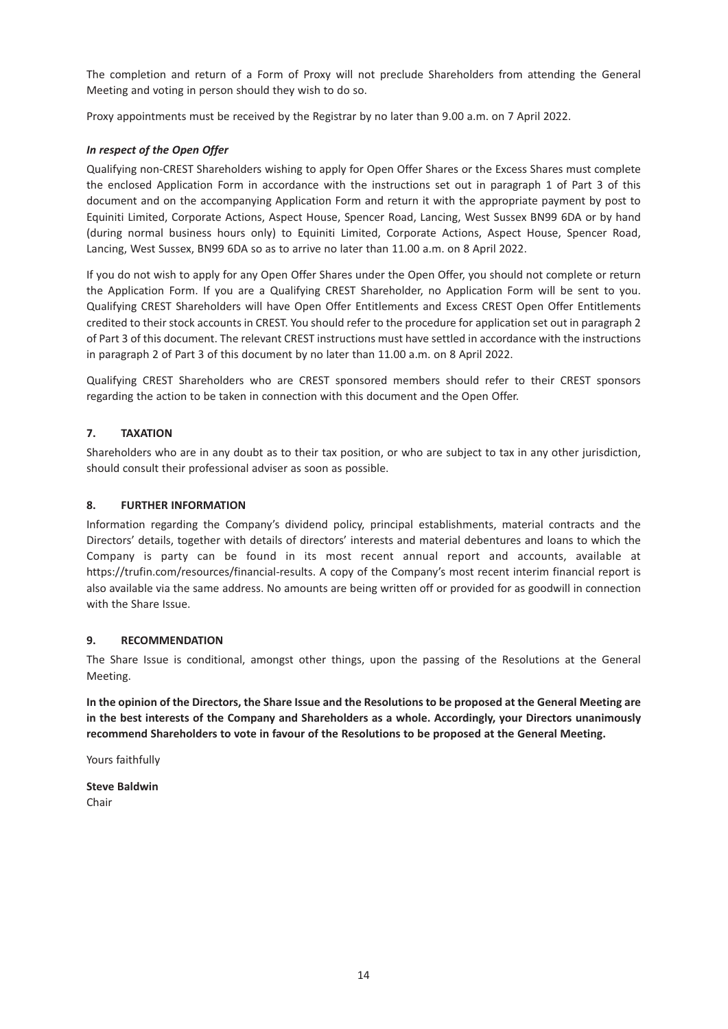The completion and return of a Form of Proxy will not preclude Shareholders from attending the General Meeting and voting in person should they wish to do so.

Proxy appointments must be received by the Registrar by no later than 9.00 a.m. on 7 April 2022.

***In respect of the Open Offer***

Qualifying non-CREST Shareholders wishing to apply for Open Offer Shares or the Excess Shares must complete the enclosed Application Form in accordance with the instructions set out in paragraph 1 of Part 3 of this document and on the accompanying Application Form and return it with the appropriate payment by post to Equiniti Limited, Corporate Actions, Aspect House, Spencer Road, Lancing, West Sussex BN99 6DA or by hand (during normal business hours only) to Equiniti Limited, Corporate Actions, Aspect House, Spencer Road, Lancing, West Sussex, BN99 6DA so as to arrive no later than 11.00 a.m. on 8 April 2022.

If you do not wish to apply for any Open Offer Shares under the Open Offer, you should not complete or return the Application Form. If you are a Qualifying CREST Shareholder, no Application Form will be sent to you. Qualifying CREST Shareholders will have Open Offer Entitlements and Excess CREST Open Offer Entitlements credited to their stock accounts in CREST. You should refer to the procedure for application set out in paragraph 2 of Part 3 of this document. The relevant CREST instructions must have settled in accordance with the instructions in paragraph 2 of Part 3 of this document by no later than 11.00 a.m. on 8 April 2022.

Qualifying CREST Shareholders who are CREST sponsored members should refer to their CREST sponsors regarding the action to be taken in connection with this document and the Open Offer.

## 7. TAXATION

Shareholders who are in any doubt as to their tax position, or who are subject to tax in any other jurisdiction, should consult their professional adviser as soon as possible.

## 8. FURTHER INFORMATION

Information regarding the Company's dividend policy, principal establishments, material contracts and the Directors' details, together with details of directors' interests and material debentures and loans to which the Company is party can be found in its most recent annual report and accounts, available at https://trufin.com/resources/financial-results. A copy of the Company's most recent interim financial report is also available via the same address. No amounts are being written off or provided for as goodwill in connection with the Share Issue.

## 9. RECOMMENDATION

The Share Issue is conditional, amongst other things, upon the passing of the Resolutions at the General Meeting.

**In the opinion of the Directors, the Share Issue and the Resolutions to be proposed at the General Meeting are in the best interests of the Company and Shareholders as a whole. Accordingly, your Directors unanimously recommend Shareholders to vote in favour of the Resolutions to be proposed at the General Meeting.**

Yours faithfully

**Steve Baldwin**
Chair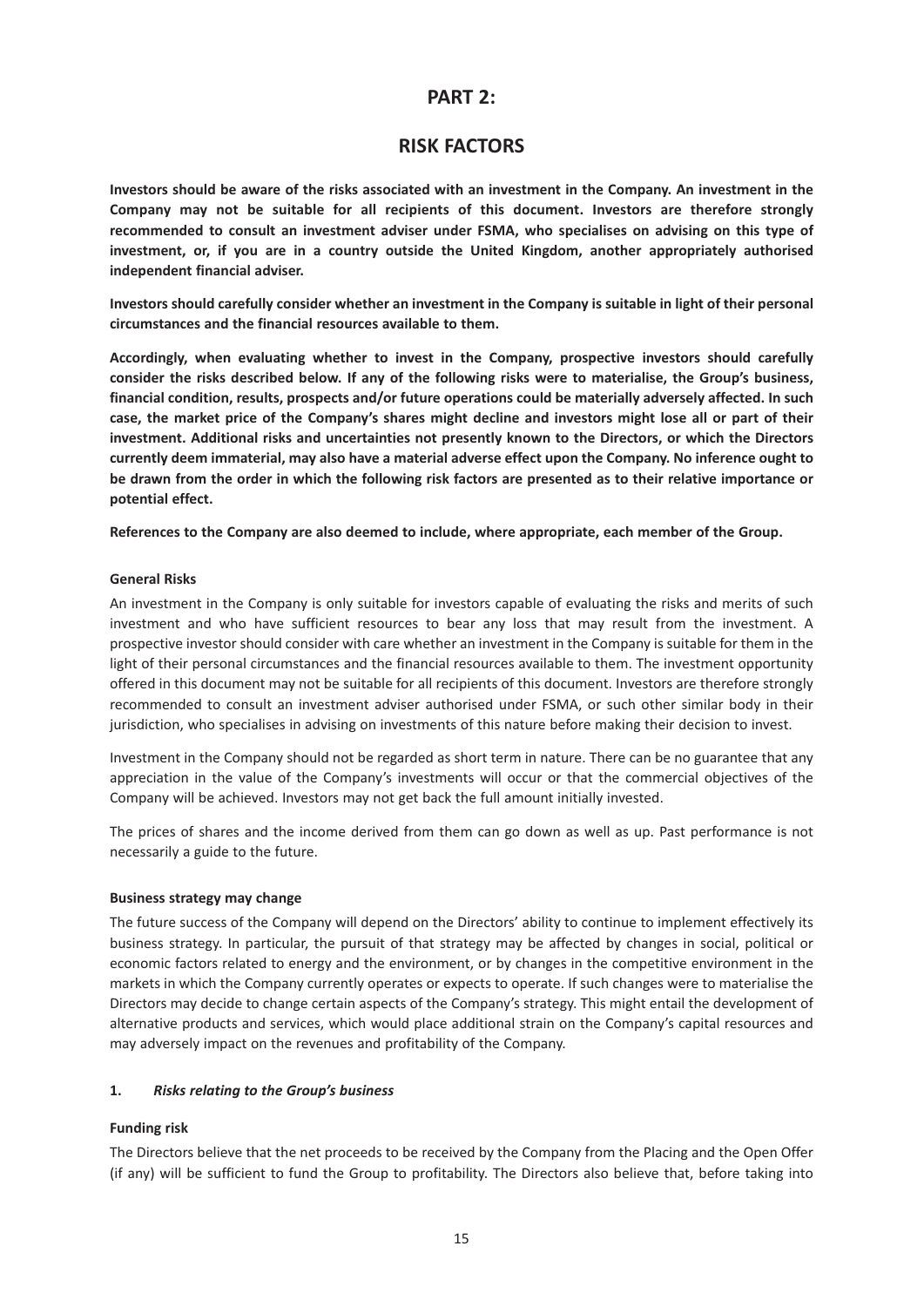# PART 2:

# RISK FACTORS

**Investors should be aware of the risks associated with an investment in the Company. An investment in the Company may not be suitable for all recipients of this document. Investors are therefore strongly recommended to consult an investment adviser under FSMA, who specialises on advising on this type of investment, or, if you are in a country outside the United Kingdom, another appropriately authorised independent financial adviser.**

**Investors should carefully consider whether an investment in the Company is suitable in light of their personal circumstances and the financial resources available to them.**

**Accordingly, when evaluating whether to invest in the Company, prospective investors should carefully consider the risks described below. If any of the following risks were to materialise, the Group's business, financial condition, results, prospects and/or future operations could be materially adversely affected. In such case, the market price of the Company's shares might decline and investors might lose all or part of their investment. Additional risks and uncertainties not presently known to the Directors, or which the Directors currently deem immaterial, may also have a material adverse effect upon the Company. No inference ought to be drawn from the order in which the following risk factors are presented as to their relative importance or potential effect.**

**References to the Company are also deemed to include, where appropriate, each member of the Group.**

**General Risks**

An investment in the Company is only suitable for investors capable of evaluating the risks and merits of such investment and who have sufficient resources to bear any loss that may result from the investment. A prospective investor should consider with care whether an investment in the Company is suitable for them in the light of their personal circumstances and the financial resources available to them. The investment opportunity offered in this document may not be suitable for all recipients of this document. Investors are therefore strongly recommended to consult an investment adviser authorised under FSMA, or such other similar body in their jurisdiction, who specialises in advising on investments of this nature before making their decision to invest.

Investment in the Company should not be regarded as short term in nature. There can be no guarantee that any appreciation in the value of the Company's investments will occur or that the commercial objectives of the Company will be achieved. Investors may not get back the full amount initially invested.

The prices of shares and the income derived from them can go down as well as up. Past performance is not necessarily a guide to the future.

**Business strategy may change**

The future success of the Company will depend on the Directors' ability to continue to implement effectively its business strategy. In particular, the pursuit of that strategy may be affected by changes in social, political or economic factors related to energy and the environment, or by changes in the competitive environment in the markets in which the Company currently operates or expects to operate. If such changes were to materialise the Directors may decide to change certain aspects of the Company's strategy. This might entail the development of alternative products and services, which would place additional strain on the Company's capital resources and may adversely impact on the revenues and profitability of the Company.

**1.** ***Risks relating to the Group's business***

**Funding risk**

The Directors believe that the net proceeds to be received by the Company from the Placing and the Open Offer (if any) will be sufficient to fund the Group to profitability. The Directors also believe that, before taking into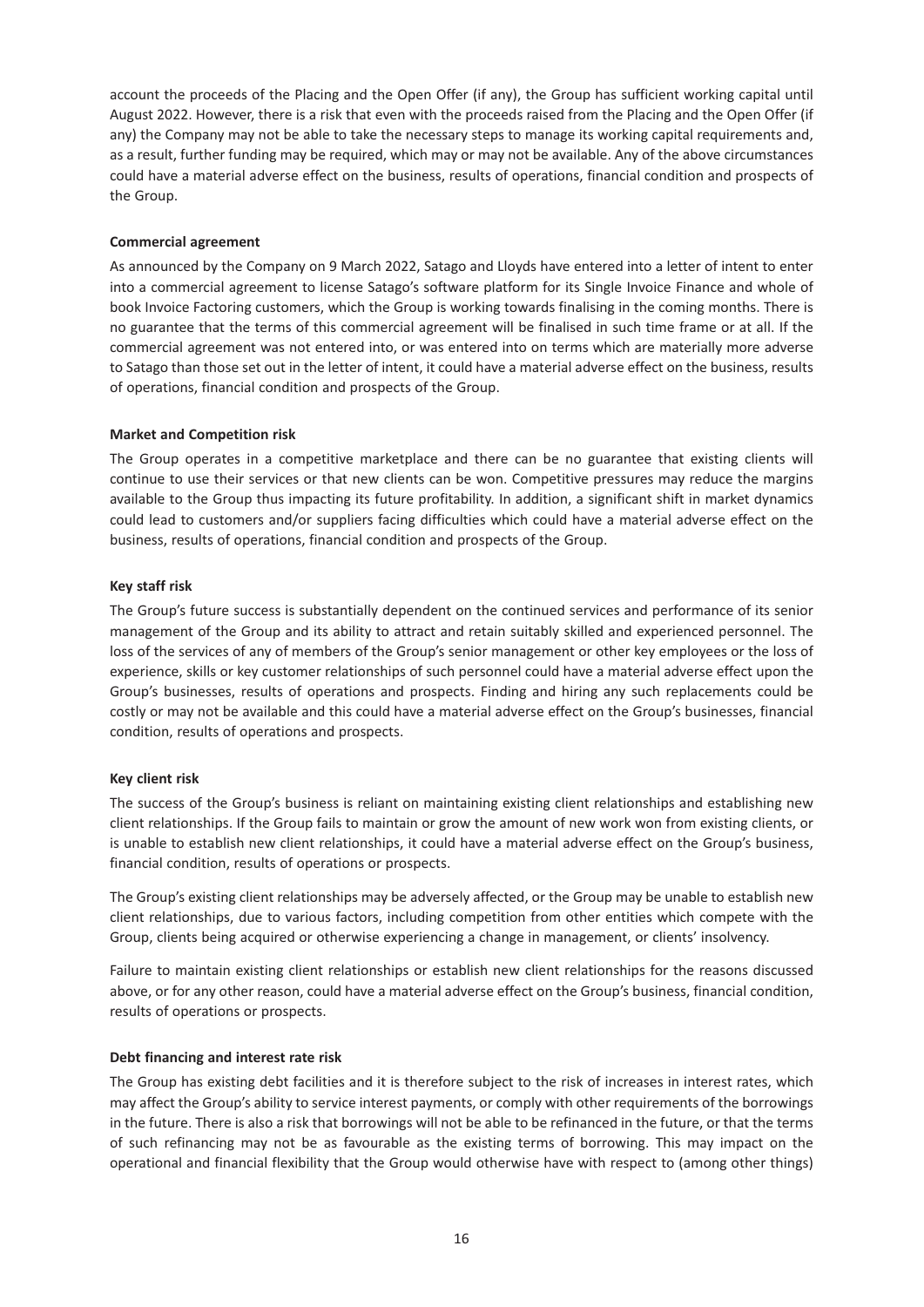account the proceeds of the Placing and the Open Offer (if any), the Group has sufficient working capital until August 2022. However, there is a risk that even with the proceeds raised from the Placing and the Open Offer (if any) the Company may not be able to take the necessary steps to manage its working capital requirements and, as a result, further funding may be required, which may or may not be available. Any of the above circumstances could have a material adverse effect on the business, results of operations, financial condition and prospects of the Group.

**Commercial agreement**

As announced by the Company on 9 March 2022, Satago and Lloyds have entered into a letter of intent to enter into a commercial agreement to license Satago's software platform for its Single Invoice Finance and whole of book Invoice Factoring customers, which the Group is working towards finalising in the coming months. There is no guarantee that the terms of this commercial agreement will be finalised in such time frame or at all. If the commercial agreement was not entered into, or was entered into on terms which are materially more adverse to Satago than those set out in the letter of intent, it could have a material adverse effect on the business, results of operations, financial condition and prospects of the Group.

**Market and Competition risk**

The Group operates in a competitive marketplace and there can be no guarantee that existing clients will continue to use their services or that new clients can be won. Competitive pressures may reduce the margins available to the Group thus impacting its future profitability. In addition, a significant shift in market dynamics could lead to customers and/or suppliers facing difficulties which could have a material adverse effect on the business, results of operations, financial condition and prospects of the Group.

**Key staff risk**

The Group's future success is substantially dependent on the continued services and performance of its senior management of the Group and its ability to attract and retain suitably skilled and experienced personnel. The loss of the services of any of members of the Group's senior management or other key employees or the loss of experience, skills or key customer relationships of such personnel could have a material adverse effect upon the Group's businesses, results of operations and prospects. Finding and hiring any such replacements could be costly or may not be available and this could have a material adverse effect on the Group's businesses, financial condition, results of operations and prospects.

**Key client risk**

The success of the Group's business is reliant on maintaining existing client relationships and establishing new client relationships. If the Group fails to maintain or grow the amount of new work won from existing clients, or is unable to establish new client relationships, it could have a material adverse effect on the Group's business, financial condition, results of operations or prospects.

The Group's existing client relationships may be adversely affected, or the Group may be unable to establish new client relationships, due to various factors, including competition from other entities which compete with the Group, clients being acquired or otherwise experiencing a change in management, or clients' insolvency.

Failure to maintain existing client relationships or establish new client relationships for the reasons discussed above, or for any other reason, could have a material adverse effect on the Group's business, financial condition, results of operations or prospects.

**Debt financing and interest rate risk**

The Group has existing debt facilities and it is therefore subject to the risk of increases in interest rates, which may affect the Group's ability to service interest payments, or comply with other requirements of the borrowings in the future. There is also a risk that borrowings will not be able to be refinanced in the future, or that the terms of such refinancing may not be as favourable as the existing terms of borrowing. This may impact on the operational and financial flexibility that the Group would otherwise have with respect to (among other things)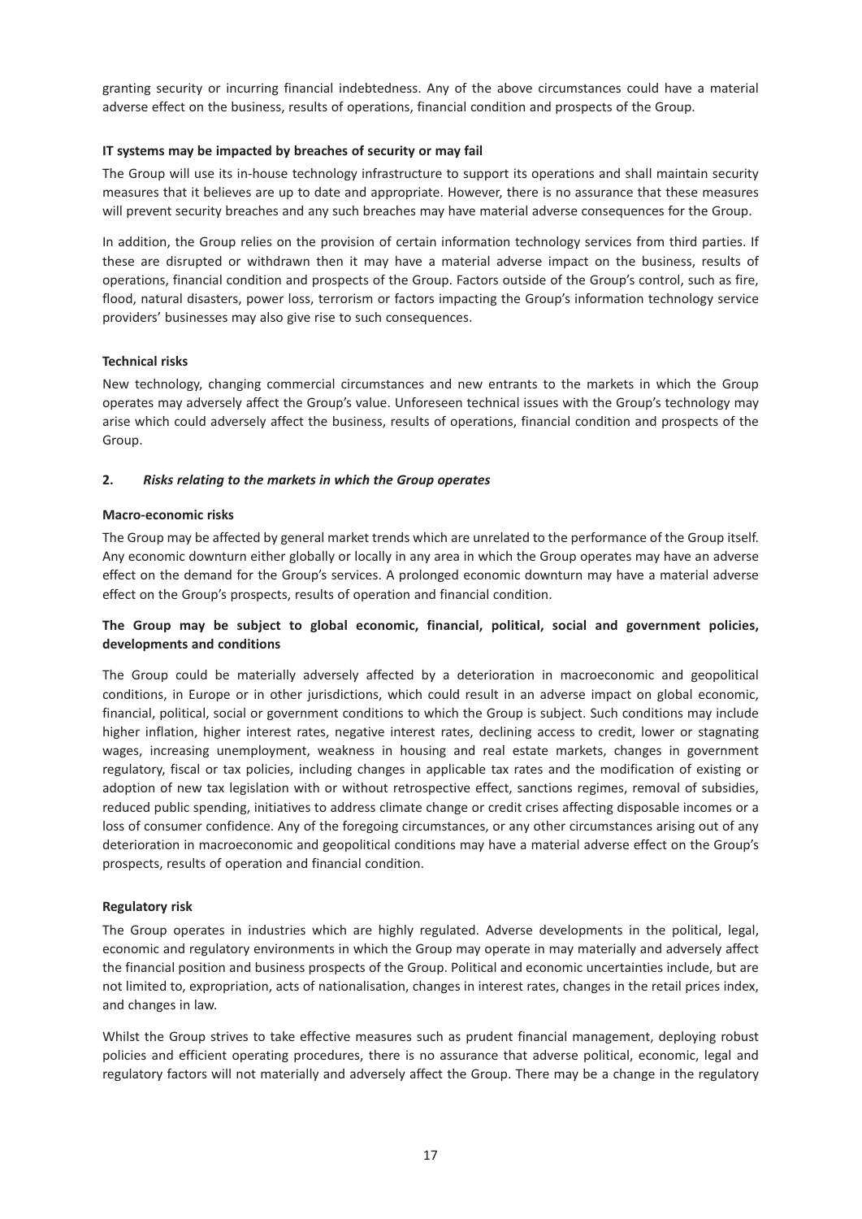granting security or incurring financial indebtedness. Any of the above circumstances could have a material adverse effect on the business, results of operations, financial condition and prospects of the Group.

**IT systems may be impacted by breaches of security or may fail**

The Group will use its in-house technology infrastructure to support its operations and shall maintain security measures that it believes are up to date and appropriate. However, there is no assurance that these measures will prevent security breaches and any such breaches may have material adverse consequences for the Group.

In addition, the Group relies on the provision of certain information technology services from third parties. If these are disrupted or withdrawn then it may have a material adverse impact on the business, results of operations, financial condition and prospects of the Group. Factors outside of the Group's control, such as fire, flood, natural disasters, power loss, terrorism or factors impacting the Group's information technology service providers' businesses may also give rise to such consequences.

**Technical risks**

New technology, changing commercial circumstances and new entrants to the markets in which the Group operates may adversely affect the Group's value. Unforeseen technical issues with the Group's technology may arise which could adversely affect the business, results of operations, financial condition and prospects of the Group.

**2.** ***Risks relating to the markets in which the Group operates***

**Macro-economic risks**

The Group may be affected by general market trends which are unrelated to the performance of the Group itself. Any economic downturn either globally or locally in any area in which the Group operates may have an adverse effect on the demand for the Group's services. A prolonged economic downturn may have a material adverse effect on the Group's prospects, results of operation and financial condition.

**The Group may be subject to global economic, financial, political, social and government policies, developments and conditions**

The Group could be materially adversely affected by a deterioration in macroeconomic and geopolitical conditions, in Europe or in other jurisdictions, which could result in an adverse impact on global economic, financial, political, social or government conditions to which the Group is subject. Such conditions may include higher inflation, higher interest rates, negative interest rates, declining access to credit, lower or stagnating wages, increasing unemployment, weakness in housing and real estate markets, changes in government regulatory, fiscal or tax policies, including changes in applicable tax rates and the modification of existing or adoption of new tax legislation with or without retrospective effect, sanctions regimes, removal of subsidies, reduced public spending, initiatives to address climate change or credit crises affecting disposable incomes or a loss of consumer confidence. Any of the foregoing circumstances, or any other circumstances arising out of any deterioration in macroeconomic and geopolitical conditions may have a material adverse effect on the Group's prospects, results of operation and financial condition.

**Regulatory risk**

The Group operates in industries which are highly regulated. Adverse developments in the political, legal, economic and regulatory environments in which the Group may operate in may materially and adversely affect the financial position and business prospects of the Group. Political and economic uncertainties include, but are not limited to, expropriation, acts of nationalisation, changes in interest rates, changes in the retail prices index, and changes in law.

Whilst the Group strives to take effective measures such as prudent financial management, deploying robust policies and efficient operating procedures, there is no assurance that adverse political, economic, legal and regulatory factors will not materially and adversely affect the Group. There may be a change in the regulatory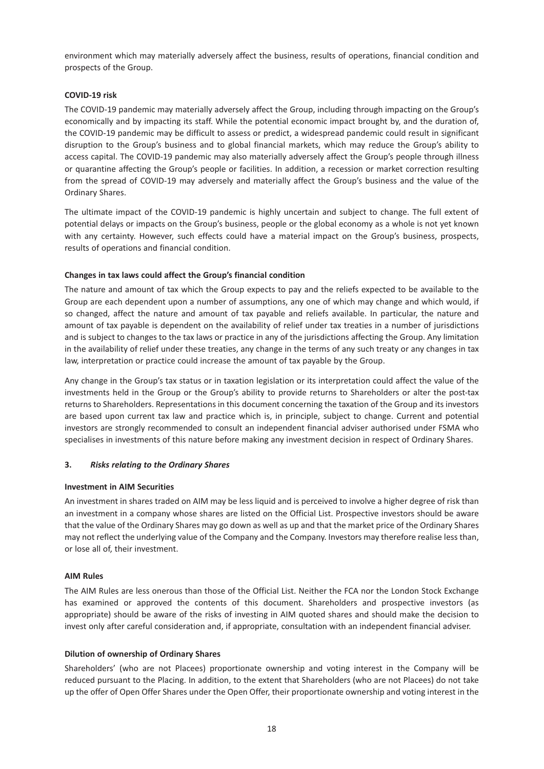environment which may materially adversely affect the business, results of operations, financial condition and prospects of the Group.

**COVID-19 risk**

The COVID-19 pandemic may materially adversely affect the Group, including through impacting on the Group's economically and by impacting its staff. While the potential economic impact brought by, and the duration of, the COVID-19 pandemic may be difficult to assess or predict, a widespread pandemic could result in significant disruption to the Group's business and to global financial markets, which may reduce the Group's ability to access capital. The COVID-19 pandemic may also materially adversely affect the Group's people through illness or quarantine affecting the Group's people or facilities. In addition, a recession or market correction resulting from the spread of COVID-19 may adversely and materially affect the Group's business and the value of the Ordinary Shares.

The ultimate impact of the COVID-19 pandemic is highly uncertain and subject to change. The full extent of potential delays or impacts on the Group's business, people or the global economy as a whole is not yet known with any certainty. However, such effects could have a material impact on the Group's business, prospects, results of operations and financial condition.

**Changes in tax laws could affect the Group's financial condition**

The nature and amount of tax which the Group expects to pay and the reliefs expected to be available to the Group are each dependent upon a number of assumptions, any one of which may change and which would, if so changed, affect the nature and amount of tax payable and reliefs available. In particular, the nature and amount of tax payable is dependent on the availability of relief under tax treaties in a number of jurisdictions and is subject to changes to the tax laws or practice in any of the jurisdictions affecting the Group. Any limitation in the availability of relief under these treaties, any change in the terms of any such treaty or any changes in tax law, interpretation or practice could increase the amount of tax payable by the Group.

Any change in the Group's tax status or in taxation legislation or its interpretation could affect the value of the investments held in the Group or the Group's ability to provide returns to Shareholders or alter the post-tax returns to Shareholders. Representations in this document concerning the taxation of the Group and its investors are based upon current tax law and practice which is, in principle, subject to change. Current and potential investors are strongly recommended to consult an independent financial adviser authorised under FSMA who specialises in investments of this nature before making any investment decision in respect of Ordinary Shares.

### 3. *Risks relating to the Ordinary Shares*

**Investment in AIM Securities**

An investment in shares traded on AIM may be less liquid and is perceived to involve a higher degree of risk than an investment in a company whose shares are listed on the Official List. Prospective investors should be aware that the value of the Ordinary Shares may go down as well as up and that the market price of the Ordinary Shares may not reflect the underlying value of the Company and the Company. Investors may therefore realise less than, or lose all of, their investment.

**AIM Rules**

The AIM Rules are less onerous than those of the Official List. Neither the FCA nor the London Stock Exchange has examined or approved the contents of this document. Shareholders and prospective investors (as appropriate) should be aware of the risks of investing in AIM quoted shares and should make the decision to invest only after careful consideration and, if appropriate, consultation with an independent financial adviser.

**Dilution of ownership of Ordinary Shares**

Shareholders' (who are not Placees) proportionate ownership and voting interest in the Company will be reduced pursuant to the Placing. In addition, to the extent that Shareholders (who are not Placees) do not take up the offer of Open Offer Shares under the Open Offer, their proportionate ownership and voting interest in the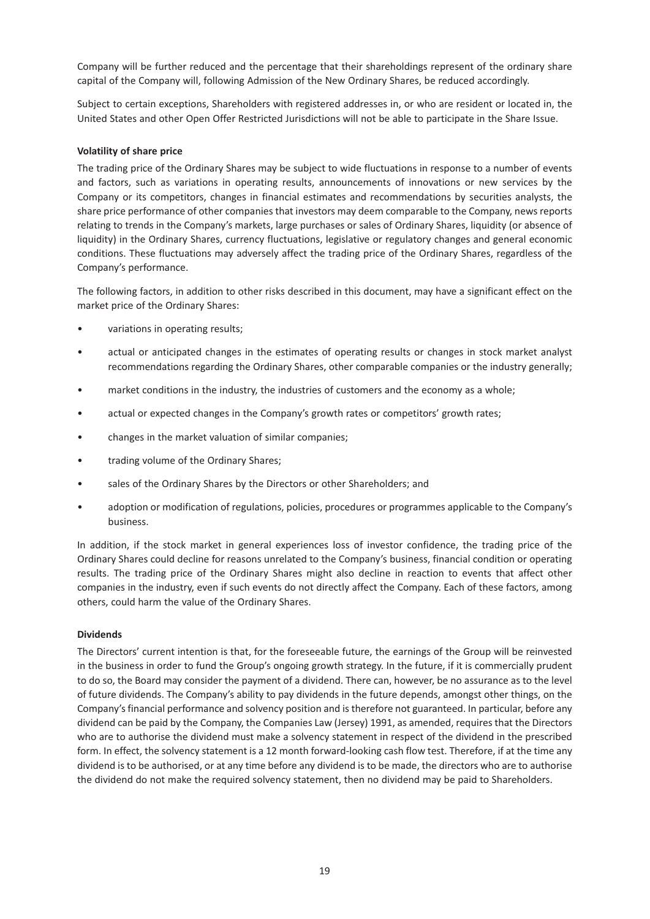Company will be further reduced and the percentage that their shareholdings represent of the ordinary share capital of the Company will, following Admission of the New Ordinary Shares, be reduced accordingly.

Subject to certain exceptions, Shareholders with registered addresses in, or who are resident or located in, the United States and other Open Offer Restricted Jurisdictions will not be able to participate in the Share Issue.

**Volatility of share price**

The trading price of the Ordinary Shares may be subject to wide fluctuations in response to a number of events and factors, such as variations in operating results, announcements of innovations or new services by the Company or its competitors, changes in financial estimates and recommendations by securities analysts, the share price performance of other companies that investors may deem comparable to the Company, news reports relating to trends in the Company's markets, large purchases or sales of Ordinary Shares, liquidity (or absence of liquidity) in the Ordinary Shares, currency fluctuations, legislative or regulatory changes and general economic conditions. These fluctuations may adversely affect the trading price of the Ordinary Shares, regardless of the Company's performance.

The following factors, in addition to other risks described in this document, may have a significant effect on the market price of the Ordinary Shares:

- variations in operating results;
- actual or anticipated changes in the estimates of operating results or changes in stock market analyst recommendations regarding the Ordinary Shares, other comparable companies or the industry generally;
- market conditions in the industry, the industries of customers and the economy as a whole;
- actual or expected changes in the Company's growth rates or competitors' growth rates;
- changes in the market valuation of similar companies;
- trading volume of the Ordinary Shares;
- sales of the Ordinary Shares by the Directors or other Shareholders; and
- adoption or modification of regulations, policies, procedures or programmes applicable to the Company's business.

In addition, if the stock market in general experiences loss of investor confidence, the trading price of the Ordinary Shares could decline for reasons unrelated to the Company's business, financial condition or operating results. The trading price of the Ordinary Shares might also decline in reaction to events that affect other companies in the industry, even if such events do not directly affect the Company. Each of these factors, among others, could harm the value of the Ordinary Shares.

**Dividends**

The Directors' current intention is that, for the foreseeable future, the earnings of the Group will be reinvested in the business in order to fund the Group's ongoing growth strategy. In the future, if it is commercially prudent to do so, the Board may consider the payment of a dividend. There can, however, be no assurance as to the level of future dividends. The Company's ability to pay dividends in the future depends, amongst other things, on the Company's financial performance and solvency position and is therefore not guaranteed. In particular, before any dividend can be paid by the Company, the Companies Law (Jersey) 1991, as amended, requires that the Directors who are to authorise the dividend must make a solvency statement in respect of the dividend in the prescribed form. In effect, the solvency statement is a 12 month forward-looking cash flow test. Therefore, if at the time any dividend is to be authorised, or at any time before any dividend is to be made, the directors who are to authorise the dividend do not make the required solvency statement, then no dividend may be paid to Shareholders.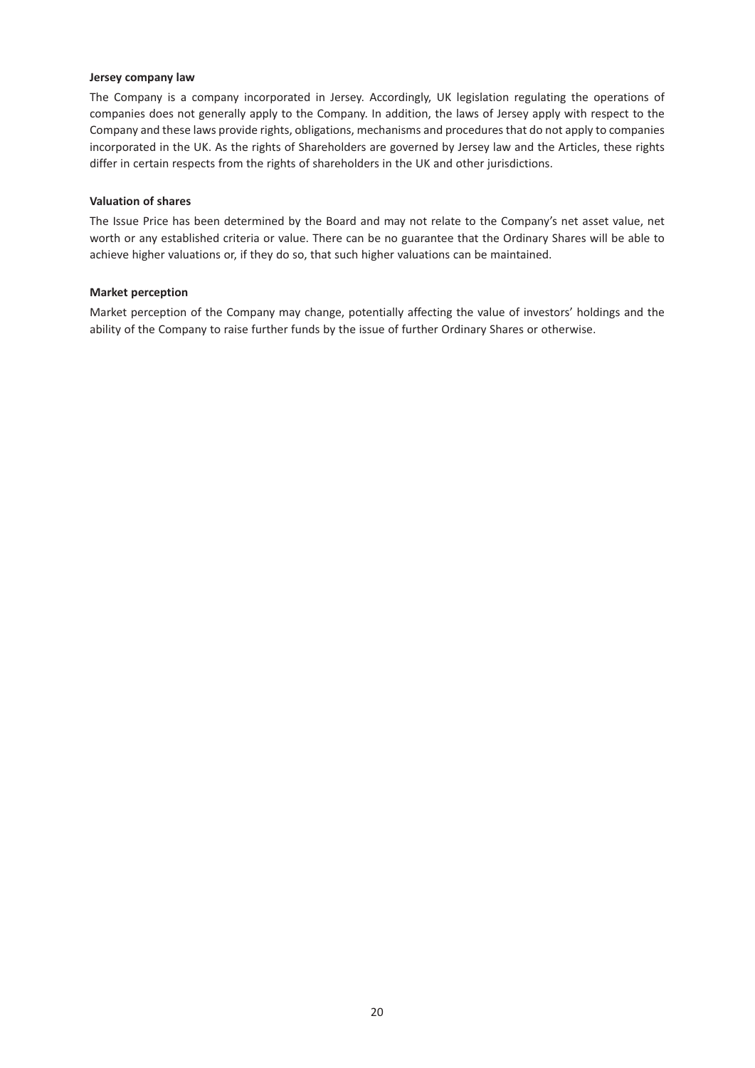**Jersey company law**

The Company is a company incorporated in Jersey. Accordingly, UK legislation regulating the operations of companies does not generally apply to the Company. In addition, the laws of Jersey apply with respect to the Company and these laws provide rights, obligations, mechanisms and procedures that do not apply to companies incorporated in the UK. As the rights of Shareholders are governed by Jersey law and the Articles, these rights differ in certain respects from the rights of shareholders in the UK and other jurisdictions.

**Valuation of shares**

The Issue Price has been determined by the Board and may not relate to the Company's net asset value, net worth or any established criteria or value. There can be no guarantee that the Ordinary Shares will be able to achieve higher valuations or, if they do so, that such higher valuations can be maintained.

**Market perception**

Market perception of the Company may change, potentially affecting the value of investors' holdings and the ability of the Company to raise further funds by the issue of further Ordinary Shares or otherwise.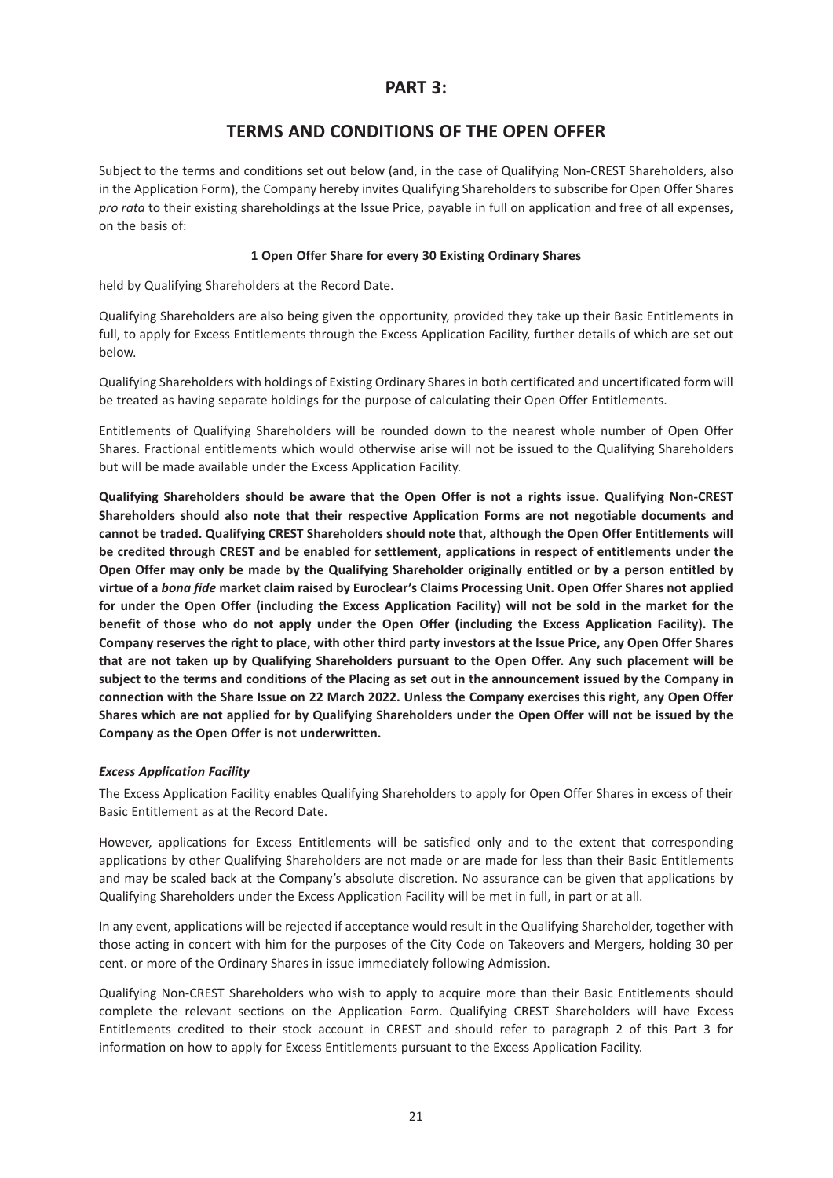# PART 3:

## TERMS AND CONDITIONS OF THE OPEN OFFER

Subject to the terms and conditions set out below (and, in the case of Qualifying Non-CREST Shareholders, also in the Application Form), the Company hereby invites Qualifying Shareholders to subscribe for Open Offer Shares *pro rata* to their existing shareholdings at the Issue Price, payable in full on application and free of all expenses, on the basis of:

**1 Open Offer Share for every 30 Existing Ordinary Shares**

held by Qualifying Shareholders at the Record Date.

Qualifying Shareholders are also being given the opportunity, provided they take up their Basic Entitlements in full, to apply for Excess Entitlements through the Excess Application Facility, further details of which are set out below.

Qualifying Shareholders with holdings of Existing Ordinary Shares in both certificated and uncertificated form will be treated as having separate holdings for the purpose of calculating their Open Offer Entitlements.

Entitlements of Qualifying Shareholders will be rounded down to the nearest whole number of Open Offer Shares. Fractional entitlements which would otherwise arise will not be issued to the Qualifying Shareholders but will be made available under the Excess Application Facility.

**Qualifying Shareholders should be aware that the Open Offer is not a rights issue. Qualifying Non-CREST Shareholders should also note that their respective Application Forms are not negotiable documents and cannot be traded. Qualifying CREST Shareholders should note that, although the Open Offer Entitlements will be credited through CREST and be enabled for settlement, applications in respect of entitlements under the Open Offer may only be made by the Qualifying Shareholder originally entitled or by a person entitled by virtue of a *bona fide* market claim raised by Euroclear's Claims Processing Unit. Open Offer Shares not applied for under the Open Offer (including the Excess Application Facility) will not be sold in the market for the benefit of those who do not apply under the Open Offer (including the Excess Application Facility). The Company reserves the right to place, with other third party investors at the Issue Price, any Open Offer Shares that are not taken up by Qualifying Shareholders pursuant to the Open Offer. Any such placement will be subject to the terms and conditions of the Placing as set out in the announcement issued by the Company in connection with the Share Issue on 22 March 2022. Unless the Company exercises this right, any Open Offer Shares which are not applied for by Qualifying Shareholders under the Open Offer will not be issued by the Company as the Open Offer is not underwritten.**

***Excess Application Facility***

The Excess Application Facility enables Qualifying Shareholders to apply for Open Offer Shares in excess of their Basic Entitlement as at the Record Date.

However, applications for Excess Entitlements will be satisfied only and to the extent that corresponding applications by other Qualifying Shareholders are not made or are made for less than their Basic Entitlements and may be scaled back at the Company's absolute discretion. No assurance can be given that applications by Qualifying Shareholders under the Excess Application Facility will be met in full, in part or at all.

In any event, applications will be rejected if acceptance would result in the Qualifying Shareholder, together with those acting in concert with him for the purposes of the City Code on Takeovers and Mergers, holding 30 per cent. or more of the Ordinary Shares in issue immediately following Admission.

Qualifying Non-CREST Shareholders who wish to apply to acquire more than their Basic Entitlements should complete the relevant sections on the Application Form. Qualifying CREST Shareholders will have Excess Entitlements credited to their stock account in CREST and should refer to paragraph 2 of this Part 3 for information on how to apply for Excess Entitlements pursuant to the Excess Application Facility.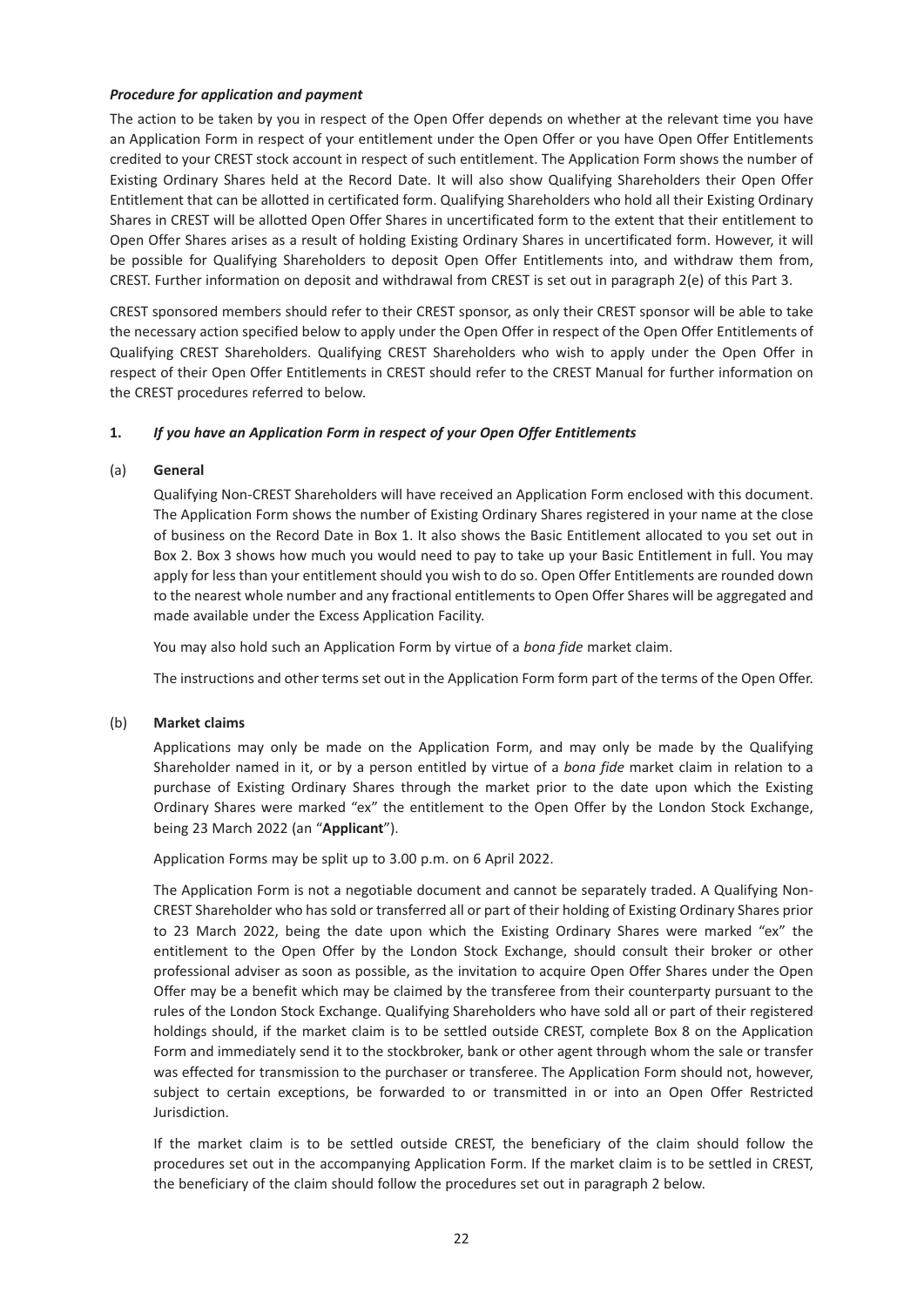***Procedure for application and payment***

The action to be taken by you in respect of the Open Offer depends on whether at the relevant time you have an Application Form in respect of your entitlement under the Open Offer or you have Open Offer Entitlements credited to your CREST stock account in respect of such entitlement. The Application Form shows the number of Existing Ordinary Shares held at the Record Date. It will also show Qualifying Shareholders their Open Offer Entitlement that can be allotted in certificated form. Qualifying Shareholders who hold all their Existing Ordinary Shares in CREST will be allotted Open Offer Shares in uncertificated form to the extent that their entitlement to Open Offer Shares arises as a result of holding Existing Ordinary Shares in uncertificated form. However, it will be possible for Qualifying Shareholders to deposit Open Offer Entitlements into, and withdraw them from, CREST. Further information on deposit and withdrawal from CREST is set out in paragraph 2(e) of this Part 3.

CREST sponsored members should refer to their CREST sponsor, as only their CREST sponsor will be able to take the necessary action specified below to apply under the Open Offer in respect of the Open Offer Entitlements of Qualifying CREST Shareholders. Qualifying CREST Shareholders who wish to apply under the Open Offer in respect of their Open Offer Entitlements in CREST should refer to the CREST Manual for further information on the CREST procedures referred to below.

**1.** ***If you have an Application Form in respect of your Open Offer Entitlements***

(a) **General**

Qualifying Non-CREST Shareholders will have received an Application Form enclosed with this document. The Application Form shows the number of Existing Ordinary Shares registered in your name at the close of business on the Record Date in Box 1. It also shows the Basic Entitlement allocated to you set out in Box 2. Box 3 shows how much you would need to pay to take up your Basic Entitlement in full. You may apply for less than your entitlement should you wish to do so. Open Offer Entitlements are rounded down to the nearest whole number and any fractional entitlements to Open Offer Shares will be aggregated and made available under the Excess Application Facility.

You may also hold such an Application Form by virtue of a *bona fide* market claim.

The instructions and other terms set out in the Application Form form part of the terms of the Open Offer.

(b) **Market claims**

Applications may only be made on the Application Form, and may only be made by the Qualifying Shareholder named in it, or by a person entitled by virtue of a *bona fide* market claim in relation to a purchase of Existing Ordinary Shares through the market prior to the date upon which the Existing Ordinary Shares were marked "ex" the entitlement to the Open Offer by the London Stock Exchange, being 23 March 2022 (an "**Applicant**").

Application Forms may be split up to 3.00 p.m. on 6 April 2022.

The Application Form is not a negotiable document and cannot be separately traded. A Qualifying Non-CREST Shareholder who has sold or transferred all or part of their holding of Existing Ordinary Shares prior to 23 March 2022, being the date upon which the Existing Ordinary Shares were marked "ex" the entitlement to the Open Offer by the London Stock Exchange, should consult their broker or other professional adviser as soon as possible, as the invitation to acquire Open Offer Shares under the Open Offer may be a benefit which may be claimed by the transferee from their counterparty pursuant to the rules of the London Stock Exchange. Qualifying Shareholders who have sold all or part of their registered holdings should, if the market claim is to be settled outside CREST, complete Box 8 on the Application Form and immediately send it to the stockbroker, bank or other agent through whom the sale or transfer was effected for transmission to the purchaser or transferee. The Application Form should not, however, subject to certain exceptions, be forwarded to or transmitted in or into an Open Offer Restricted Jurisdiction.

If the market claim is to be settled outside CREST, the beneficiary of the claim should follow the procedures set out in the accompanying Application Form. If the market claim is to be settled in CREST, the beneficiary of the claim should follow the procedures set out in paragraph 2 below.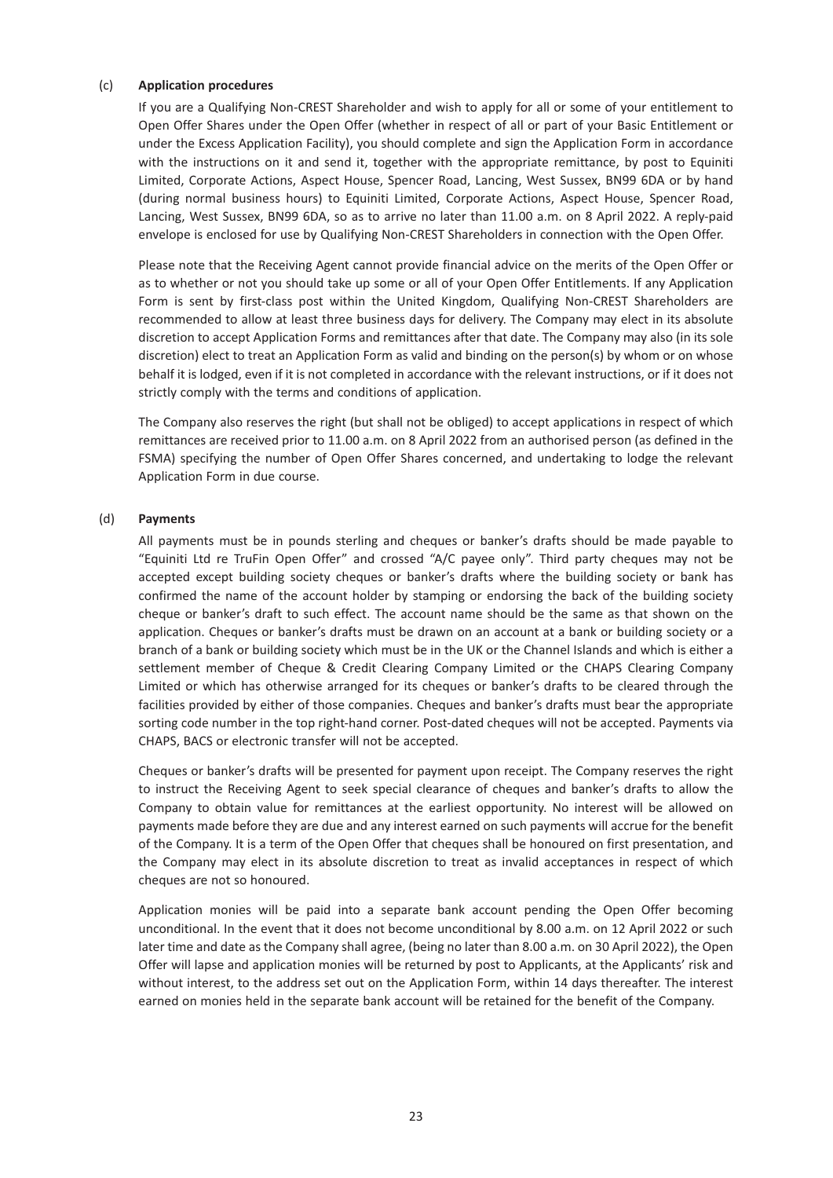(c) **Application procedures**

If you are a Qualifying Non-CREST Shareholder and wish to apply for all or some of your entitlement to Open Offer Shares under the Open Offer (whether in respect of all or part of your Basic Entitlement or under the Excess Application Facility), you should complete and sign the Application Form in accordance with the instructions on it and send it, together with the appropriate remittance, by post to Equiniti Limited, Corporate Actions, Aspect House, Spencer Road, Lancing, West Sussex, BN99 6DA or by hand (during normal business hours) to Equiniti Limited, Corporate Actions, Aspect House, Spencer Road, Lancing, West Sussex, BN99 6DA, so as to arrive no later than 11.00 a.m. on 8 April 2022. A reply-paid envelope is enclosed for use by Qualifying Non-CREST Shareholders in connection with the Open Offer.

Please note that the Receiving Agent cannot provide financial advice on the merits of the Open Offer or as to whether or not you should take up some or all of your Open Offer Entitlements. If any Application Form is sent by first-class post within the United Kingdom, Qualifying Non-CREST Shareholders are recommended to allow at least three business days for delivery. The Company may elect in its absolute discretion to accept Application Forms and remittances after that date. The Company may also (in its sole discretion) elect to treat an Application Form as valid and binding on the person(s) by whom or on whose behalf it is lodged, even if it is not completed in accordance with the relevant instructions, or if it does not strictly comply with the terms and conditions of application.

The Company also reserves the right (but shall not be obliged) to accept applications in respect of which remittances are received prior to 11.00 a.m. on 8 April 2022 from an authorised person (as defined in the FSMA) specifying the number of Open Offer Shares concerned, and undertaking to lodge the relevant Application Form in due course.

(d) **Payments**

All payments must be in pounds sterling and cheques or banker's drafts should be made payable to "Equiniti Ltd re TruFin Open Offer" and crossed "A/C payee only". Third party cheques may not be accepted except building society cheques or banker's drafts where the building society or bank has confirmed the name of the account holder by stamping or endorsing the back of the building society cheque or banker's draft to such effect. The account name should be the same as that shown on the application. Cheques or banker's drafts must be drawn on an account at a bank or building society or a branch of a bank or building society which must be in the UK or the Channel Islands and which is either a settlement member of Cheque & Credit Clearing Company Limited or the CHAPS Clearing Company Limited or which has otherwise arranged for its cheques or banker's drafts to be cleared through the facilities provided by either of those companies. Cheques and banker's drafts must bear the appropriate sorting code number in the top right-hand corner. Post-dated cheques will not be accepted. Payments via CHAPS, BACS or electronic transfer will not be accepted.

Cheques or banker's drafts will be presented for payment upon receipt. The Company reserves the right to instruct the Receiving Agent to seek special clearance of cheques and banker's drafts to allow the Company to obtain value for remittances at the earliest opportunity. No interest will be allowed on payments made before they are due and any interest earned on such payments will accrue for the benefit of the Company. It is a term of the Open Offer that cheques shall be honoured on first presentation, and the Company may elect in its absolute discretion to treat as invalid acceptances in respect of which cheques are not so honoured.

Application monies will be paid into a separate bank account pending the Open Offer becoming unconditional. In the event that it does not become unconditional by 8.00 a.m. on 12 April 2022 or such later time and date as the Company shall agree, (being no later than 8.00 a.m. on 30 April 2022), the Open Offer will lapse and application monies will be returned by post to Applicants, at the Applicants' risk and without interest, to the address set out on the Application Form, within 14 days thereafter. The interest earned on monies held in the separate bank account will be retained for the benefit of the Company.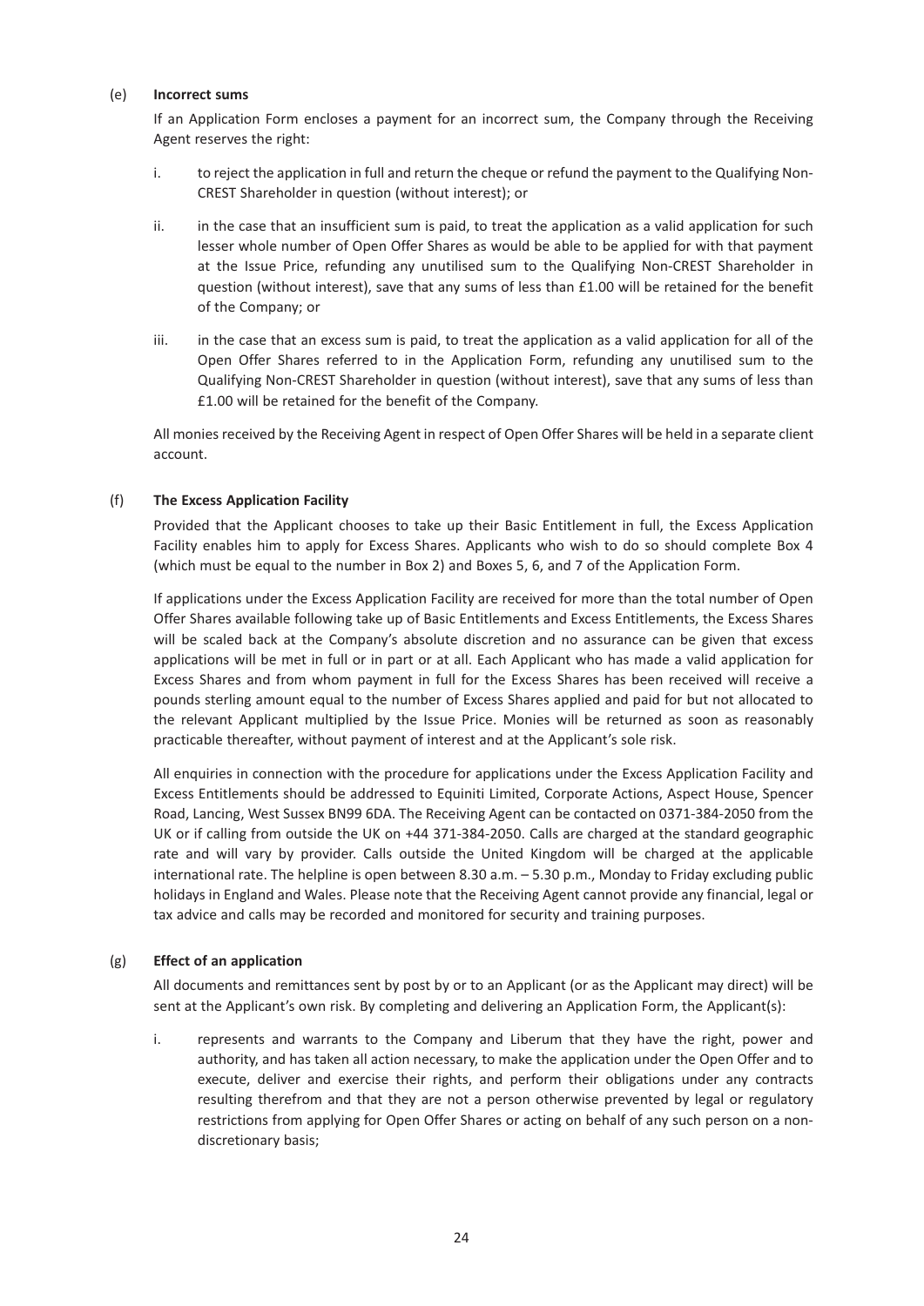(e) **Incorrect sums**

If an Application Form encloses a payment for an incorrect sum, the Company through the Receiving Agent reserves the right:

i. to reject the application in full and return the cheque or refund the payment to the Qualifying Non-CREST Shareholder in question (without interest); or

ii. in the case that an insufficient sum is paid, to treat the application as a valid application for such lesser whole number of Open Offer Shares as would be able to be applied for with that payment at the Issue Price, refunding any unutilised sum to the Qualifying Non-CREST Shareholder in question (without interest), save that any sums of less than £1.00 will be retained for the benefit of the Company; or

iii. in the case that an excess sum is paid, to treat the application as a valid application for all of the Open Offer Shares referred to in the Application Form, refunding any unutilised sum to the Qualifying Non-CREST Shareholder in question (without interest), save that any sums of less than £1.00 will be retained for the benefit of the Company.

All monies received by the Receiving Agent in respect of Open Offer Shares will be held in a separate client account.

(f) **The Excess Application Facility**

Provided that the Applicant chooses to take up their Basic Entitlement in full, the Excess Application Facility enables him to apply for Excess Shares. Applicants who wish to do so should complete Box 4 (which must be equal to the number in Box 2) and Boxes 5, 6, and 7 of the Application Form.

If applications under the Excess Application Facility are received for more than the total number of Open Offer Shares available following take up of Basic Entitlements and Excess Entitlements, the Excess Shares will be scaled back at the Company's absolute discretion and no assurance can be given that excess applications will be met in full or in part or at all. Each Applicant who has made a valid application for Excess Shares and from whom payment in full for the Excess Shares has been received will receive a pounds sterling amount equal to the number of Excess Shares applied and paid for but not allocated to the relevant Applicant multiplied by the Issue Price. Monies will be returned as soon as reasonably practicable thereafter, without payment of interest and at the Applicant's sole risk.

All enquiries in connection with the procedure for applications under the Excess Application Facility and Excess Entitlements should be addressed to Equiniti Limited, Corporate Actions, Aspect House, Spencer Road, Lancing, West Sussex BN99 6DA. The Receiving Agent can be contacted on 0371-384-2050 from the UK or if calling from outside the UK on +44 371-384-2050. Calls are charged at the standard geographic rate and will vary by provider. Calls outside the United Kingdom will be charged at the applicable international rate. The helpline is open between 8.30 a.m. – 5.30 p.m., Monday to Friday excluding public holidays in England and Wales. Please note that the Receiving Agent cannot provide any financial, legal or tax advice and calls may be recorded and monitored for security and training purposes.

(g) **Effect of an application**

All documents and remittances sent by post by or to an Applicant (or as the Applicant may direct) will be sent at the Applicant's own risk. By completing and delivering an Application Form, the Applicant(s):

i. represents and warrants to the Company and Liberum that they have the right, power and authority, and has taken all action necessary, to make the application under the Open Offer and to execute, deliver and exercise their rights, and perform their obligations under any contracts resulting therefrom and that they are not a person otherwise prevented by legal or regulatory restrictions from applying for Open Offer Shares or acting on behalf of any such person on a non-discretionary basis;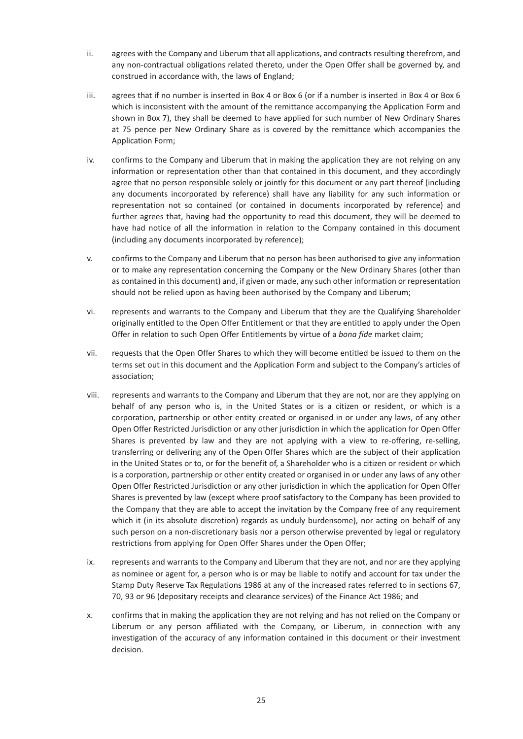ii. agrees with the Company and Liberum that all applications, and contracts resulting therefrom, and any non-contractual obligations related thereto, under the Open Offer shall be governed by, and construed in accordance with, the laws of England;

iii. agrees that if no number is inserted in Box 4 or Box 6 (or if a number is inserted in Box 4 or Box 6 which is inconsistent with the amount of the remittance accompanying the Application Form and shown in Box 7), they shall be deemed to have applied for such number of New Ordinary Shares at 75 pence per New Ordinary Share as is covered by the remittance which accompanies the Application Form;

iv. confirms to the Company and Liberum that in making the application they are not relying on any information or representation other than that contained in this document, and they accordingly agree that no person responsible solely or jointly for this document or any part thereof (including any documents incorporated by reference) shall have any liability for any such information or representation not so contained (or contained in documents incorporated by reference) and further agrees that, having had the opportunity to read this document, they will be deemed to have had notice of all the information in relation to the Company contained in this document (including any documents incorporated by reference);

v. confirms to the Company and Liberum that no person has been authorised to give any information or to make any representation concerning the Company or the New Ordinary Shares (other than as contained in this document) and, if given or made, any such other information or representation should not be relied upon as having been authorised by the Company and Liberum;

vi. represents and warrants to the Company and Liberum that they are the Qualifying Shareholder originally entitled to the Open Offer Entitlement or that they are entitled to apply under the Open Offer in relation to such Open Offer Entitlements by virtue of a *bona fide* market claim;

vii. requests that the Open Offer Shares to which they will become entitled be issued to them on the terms set out in this document and the Application Form and subject to the Company's articles of association;

viii. represents and warrants to the Company and Liberum that they are not, nor are they applying on behalf of any person who is, in the United States or is a citizen or resident, or which is a corporation, partnership or other entity created or organised in or under any laws, of any other Open Offer Restricted Jurisdiction or any other jurisdiction in which the application for Open Offer Shares is prevented by law and they are not applying with a view to re-offering, re-selling, transferring or delivering any of the Open Offer Shares which are the subject of their application in the United States or to, or for the benefit of, a Shareholder who is a citizen or resident or which is a corporation, partnership or other entity created or organised in or under any laws of any other Open Offer Restricted Jurisdiction or any other jurisdiction in which the application for Open Offer Shares is prevented by law (except where proof satisfactory to the Company has been provided to the Company that they are able to accept the invitation by the Company free of any requirement which it (in its absolute discretion) regards as unduly burdensome), nor acting on behalf of any such person on a non-discretionary basis nor a person otherwise prevented by legal or regulatory restrictions from applying for Open Offer Shares under the Open Offer;

ix. represents and warrants to the Company and Liberum that they are not, and nor are they applying as nominee or agent for, a person who is or may be liable to notify and account for tax under the Stamp Duty Reserve Tax Regulations 1986 at any of the increased rates referred to in sections 67, 70, 93 or 96 (depositary receipts and clearance services) of the Finance Act 1986; and

x. confirms that in making the application they are not relying and has not relied on the Company or Liberum or any person affiliated with the Company, or Liberum, in connection with any investigation of the accuracy of any information contained in this document or their investment decision.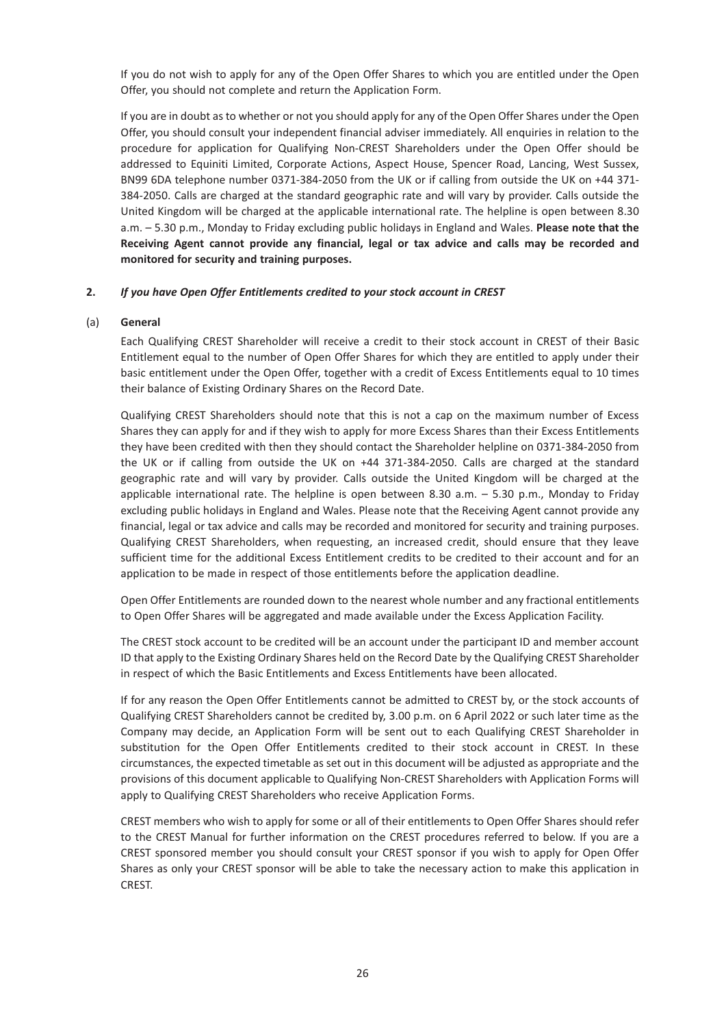If you do not wish to apply for any of the Open Offer Shares to which you are entitled under the Open Offer, you should not complete and return the Application Form.

If you are in doubt as to whether or not you should apply for any of the Open Offer Shares under the Open Offer, you should consult your independent financial adviser immediately. All enquiries in relation to the procedure for application for Qualifying Non-CREST Shareholders under the Open Offer should be addressed to Equiniti Limited, Corporate Actions, Aspect House, Spencer Road, Lancing, West Sussex, BN99 6DA telephone number 0371-384-2050 from the UK or if calling from outside the UK on +44 371-384-2050. Calls are charged at the standard geographic rate and will vary by provider. Calls outside the United Kingdom will be charged at the applicable international rate. The helpline is open between 8.30 a.m. – 5.30 p.m., Monday to Friday excluding public holidays in England and Wales. **Please note that the Receiving Agent cannot provide any financial, legal or tax advice and calls may be recorded and monitored for security and training purposes.**

**2.** ***If you have Open Offer Entitlements credited to your stock account in CREST***

(a) **General**

Each Qualifying CREST Shareholder will receive a credit to their stock account in CREST of their Basic Entitlement equal to the number of Open Offer Shares for which they are entitled to apply under their basic entitlement under the Open Offer, together with a credit of Excess Entitlements equal to 10 times their balance of Existing Ordinary Shares on the Record Date.

Qualifying CREST Shareholders should note that this is not a cap on the maximum number of Excess Shares they can apply for and if they wish to apply for more Excess Shares than their Excess Entitlements they have been credited with then they should contact the Shareholder helpline on 0371-384-2050 from the UK or if calling from outside the UK on +44 371-384-2050. Calls are charged at the standard geographic rate and will vary by provider. Calls outside the United Kingdom will be charged at the applicable international rate. The helpline is open between 8.30 a.m. – 5.30 p.m., Monday to Friday excluding public holidays in England and Wales. Please note that the Receiving Agent cannot provide any financial, legal or tax advice and calls may be recorded and monitored for security and training purposes. Qualifying CREST Shareholders, when requesting, an increased credit, should ensure that they leave sufficient time for the additional Excess Entitlement credits to be credited to their account and for an application to be made in respect of those entitlements before the application deadline.

Open Offer Entitlements are rounded down to the nearest whole number and any fractional entitlements to Open Offer Shares will be aggregated and made available under the Excess Application Facility.

The CREST stock account to be credited will be an account under the participant ID and member account ID that apply to the Existing Ordinary Shares held on the Record Date by the Qualifying CREST Shareholder in respect of which the Basic Entitlements and Excess Entitlements have been allocated.

If for any reason the Open Offer Entitlements cannot be admitted to CREST by, or the stock accounts of Qualifying CREST Shareholders cannot be credited by, 3.00 p.m. on 6 April 2022 or such later time as the Company may decide, an Application Form will be sent out to each Qualifying CREST Shareholder in substitution for the Open Offer Entitlements credited to their stock account in CREST. In these circumstances, the expected timetable as set out in this document will be adjusted as appropriate and the provisions of this document applicable to Qualifying Non-CREST Shareholders with Application Forms will apply to Qualifying CREST Shareholders who receive Application Forms.

CREST members who wish to apply for some or all of their entitlements to Open Offer Shares should refer to the CREST Manual for further information on the CREST procedures referred to below. If you are a CREST sponsored member you should consult your CREST sponsor if you wish to apply for Open Offer Shares as only your CREST sponsor will be able to take the necessary action to make this application in CREST.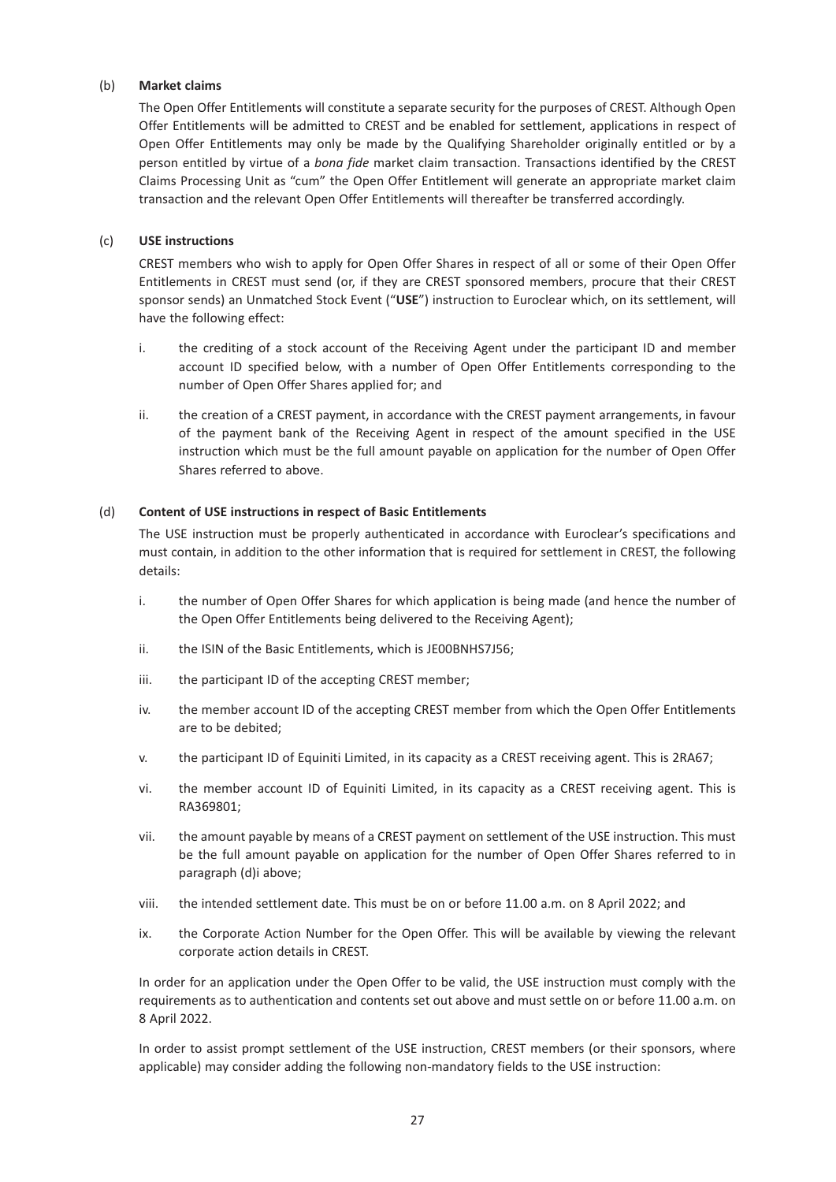(b) **Market claims**

The Open Offer Entitlements will constitute a separate security for the purposes of CREST. Although Open Offer Entitlements will be admitted to CREST and be enabled for settlement, applications in respect of Open Offer Entitlements may only be made by the Qualifying Shareholder originally entitled or by a person entitled by virtue of a *bona fide* market claim transaction. Transactions identified by the CREST Claims Processing Unit as "cum" the Open Offer Entitlement will generate an appropriate market claim transaction and the relevant Open Offer Entitlements will thereafter be transferred accordingly.

(c) **USE instructions**

CREST members who wish to apply for Open Offer Shares in respect of all or some of their Open Offer Entitlements in CREST must send (or, if they are CREST sponsored members, procure that their CREST sponsor sends) an Unmatched Stock Event ("**USE**") instruction to Euroclear which, on its settlement, will have the following effect:

i. the crediting of a stock account of the Receiving Agent under the participant ID and member account ID specified below, with a number of Open Offer Entitlements corresponding to the number of Open Offer Shares applied for; and

ii. the creation of a CREST payment, in accordance with the CREST payment arrangements, in favour of the payment bank of the Receiving Agent in respect of the amount specified in the USE instruction which must be the full amount payable on application for the number of Open Offer Shares referred to above.

(d) **Content of USE instructions in respect of Basic Entitlements**

The USE instruction must be properly authenticated in accordance with Euroclear's specifications and must contain, in addition to the other information that is required for settlement in CREST, the following details:

i. the number of Open Offer Shares for which application is being made (and hence the number of the Open Offer Entitlements being delivered to the Receiving Agent);

ii. the ISIN of the Basic Entitlements, which is JE00BNHS7J56;

iii. the participant ID of the accepting CREST member;

iv. the member account ID of the accepting CREST member from which the Open Offer Entitlements are to be debited;

v. the participant ID of Equiniti Limited, in its capacity as a CREST receiving agent. This is 2RA67;

vi. the member account ID of Equiniti Limited, in its capacity as a CREST receiving agent. This is RA369801;

vii. the amount payable by means of a CREST payment on settlement of the USE instruction. This must be the full amount payable on application for the number of Open Offer Shares referred to in paragraph (d)i above;

viii. the intended settlement date. This must be on or before 11.00 a.m. on 8 April 2022; and

ix. the Corporate Action Number for the Open Offer. This will be available by viewing the relevant corporate action details in CREST.

In order for an application under the Open Offer to be valid, the USE instruction must comply with the requirements as to authentication and contents set out above and must settle on or before 11.00 a.m. on 8 April 2022.

In order to assist prompt settlement of the USE instruction, CREST members (or their sponsors, where applicable) may consider adding the following non-mandatory fields to the USE instruction: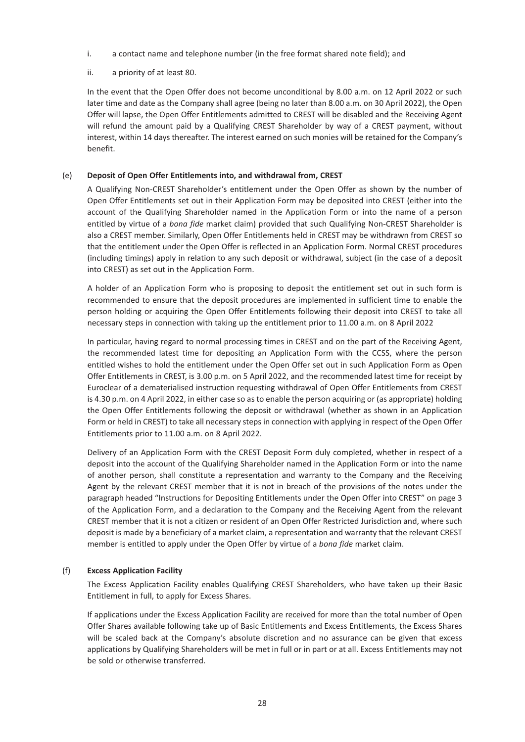i. a contact name and telephone number (in the free format shared note field); and

ii. a priority of at least 80.

In the event that the Open Offer does not become unconditional by 8.00 a.m. on 12 April 2022 or such later time and date as the Company shall agree (being no later than 8.00 a.m. on 30 April 2022), the Open Offer will lapse, the Open Offer Entitlements admitted to CREST will be disabled and the Receiving Agent will refund the amount paid by a Qualifying CREST Shareholder by way of a CREST payment, without interest, within 14 days thereafter. The interest earned on such monies will be retained for the Company's benefit.

(e) **Deposit of Open Offer Entitlements into, and withdrawal from, CREST**

A Qualifying Non-CREST Shareholder's entitlement under the Open Offer as shown by the number of Open Offer Entitlements set out in their Application Form may be deposited into CREST (either into the account of the Qualifying Shareholder named in the Application Form or into the name of a person entitled by virtue of a *bona fide* market claim) provided that such Qualifying Non-CREST Shareholder is also a CREST member. Similarly, Open Offer Entitlements held in CREST may be withdrawn from CREST so that the entitlement under the Open Offer is reflected in an Application Form. Normal CREST procedures (including timings) apply in relation to any such deposit or withdrawal, subject (in the case of a deposit into CREST) as set out in the Application Form.

A holder of an Application Form who is proposing to deposit the entitlement set out in such form is recommended to ensure that the deposit procedures are implemented in sufficient time to enable the person holding or acquiring the Open Offer Entitlements following their deposit into CREST to take all necessary steps in connection with taking up the entitlement prior to 11.00 a.m. on 8 April 2022

In particular, having regard to normal processing times in CREST and on the part of the Receiving Agent, the recommended latest time for depositing an Application Form with the CCSS, where the person entitled wishes to hold the entitlement under the Open Offer set out in such Application Form as Open Offer Entitlements in CREST, is 3.00 p.m. on 5 April 2022, and the recommended latest time for receipt by Euroclear of a dematerialised instruction requesting withdrawal of Open Offer Entitlements from CREST is 4.30 p.m. on 4 April 2022, in either case so as to enable the person acquiring or (as appropriate) holding the Open Offer Entitlements following the deposit or withdrawal (whether as shown in an Application Form or held in CREST) to take all necessary steps in connection with applying in respect of the Open Offer Entitlements prior to 11.00 a.m. on 8 April 2022.

Delivery of an Application Form with the CREST Deposit Form duly completed, whether in respect of a deposit into the account of the Qualifying Shareholder named in the Application Form or into the name of another person, shall constitute a representation and warranty to the Company and the Receiving Agent by the relevant CREST member that it is not in breach of the provisions of the notes under the paragraph headed "Instructions for Depositing Entitlements under the Open Offer into CREST" on page 3 of the Application Form, and a declaration to the Company and the Receiving Agent from the relevant CREST member that it is not a citizen or resident of an Open Offer Restricted Jurisdiction and, where such deposit is made by a beneficiary of a market claim, a representation and warranty that the relevant CREST member is entitled to apply under the Open Offer by virtue of a *bona fide* market claim.

(f) **Excess Application Facility**

The Excess Application Facility enables Qualifying CREST Shareholders, who have taken up their Basic Entitlement in full, to apply for Excess Shares.

If applications under the Excess Application Facility are received for more than the total number of Open Offer Shares available following take up of Basic Entitlements and Excess Entitlements, the Excess Shares will be scaled back at the Company's absolute discretion and no assurance can be given that excess applications by Qualifying Shareholders will be met in full or in part or at all. Excess Entitlements may not be sold or otherwise transferred.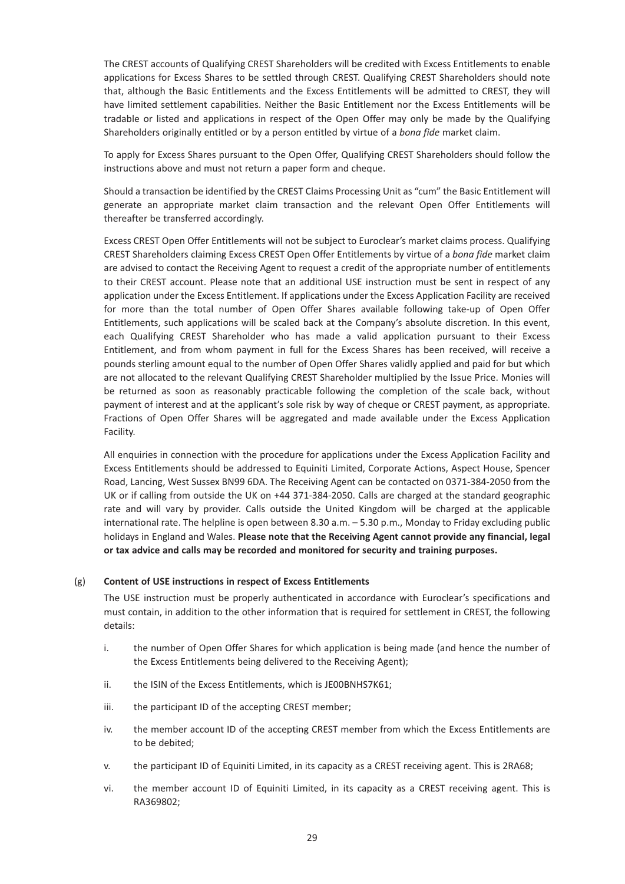The CREST accounts of Qualifying CREST Shareholders will be credited with Excess Entitlements to enable applications for Excess Shares to be settled through CREST. Qualifying CREST Shareholders should note that, although the Basic Entitlements and the Excess Entitlements will be admitted to CREST, they will have limited settlement capabilities. Neither the Basic Entitlement nor the Excess Entitlements will be tradable or listed and applications in respect of the Open Offer may only be made by the Qualifying Shareholders originally entitled or by a person entitled by virtue of a *bona fide* market claim.

To apply for Excess Shares pursuant to the Open Offer, Qualifying CREST Shareholders should follow the instructions above and must not return a paper form and cheque.

Should a transaction be identified by the CREST Claims Processing Unit as "cum" the Basic Entitlement will generate an appropriate market claim transaction and the relevant Open Offer Entitlements will thereafter be transferred accordingly.

Excess CREST Open Offer Entitlements will not be subject to Euroclear's market claims process. Qualifying CREST Shareholders claiming Excess CREST Open Offer Entitlements by virtue of a *bona fide* market claim are advised to contact the Receiving Agent to request a credit of the appropriate number of entitlements to their CREST account. Please note that an additional USE instruction must be sent in respect of any application under the Excess Entitlement. If applications under the Excess Application Facility are received for more than the total number of Open Offer Shares available following take-up of Open Offer Entitlements, such applications will be scaled back at the Company's absolute discretion. In this event, each Qualifying CREST Shareholder who has made a valid application pursuant to their Excess Entitlement, and from whom payment in full for the Excess Shares has been received, will receive a pounds sterling amount equal to the number of Open Offer Shares validly applied and paid for but which are not allocated to the relevant Qualifying CREST Shareholder multiplied by the Issue Price. Monies will be returned as soon as reasonably practicable following the completion of the scale back, without payment of interest and at the applicant's sole risk by way of cheque or CREST payment, as appropriate. Fractions of Open Offer Shares will be aggregated and made available under the Excess Application Facility.

All enquiries in connection with the procedure for applications under the Excess Application Facility and Excess Entitlements should be addressed to Equiniti Limited, Corporate Actions, Aspect House, Spencer Road, Lancing, West Sussex BN99 6DA. The Receiving Agent can be contacted on 0371-384-2050 from the UK or if calling from outside the UK on +44 371-384-2050. Calls are charged at the standard geographic rate and will vary by provider. Calls outside the United Kingdom will be charged at the applicable international rate. The helpline is open between 8.30 a.m. – 5.30 p.m., Monday to Friday excluding public holidays in England and Wales. **Please note that the Receiving Agent cannot provide any financial, legal or tax advice and calls may be recorded and monitored for security and training purposes.**

(g) **Content of USE instructions in respect of Excess Entitlements**

The USE instruction must be properly authenticated in accordance with Euroclear's specifications and must contain, in addition to the other information that is required for settlement in CREST, the following details:

i. the number of Open Offer Shares for which application is being made (and hence the number of the Excess Entitlements being delivered to the Receiving Agent);

ii. the ISIN of the Excess Entitlements, which is JE00BNHS7K61;

iii. the participant ID of the accepting CREST member;

iv. the member account ID of the accepting CREST member from which the Excess Entitlements are to be debited;

v. the participant ID of Equiniti Limited, in its capacity as a CREST receiving agent. This is 2RA68;

vi. the member account ID of Equiniti Limited, in its capacity as a CREST receiving agent. This is RA369802;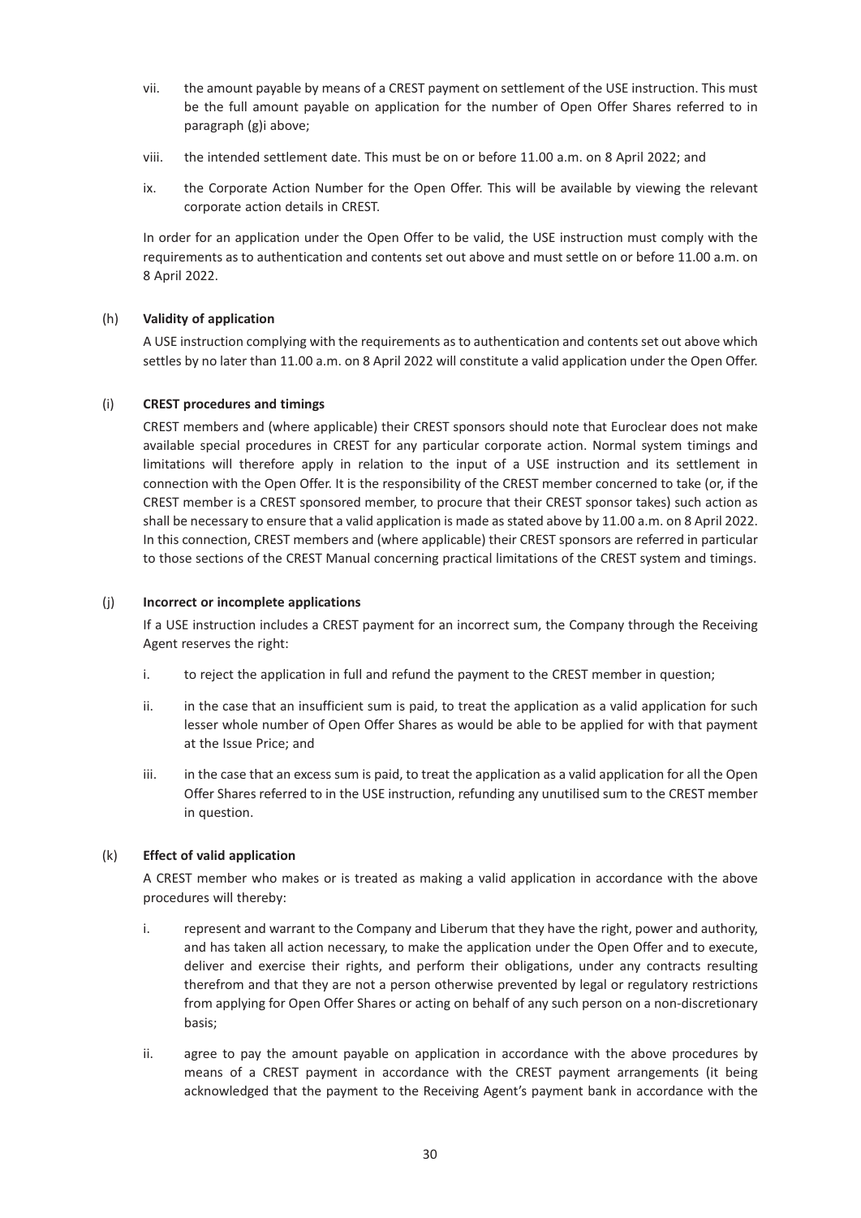vii. the amount payable by means of a CREST payment on settlement of the USE instruction. This must be the full amount payable on application for the number of Open Offer Shares referred to in paragraph (g)i above;

viii. the intended settlement date. This must be on or before 11.00 a.m. on 8 April 2022; and

ix. the Corporate Action Number for the Open Offer. This will be available by viewing the relevant corporate action details in CREST.

In order for an application under the Open Offer to be valid, the USE instruction must comply with the requirements as to authentication and contents set out above and must settle on or before 11.00 a.m. on 8 April 2022.

(h) **Validity of application**

A USE instruction complying with the requirements as to authentication and contents set out above which settles by no later than 11.00 a.m. on 8 April 2022 will constitute a valid application under the Open Offer.

(i) **CREST procedures and timings**

CREST members and (where applicable) their CREST sponsors should note that Euroclear does not make available special procedures in CREST for any particular corporate action. Normal system timings and limitations will therefore apply in relation to the input of a USE instruction and its settlement in connection with the Open Offer. It is the responsibility of the CREST member concerned to take (or, if the CREST member is a CREST sponsored member, to procure that their CREST sponsor takes) such action as shall be necessary to ensure that a valid application is made as stated above by 11.00 a.m. on 8 April 2022. In this connection, CREST members and (where applicable) their CREST sponsors are referred in particular to those sections of the CREST Manual concerning practical limitations of the CREST system and timings.

(j) **Incorrect or incomplete applications**

If a USE instruction includes a CREST payment for an incorrect sum, the Company through the Receiving Agent reserves the right:

i. to reject the application in full and refund the payment to the CREST member in question;

ii. in the case that an insufficient sum is paid, to treat the application as a valid application for such lesser whole number of Open Offer Shares as would be able to be applied for with that payment at the Issue Price; and

iii. in the case that an excess sum is paid, to treat the application as a valid application for all the Open Offer Shares referred to in the USE instruction, refunding any unutilised sum to the CREST member in question.

(k) **Effect of valid application**

A CREST member who makes or is treated as making a valid application in accordance with the above procedures will thereby:

i. represent and warrant to the Company and Liberum that they have the right, power and authority, and has taken all action necessary, to make the application under the Open Offer and to execute, deliver and exercise their rights, and perform their obligations, under any contracts resulting therefrom and that they are not a person otherwise prevented by legal or regulatory restrictions from applying for Open Offer Shares or acting on behalf of any such person on a non-discretionary basis;

ii. agree to pay the amount payable on application in accordance with the above procedures by means of a CREST payment in accordance with the CREST payment arrangements (it being acknowledged that the payment to the Receiving Agent's payment bank in accordance with the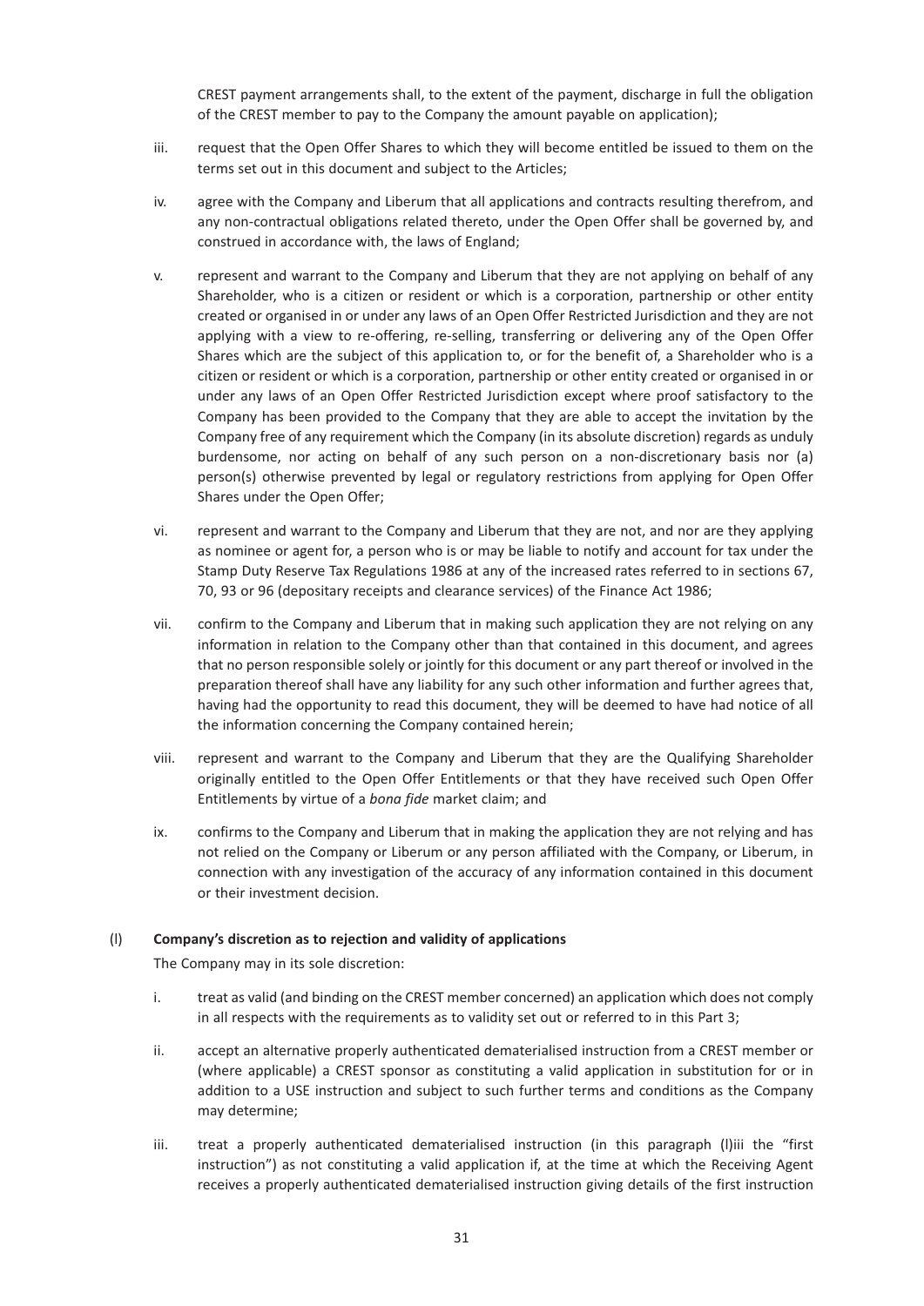CREST payment arrangements shall, to the extent of the payment, discharge in full the obligation of the CREST member to pay to the Company the amount payable on application);

iii. request that the Open Offer Shares to which they will become entitled be issued to them on the terms set out in this document and subject to the Articles;

iv. agree with the Company and Liberum that all applications and contracts resulting therefrom, and any non-contractual obligations related thereto, under the Open Offer shall be governed by, and construed in accordance with, the laws of England;

v. represent and warrant to the Company and Liberum that they are not applying on behalf of any Shareholder, who is a citizen or resident or which is a corporation, partnership or other entity created or organised in or under any laws of an Open Offer Restricted Jurisdiction and they are not applying with a view to re-offering, re-selling, transferring or delivering any of the Open Offer Shares which are the subject of this application to, or for the benefit of, a Shareholder who is a citizen or resident or which is a corporation, partnership or other entity created or organised in or under any laws of an Open Offer Restricted Jurisdiction except where proof satisfactory to the Company has been provided to the Company that they are able to accept the invitation by the Company free of any requirement which the Company (in its absolute discretion) regards as unduly burdensome, nor acting on behalf of any such person on a non-discretionary basis nor (a) person(s) otherwise prevented by legal or regulatory restrictions from applying for Open Offer Shares under the Open Offer;

vi. represent and warrant to the Company and Liberum that they are not, and nor are they applying as nominee or agent for, a person who is or may be liable to notify and account for tax under the Stamp Duty Reserve Tax Regulations 1986 at any of the increased rates referred to in sections 67, 70, 93 or 96 (depositary receipts and clearance services) of the Finance Act 1986;

vii. confirm to the Company and Liberum that in making such application they are not relying on any information in relation to the Company other than that contained in this document, and agrees that no person responsible solely or jointly for this document or any part thereof or involved in the preparation thereof shall have any liability for any such other information and further agrees that, having had the opportunity to read this document, they will be deemed to have had notice of all the information concerning the Company contained herein;

viii. represent and warrant to the Company and Liberum that they are the Qualifying Shareholder originally entitled to the Open Offer Entitlements or that they have received such Open Offer Entitlements by virtue of a *bona fide* market claim; and

ix. confirms to the Company and Liberum that in making the application they are not relying and has not relied on the Company or Liberum or any person affiliated with the Company, or Liberum, in connection with any investigation of the accuracy of any information contained in this document or their investment decision.

(l) **Company's discretion as to rejection and validity of applications**

The Company may in its sole discretion:

i. treat as valid (and binding on the CREST member concerned) an application which does not comply in all respects with the requirements as to validity set out or referred to in this Part 3;

ii. accept an alternative properly authenticated dematerialised instruction from a CREST member or (where applicable) a CREST sponsor as constituting a valid application in substitution for or in addition to a USE instruction and subject to such further terms and conditions as the Company may determine;

iii. treat a properly authenticated dematerialised instruction (in this paragraph (l)iii the "first instruction") as not constituting a valid application if, at the time at which the Receiving Agent receives a properly authenticated dematerialised instruction giving details of the first instruction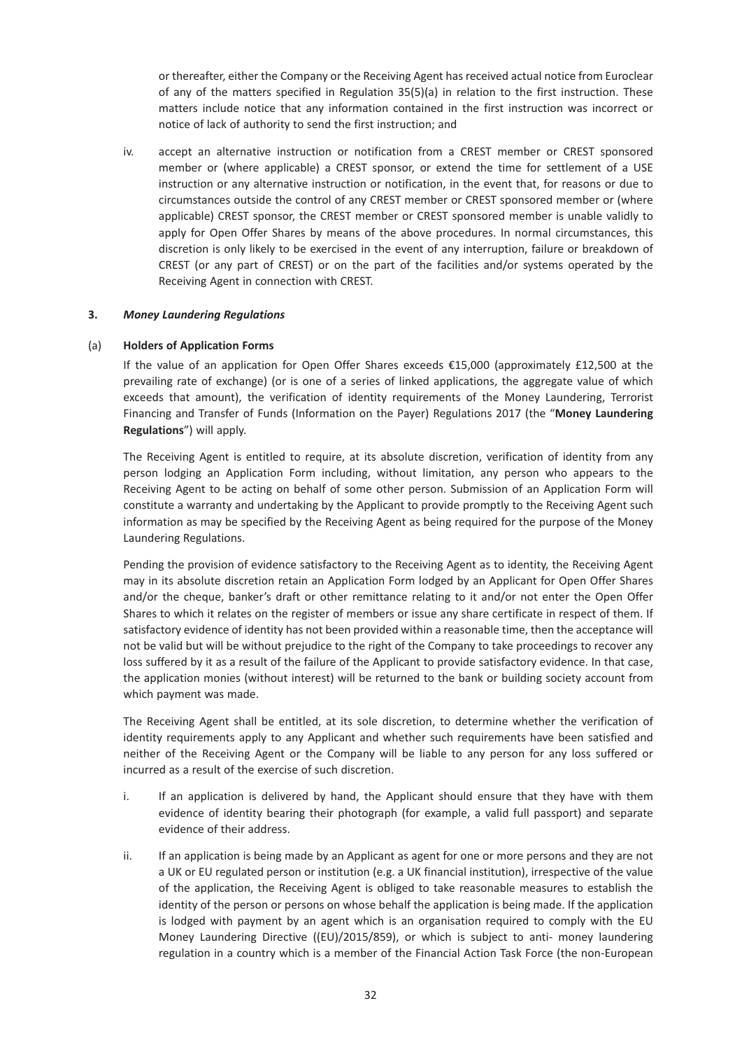or thereafter, either the Company or the Receiving Agent has received actual notice from Euroclear of any of the matters specified in Regulation 35(5)(a) in relation to the first instruction. These matters include notice that any information contained in the first instruction was incorrect or notice of lack of authority to send the first instruction; and

iv. accept an alternative instruction or notification from a CREST member or CREST sponsored member or (where applicable) a CREST sponsor, or extend the time for settlement of a USE instruction or any alternative instruction or notification, in the event that, for reasons or due to circumstances outside the control of any CREST member or CREST sponsored member or (where applicable) CREST sponsor, the CREST member or CREST sponsored member is unable validly to apply for Open Offer Shares by means of the above procedures. In normal circumstances, this discretion is only likely to be exercised in the event of any interruption, failure or breakdown of CREST (or any part of CREST) or on the part of the facilities and/or systems operated by the Receiving Agent in connection with CREST.

### 3. *Money Laundering Regulations*

#### (a) Holders of Application Forms

If the value of an application for Open Offer Shares exceeds €15,000 (approximately £12,500 at the prevailing rate of exchange) (or is one of a series of linked applications, the aggregate value of which exceeds that amount), the verification of identity requirements of the Money Laundering, Terrorist Financing and Transfer of Funds (Information on the Payer) Regulations 2017 (the "**Money Laundering Regulations**") will apply.

The Receiving Agent is entitled to require, at its absolute discretion, verification of identity from any person lodging an Application Form including, without limitation, any person who appears to the Receiving Agent to be acting on behalf of some other person. Submission of an Application Form will constitute a warranty and undertaking by the Applicant to provide promptly to the Receiving Agent such information as may be specified by the Receiving Agent as being required for the purpose of the Money Laundering Regulations.

Pending the provision of evidence satisfactory to the Receiving Agent as to identity, the Receiving Agent may in its absolute discretion retain an Application Form lodged by an Applicant for Open Offer Shares and/or the cheque, banker's draft or other remittance relating to it and/or not enter the Open Offer Shares to which it relates on the register of members or issue any share certificate in respect of them. If satisfactory evidence of identity has not been provided within a reasonable time, then the acceptance will not be valid but will be without prejudice to the right of the Company to take proceedings to recover any loss suffered by it as a result of the failure of the Applicant to provide satisfactory evidence. In that case, the application monies (without interest) will be returned to the bank or building society account from which payment was made.

The Receiving Agent shall be entitled, at its sole discretion, to determine whether the verification of identity requirements apply to any Applicant and whether such requirements have been satisfied and neither of the Receiving Agent or the Company will be liable to any person for any loss suffered or incurred as a result of the exercise of such discretion.

i. If an application is delivered by hand, the Applicant should ensure that they have with them evidence of identity bearing their photograph (for example, a valid full passport) and separate evidence of their address.

ii. If an application is being made by an Applicant as agent for one or more persons and they are not a UK or EU regulated person or institution (e.g. a UK financial institution), irrespective of the value of the application, the Receiving Agent is obliged to take reasonable measures to establish the identity of the person or persons on whose behalf the application is being made. If the application is lodged with payment by an agent which is an organisation required to comply with the EU Money Laundering Directive ((EU)/2015/859), or which is subject to anti- money laundering regulation in a country which is a member of the Financial Action Task Force (the non-European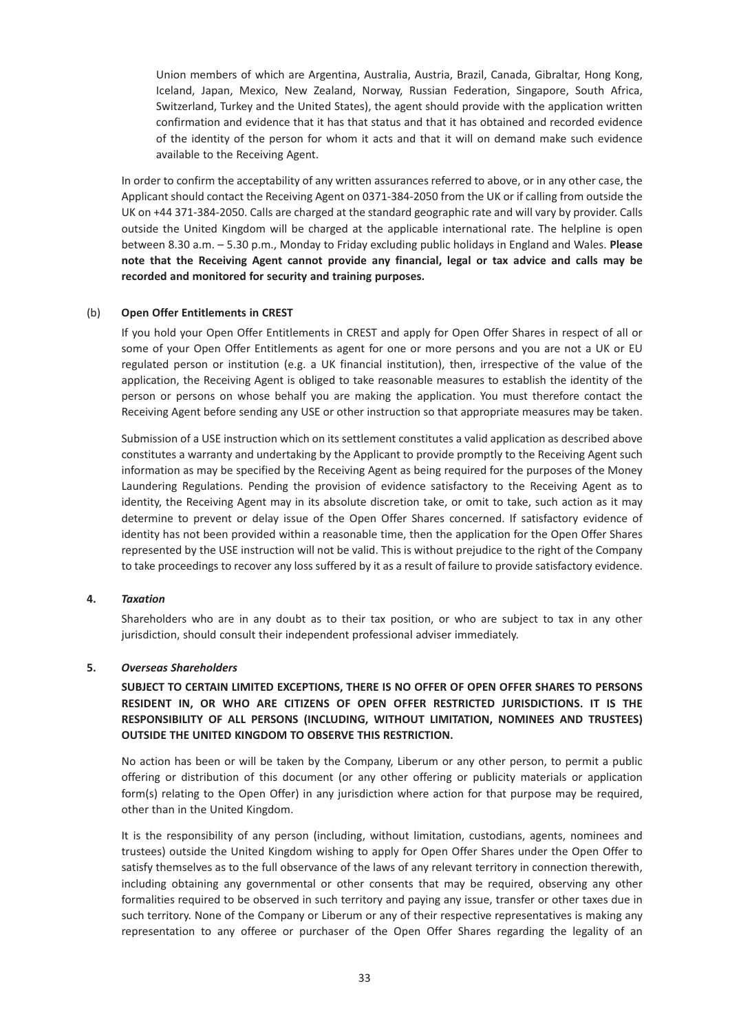Union members of which are Argentina, Australia, Austria, Brazil, Canada, Gibraltar, Hong Kong, Iceland, Japan, Mexico, New Zealand, Norway, Russian Federation, Singapore, South Africa, Switzerland, Turkey and the United States), the agent should provide with the application written confirmation and evidence that it has that status and that it has obtained and recorded evidence of the identity of the person for whom it acts and that it will on demand make such evidence available to the Receiving Agent.

In order to confirm the acceptability of any written assurances referred to above, or in any other case, the Applicant should contact the Receiving Agent on 0371-384-2050 from the UK or if calling from outside the UK on +44 371-384-2050. Calls are charged at the standard geographic rate and will vary by provider. Calls outside the United Kingdom will be charged at the applicable international rate. The helpline is open between 8.30 a.m. – 5.30 p.m., Monday to Friday excluding public holidays in England and Wales. **Please note that the Receiving Agent cannot provide any financial, legal or tax advice and calls may be recorded and monitored for security and training purposes.**

(b) **Open Offer Entitlements in CREST**

If you hold your Open Offer Entitlements in CREST and apply for Open Offer Shares in respect of all or some of your Open Offer Entitlements as agent for one or more persons and you are not a UK or EU regulated person or institution (e.g. a UK financial institution), then, irrespective of the value of the application, the Receiving Agent is obliged to take reasonable measures to establish the identity of the person or persons on whose behalf you are making the application. You must therefore contact the Receiving Agent before sending any USE or other instruction so that appropriate measures may be taken.

Submission of a USE instruction which on its settlement constitutes a valid application as described above constitutes a warranty and undertaking by the Applicant to provide promptly to the Receiving Agent such information as may be specified by the Receiving Agent as being required for the purposes of the Money Laundering Regulations. Pending the provision of evidence satisfactory to the Receiving Agent as to identity, the Receiving Agent may in its absolute discretion take, or omit to take, such action as it may determine to prevent or delay issue of the Open Offer Shares concerned. If satisfactory evidence of identity has not been provided within a reasonable time, then the application for the Open Offer Shares represented by the USE instruction will not be valid. This is without prejudice to the right of the Company to take proceedings to recover any loss suffered by it as a result of failure to provide satisfactory evidence.

**4.** ***Taxation***

Shareholders who are in any doubt as to their tax position, or who are subject to tax in any other jurisdiction, should consult their independent professional adviser immediately.

**5.** ***Overseas Shareholders***

**SUBJECT TO CERTAIN LIMITED EXCEPTIONS, THERE IS NO OFFER OF OPEN OFFER SHARES TO PERSONS RESIDENT IN, OR WHO ARE CITIZENS OF OPEN OFFER RESTRICTED JURISDICTIONS. IT IS THE RESPONSIBILITY OF ALL PERSONS (INCLUDING, WITHOUT LIMITATION, NOMINEES AND TRUSTEES) OUTSIDE THE UNITED KINGDOM TO OBSERVE THIS RESTRICTION.**

No action has been or will be taken by the Company, Liberum or any other person, to permit a public offering or distribution of this document (or any other offering or publicity materials or application form(s) relating to the Open Offer) in any jurisdiction where action for that purpose may be required, other than in the United Kingdom.

It is the responsibility of any person (including, without limitation, custodians, agents, nominees and trustees) outside the United Kingdom wishing to apply for Open Offer Shares under the Open Offer to satisfy themselves as to the full observance of the laws of any relevant territory in connection therewith, including obtaining any governmental or other consents that may be required, observing any other formalities required to be observed in such territory and paying any issue, transfer or other taxes due in such territory. None of the Company or Liberum or any of their respective representatives is making any representation to any offeree or purchaser of the Open Offer Shares regarding the legality of an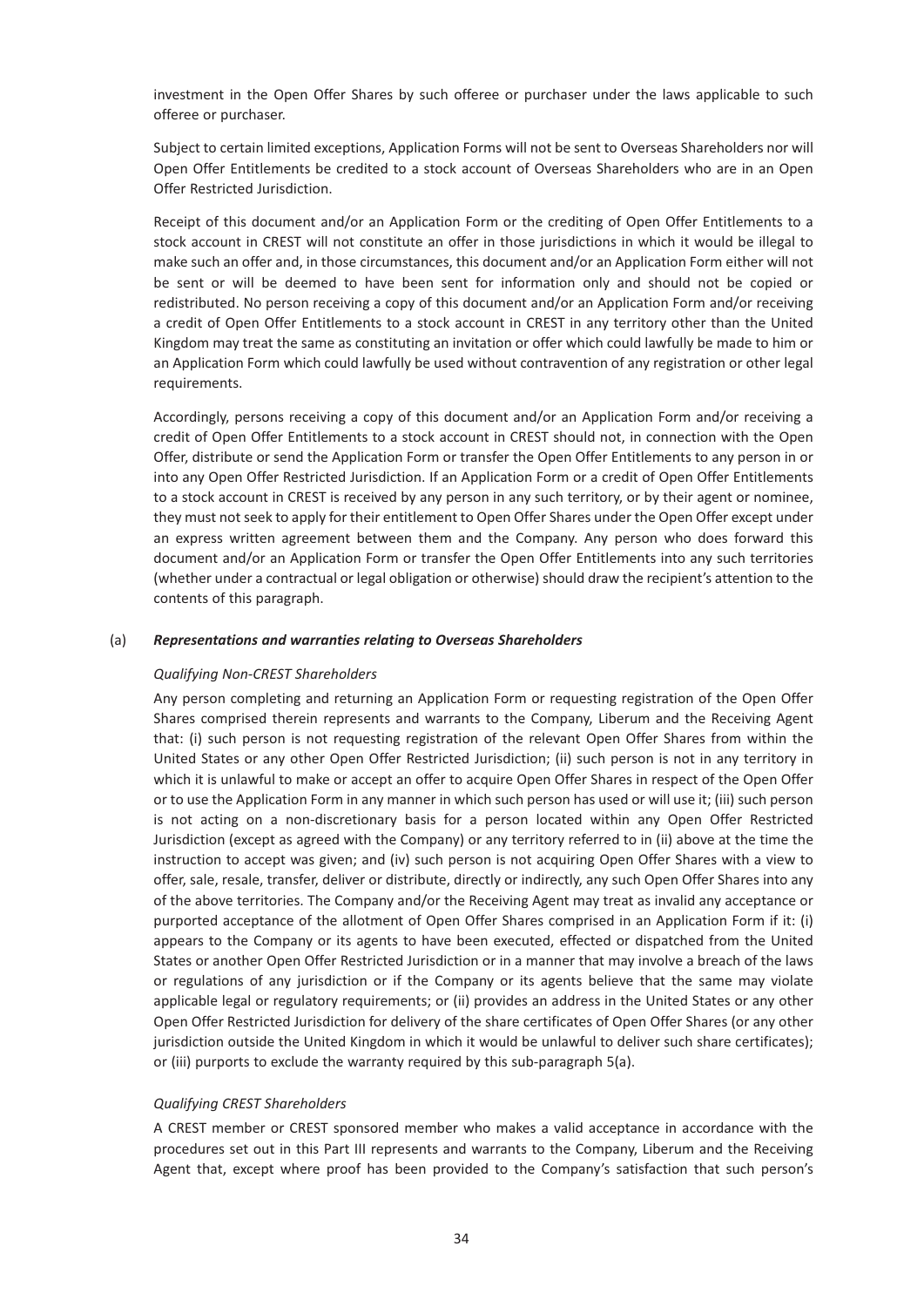investment in the Open Offer Shares by such offeree or purchaser under the laws applicable to such offeree or purchaser.

Subject to certain limited exceptions, Application Forms will not be sent to Overseas Shareholders nor will Open Offer Entitlements be credited to a stock account of Overseas Shareholders who are in an Open Offer Restricted Jurisdiction.

Receipt of this document and/or an Application Form or the crediting of Open Offer Entitlements to a stock account in CREST will not constitute an offer in those jurisdictions in which it would be illegal to make such an offer and, in those circumstances, this document and/or an Application Form either will not be sent or will be deemed to have been sent for information only and should not be copied or redistributed. No person receiving a copy of this document and/or an Application Form and/or receiving a credit of Open Offer Entitlements to a stock account in CREST in any territory other than the United Kingdom may treat the same as constituting an invitation or offer which could lawfully be made to him or an Application Form which could lawfully be used without contravention of any registration or other legal requirements.

Accordingly, persons receiving a copy of this document and/or an Application Form and/or receiving a credit of Open Offer Entitlements to a stock account in CREST should not, in connection with the Open Offer, distribute or send the Application Form or transfer the Open Offer Entitlements to any person in or into any Open Offer Restricted Jurisdiction. If an Application Form or a credit of Open Offer Entitlements to a stock account in CREST is received by any person in any such territory, or by their agent or nominee, they must not seek to apply for their entitlement to Open Offer Shares under the Open Offer except under an express written agreement between them and the Company. Any person who does forward this document and/or an Application Form or transfer the Open Offer Entitlements into any such territories (whether under a contractual or legal obligation or otherwise) should draw the recipient's attention to the contents of this paragraph.

(a) ***Representations and warranties relating to Overseas Shareholders***

*Qualifying Non-CREST Shareholders*

Any person completing and returning an Application Form or requesting registration of the Open Offer Shares comprised therein represents and warrants to the Company, Liberum and the Receiving Agent that: (i) such person is not requesting registration of the relevant Open Offer Shares from within the United States or any other Open Offer Restricted Jurisdiction; (ii) such person is not in any territory in which it is unlawful to make or accept an offer to acquire Open Offer Shares in respect of the Open Offer or to use the Application Form in any manner in which such person has used or will use it; (iii) such person is not acting on a non-discretionary basis for a person located within any Open Offer Restricted Jurisdiction (except as agreed with the Company) or any territory referred to in (ii) above at the time the instruction to accept was given; and (iv) such person is not acquiring Open Offer Shares with a view to offer, sale, resale, transfer, deliver or distribute, directly or indirectly, any such Open Offer Shares into any of the above territories. The Company and/or the Receiving Agent may treat as invalid any acceptance or purported acceptance of the allotment of Open Offer Shares comprised in an Application Form if it: (i) appears to the Company or its agents to have been executed, effected or dispatched from the United States or another Open Offer Restricted Jurisdiction or in a manner that may involve a breach of the laws or regulations of any jurisdiction or if the Company or its agents believe that the same may violate applicable legal or regulatory requirements; or (ii) provides an address in the United States or any other Open Offer Restricted Jurisdiction for delivery of the share certificates of Open Offer Shares (or any other jurisdiction outside the United Kingdom in which it would be unlawful to deliver such share certificates); or (iii) purports to exclude the warranty required by this sub-paragraph 5(a).

*Qualifying CREST Shareholders*

A CREST member or CREST sponsored member who makes a valid acceptance in accordance with the procedures set out in this Part III represents and warrants to the Company, Liberum and the Receiving Agent that, except where proof has been provided to the Company's satisfaction that such person's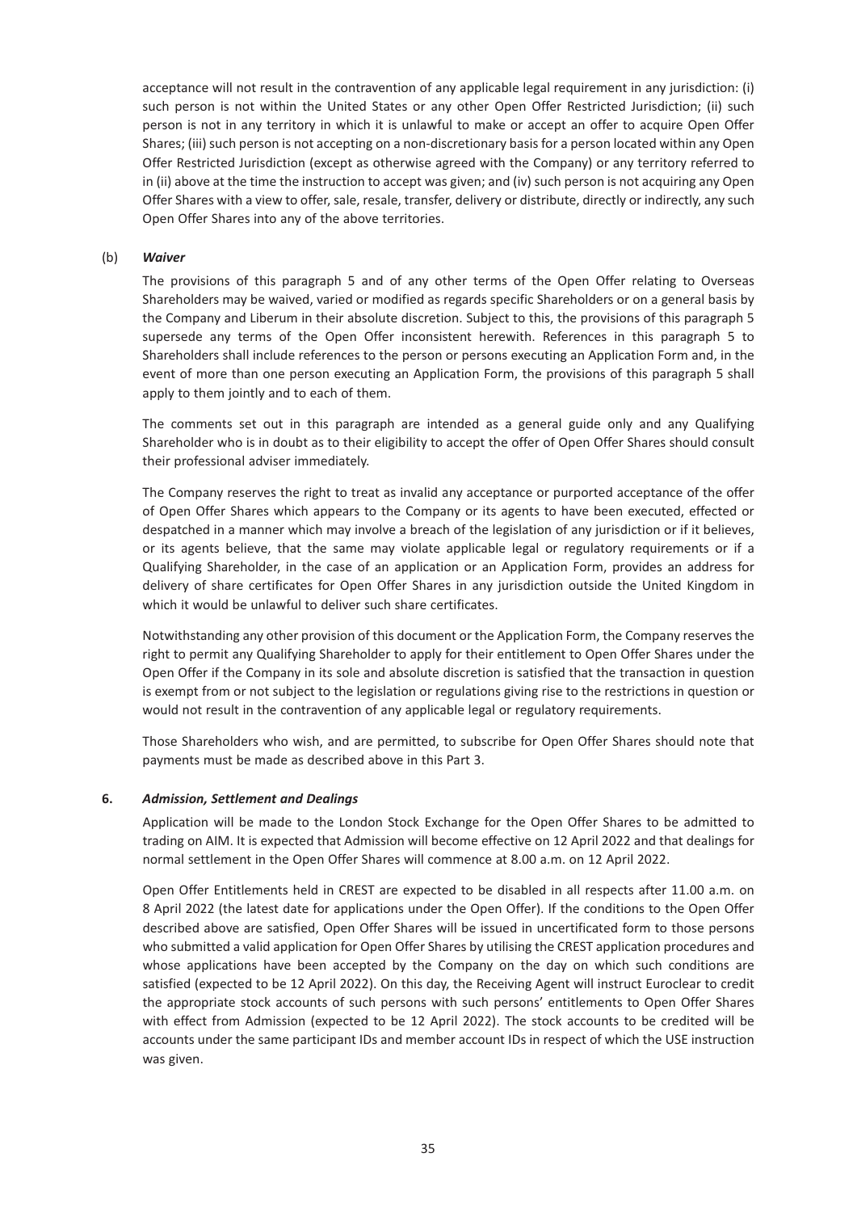acceptance will not result in the contravention of any applicable legal requirement in any jurisdiction: (i) such person is not within the United States or any other Open Offer Restricted Jurisdiction; (ii) such person is not in any territory in which it is unlawful to make or accept an offer to acquire Open Offer Shares; (iii) such person is not accepting on a non-discretionary basis for a person located within any Open Offer Restricted Jurisdiction (except as otherwise agreed with the Company) or any territory referred to in (ii) above at the time the instruction to accept was given; and (iv) such person is not acquiring any Open Offer Shares with a view to offer, sale, resale, transfer, delivery or distribute, directly or indirectly, any such Open Offer Shares into any of the above territories.

(b) ***Waiver***

The provisions of this paragraph 5 and of any other terms of the Open Offer relating to Overseas Shareholders may be waived, varied or modified as regards specific Shareholders or on a general basis by the Company and Liberum in their absolute discretion. Subject to this, the provisions of this paragraph 5 supersede any terms of the Open Offer inconsistent herewith. References in this paragraph 5 to Shareholders shall include references to the person or persons executing an Application Form and, in the event of more than one person executing an Application Form, the provisions of this paragraph 5 shall apply to them jointly and to each of them.

The comments set out in this paragraph are intended as a general guide only and any Qualifying Shareholder who is in doubt as to their eligibility to accept the offer of Open Offer Shares should consult their professional adviser immediately.

The Company reserves the right to treat as invalid any acceptance or purported acceptance of the offer of Open Offer Shares which appears to the Company or its agents to have been executed, effected or despatched in a manner which may involve a breach of the legislation of any jurisdiction or if it believes, or its agents believe, that the same may violate applicable legal or regulatory requirements or if a Qualifying Shareholder, in the case of an application or an Application Form, provides an address for delivery of share certificates for Open Offer Shares in any jurisdiction outside the United Kingdom in which it would be unlawful to deliver such share certificates.

Notwithstanding any other provision of this document or the Application Form, the Company reserves the right to permit any Qualifying Shareholder to apply for their entitlement to Open Offer Shares under the Open Offer if the Company in its sole and absolute discretion is satisfied that the transaction in question is exempt from or not subject to the legislation or regulations giving rise to the restrictions in question or would not result in the contravention of any applicable legal or regulatory requirements.

Those Shareholders who wish, and are permitted, to subscribe for Open Offer Shares should note that payments must be made as described above in this Part 3.

**6.** ***Admission, Settlement and Dealings***

Application will be made to the London Stock Exchange for the Open Offer Shares to be admitted to trading on AIM. It is expected that Admission will become effective on 12 April 2022 and that dealings for normal settlement in the Open Offer Shares will commence at 8.00 a.m. on 12 April 2022.

Open Offer Entitlements held in CREST are expected to be disabled in all respects after 11.00 a.m. on 8 April 2022 (the latest date for applications under the Open Offer). If the conditions to the Open Offer described above are satisfied, Open Offer Shares will be issued in uncertificated form to those persons who submitted a valid application for Open Offer Shares by utilising the CREST application procedures and whose applications have been accepted by the Company on the day on which such conditions are satisfied (expected to be 12 April 2022). On this day, the Receiving Agent will instruct Euroclear to credit the appropriate stock accounts of such persons with such persons' entitlements to Open Offer Shares with effect from Admission (expected to be 12 April 2022). The stock accounts to be credited will be accounts under the same participant IDs and member account IDs in respect of which the USE instruction was given.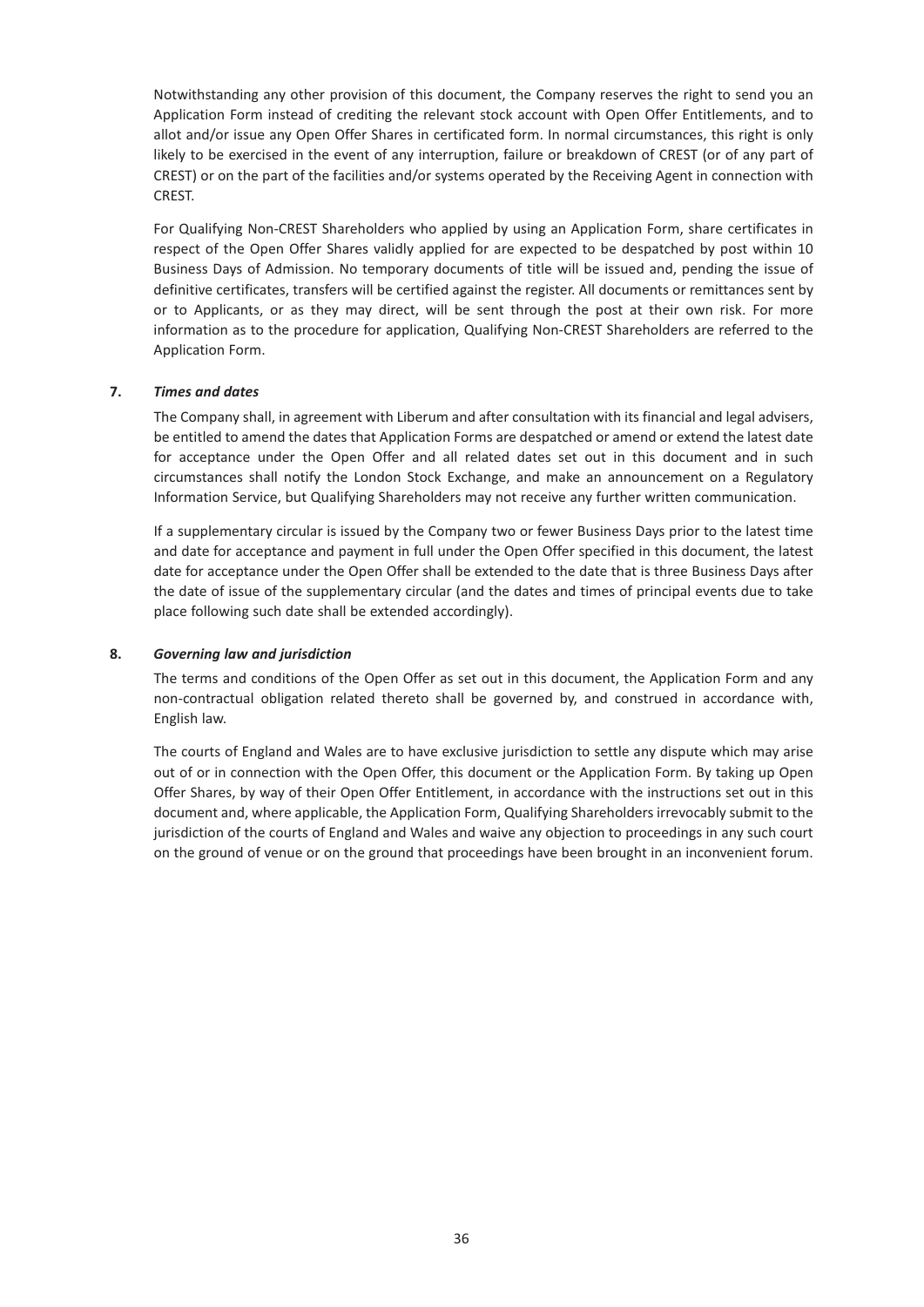Notwithstanding any other provision of this document, the Company reserves the right to send you an Application Form instead of crediting the relevant stock account with Open Offer Entitlements, and to allot and/or issue any Open Offer Shares in certificated form. In normal circumstances, this right is only likely to be exercised in the event of any interruption, failure or breakdown of CREST (or of any part of CREST) or on the part of the facilities and/or systems operated by the Receiving Agent in connection with CREST.

For Qualifying Non-CREST Shareholders who applied by using an Application Form, share certificates in respect of the Open Offer Shares validly applied for are expected to be despatched by post within 10 Business Days of Admission. No temporary documents of title will be issued and, pending the issue of definitive certificates, transfers will be certified against the register. All documents or remittances sent by or to Applicants, or as they may direct, will be sent through the post at their own risk. For more information as to the procedure for application, Qualifying Non-CREST Shareholders are referred to the Application Form.

**7.** ***Times and dates***

The Company shall, in agreement with Liberum and after consultation with its financial and legal advisers, be entitled to amend the dates that Application Forms are despatched or amend or extend the latest date for acceptance under the Open Offer and all related dates set out in this document and in such circumstances shall notify the London Stock Exchange, and make an announcement on a Regulatory Information Service, but Qualifying Shareholders may not receive any further written communication.

If a supplementary circular is issued by the Company two or fewer Business Days prior to the latest time and date for acceptance and payment in full under the Open Offer specified in this document, the latest date for acceptance under the Open Offer shall be extended to the date that is three Business Days after the date of issue of the supplementary circular (and the dates and times of principal events due to take place following such date shall be extended accordingly).

**8.** ***Governing law and jurisdiction***

The terms and conditions of the Open Offer as set out in this document, the Application Form and any non-contractual obligation related thereto shall be governed by, and construed in accordance with, English law.

The courts of England and Wales are to have exclusive jurisdiction to settle any dispute which may arise out of or in connection with the Open Offer, this document or the Application Form. By taking up Open Offer Shares, by way of their Open Offer Entitlement, in accordance with the instructions set out in this document and, where applicable, the Application Form, Qualifying Shareholders irrevocably submit to the jurisdiction of the courts of England and Wales and waive any objection to proceedings in any such court on the ground of venue or on the ground that proceedings have been brought in an inconvenient forum.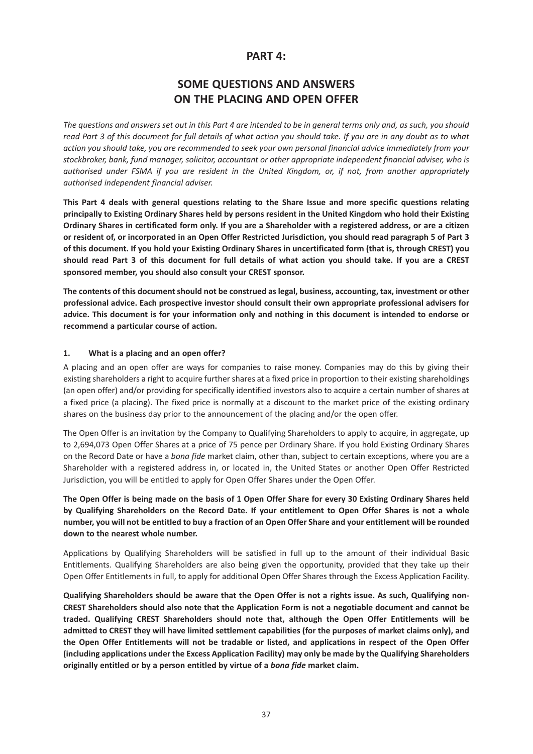# PART 4:

## SOME QUESTIONS AND ANSWERS ON THE PLACING AND OPEN OFFER

*The questions and answers set out in this Part 4 are intended to be in general terms only and, as such, you should read Part 3 of this document for full details of what action you should take. If you are in any doubt as to what action you should take, you are recommended to seek your own personal financial advice immediately from your stockbroker, bank, fund manager, solicitor, accountant or other appropriate independent financial adviser, who is authorised under FSMA if you are resident in the United Kingdom, or, if not, from another appropriately authorised independent financial adviser.*

**This Part 4 deals with general questions relating to the Share Issue and more specific questions relating principally to Existing Ordinary Shares held by persons resident in the United Kingdom who hold their Existing Ordinary Shares in certificated form only. If you are a Shareholder with a registered address, or are a citizen or resident of, or incorporated in an Open Offer Restricted Jurisdiction, you should read paragraph 5 of Part 3 of this document. If you hold your Existing Ordinary Shares in uncertificated form (that is, through CREST) you should read Part 3 of this document for full details of what action you should take. If you are a CREST sponsored member, you should also consult your CREST sponsor.**

**The contents of this document should not be construed as legal, business, accounting, tax, investment or other professional advice. Each prospective investor should consult their own appropriate professional advisers for advice. This document is for your information only and nothing in this document is intended to endorse or recommend a particular course of action.**

### 1. What is a placing and an open offer?

A placing and an open offer are ways for companies to raise money. Companies may do this by giving their existing shareholders a right to acquire further shares at a fixed price in proportion to their existing shareholdings (an open offer) and/or providing for specifically identified investors also to acquire a certain number of shares at a fixed price (a placing). The fixed price is normally at a discount to the market price of the existing ordinary shares on the business day prior to the announcement of the placing and/or the open offer.

The Open Offer is an invitation by the Company to Qualifying Shareholders to apply to acquire, in aggregate, up to 2,694,073 Open Offer Shares at a price of 75 pence per Ordinary Share. If you hold Existing Ordinary Shares on the Record Date or have a *bona fide* market claim, other than, subject to certain exceptions, where you are a Shareholder with a registered address in, or located in, the United States or another Open Offer Restricted Jurisdiction, you will be entitled to apply for Open Offer Shares under the Open Offer.

**The Open Offer is being made on the basis of 1 Open Offer Share for every 30 Existing Ordinary Shares held by Qualifying Shareholders on the Record Date. If your entitlement to Open Offer Shares is not a whole number, you will not be entitled to buy a fraction of an Open Offer Share and your entitlement will be rounded down to the nearest whole number.**

Applications by Qualifying Shareholders will be satisfied in full up to the amount of their individual Basic Entitlements. Qualifying Shareholders are also being given the opportunity, provided that they take up their Open Offer Entitlements in full, to apply for additional Open Offer Shares through the Excess Application Facility.

**Qualifying Shareholders should be aware that the Open Offer is not a rights issue. As such, Qualifying non-CREST Shareholders should also note that the Application Form is not a negotiable document and cannot be traded. Qualifying CREST Shareholders should note that, although the Open Offer Entitlements will be admitted to CREST they will have limited settlement capabilities (for the purposes of market claims only), and the Open Offer Entitlements will not be tradable or listed, and applications in respect of the Open Offer (including applications under the Excess Application Facility) may only be made by the Qualifying Shareholders originally entitled or by a person entitled by virtue of a *bona fide* market claim.**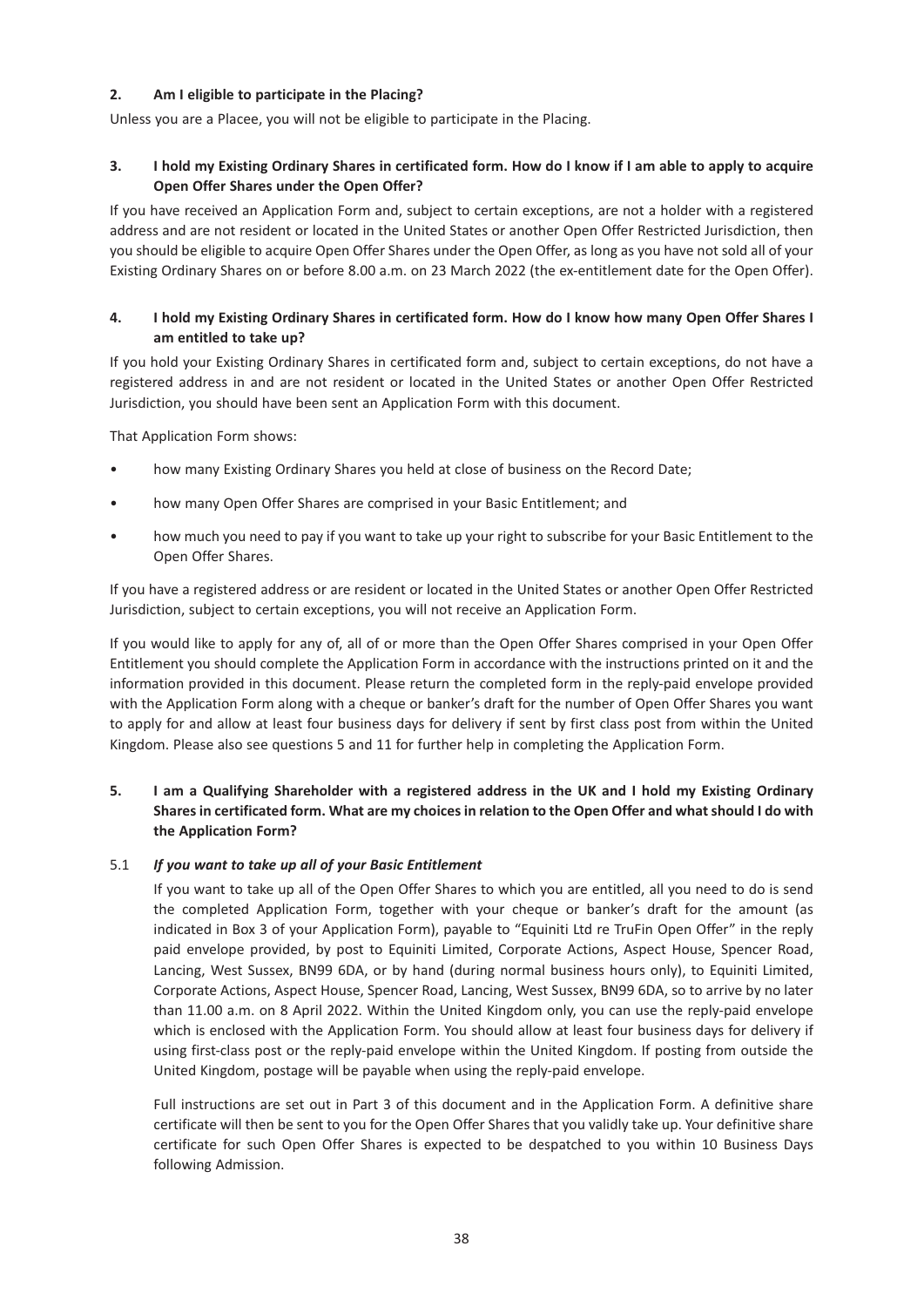**2. Am I eligible to participate in the Placing?**

Unless you are a Placee, you will not be eligible to participate in the Placing.

**3. I hold my Existing Ordinary Shares in certificated form. How do I know if I am able to apply to acquire Open Offer Shares under the Open Offer?**

If you have received an Application Form and, subject to certain exceptions, are not a holder with a registered address and are not resident or located in the United States or another Open Offer Restricted Jurisdiction, then you should be eligible to acquire Open Offer Shares under the Open Offer, as long as you have not sold all of your Existing Ordinary Shares on or before 8.00 a.m. on 23 March 2022 (the ex-entitlement date for the Open Offer).

**4. I hold my Existing Ordinary Shares in certificated form. How do I know how many Open Offer Shares I am entitled to take up?**

If you hold your Existing Ordinary Shares in certificated form and, subject to certain exceptions, do not have a registered address in and are not resident or located in the United States or another Open Offer Restricted Jurisdiction, you should have been sent an Application Form with this document.

That Application Form shows:

- how many Existing Ordinary Shares you held at close of business on the Record Date;
- how many Open Offer Shares are comprised in your Basic Entitlement; and
- how much you need to pay if you want to take up your right to subscribe for your Basic Entitlement to the Open Offer Shares.

If you have a registered address or are resident or located in the United States or another Open Offer Restricted Jurisdiction, subject to certain exceptions, you will not receive an Application Form.

If you would like to apply for any of, all of or more than the Open Offer Shares comprised in your Open Offer Entitlement you should complete the Application Form in accordance with the instructions printed on it and the information provided in this document. Please return the completed form in the reply-paid envelope provided with the Application Form along with a cheque or banker's draft for the number of Open Offer Shares you want to apply for and allow at least four business days for delivery if sent by first class post from within the United Kingdom. Please also see questions 5 and 11 for further help in completing the Application Form.

**5. I am a Qualifying Shareholder with a registered address in the UK and I hold my Existing Ordinary Shares in certificated form. What are my choices in relation to the Open Offer and what should I do with the Application Form?**

5.1 ***If you want to take up all of your Basic Entitlement***

If you want to take up all of the Open Offer Shares to which you are entitled, all you need to do is send the completed Application Form, together with your cheque or banker's draft for the amount (as indicated in Box 3 of your Application Form), payable to "Equiniti Ltd re TruFin Open Offer" in the reply paid envelope provided, by post to Equiniti Limited, Corporate Actions, Aspect House, Spencer Road, Lancing, West Sussex, BN99 6DA, or by hand (during normal business hours only), to Equiniti Limited, Corporate Actions, Aspect House, Spencer Road, Lancing, West Sussex, BN99 6DA, so to arrive by no later than 11.00 a.m. on 8 April 2022. Within the United Kingdom only, you can use the reply-paid envelope which is enclosed with the Application Form. You should allow at least four business days for delivery if using first-class post or the reply-paid envelope within the United Kingdom. If posting from outside the United Kingdom, postage will be payable when using the reply-paid envelope.

Full instructions are set out in Part 3 of this document and in the Application Form. A definitive share certificate will then be sent to you for the Open Offer Shares that you validly take up. Your definitive share certificate for such Open Offer Shares is expected to be despatched to you within 10 Business Days following Admission.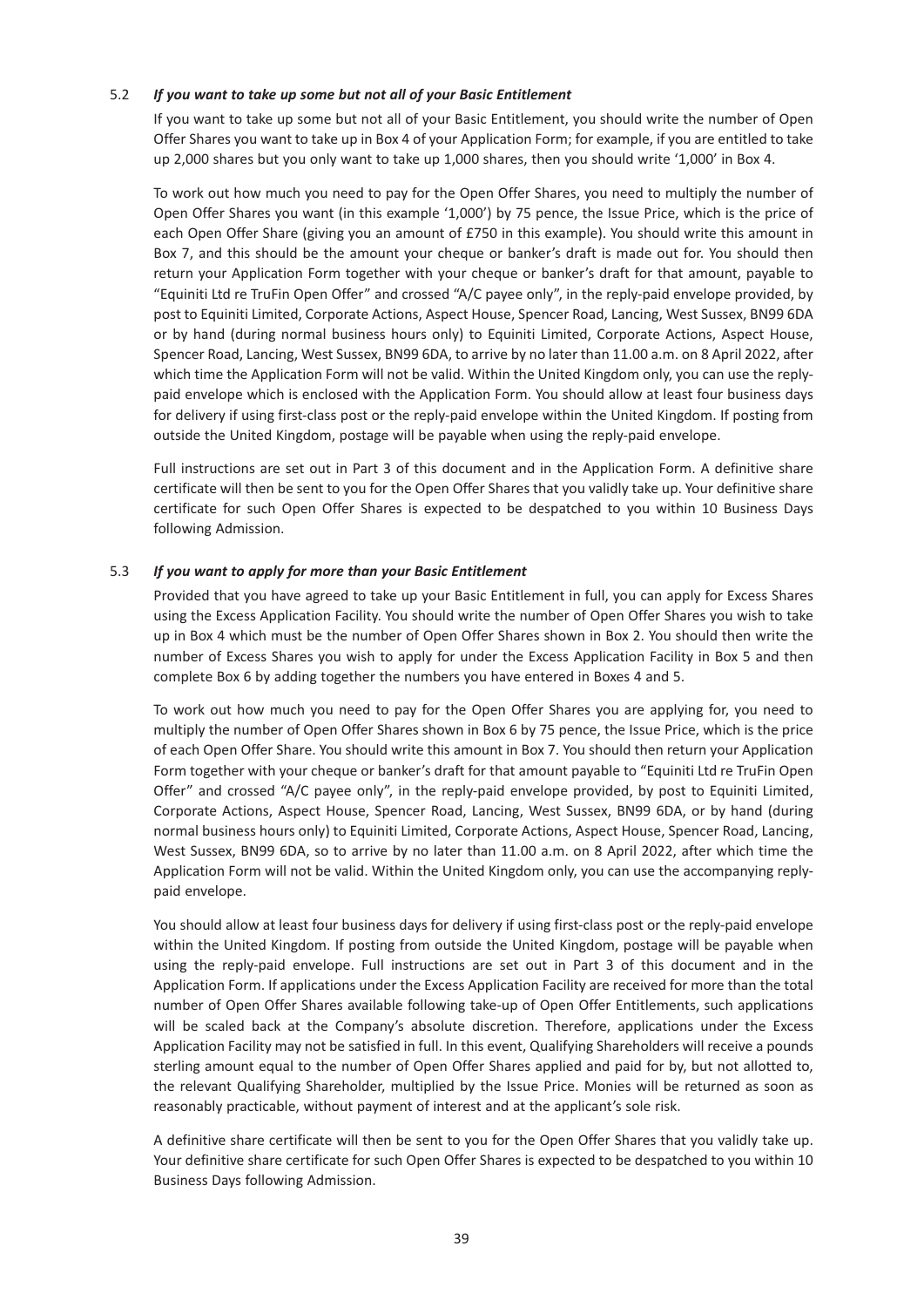5.2 *If you want to take up some but not all of your Basic Entitlement*

If you want to take up some but not all of your Basic Entitlement, you should write the number of Open Offer Shares you want to take up in Box 4 of your Application Form; for example, if you are entitled to take up 2,000 shares but you only want to take up 1,000 shares, then you should write '1,000' in Box 4.

To work out how much you need to pay for the Open Offer Shares, you need to multiply the number of Open Offer Shares you want (in this example '1,000') by 75 pence, the Issue Price, which is the price of each Open Offer Share (giving you an amount of £750 in this example). You should write this amount in Box 7, and this should be the amount your cheque or banker's draft is made out for. You should then return your Application Form together with your cheque or banker's draft for that amount, payable to "Equiniti Ltd re TruFin Open Offer" and crossed "A/C payee only", in the reply-paid envelope provided, by post to Equiniti Limited, Corporate Actions, Aspect House, Spencer Road, Lancing, West Sussex, BN99 6DA or by hand (during normal business hours only) to Equiniti Limited, Corporate Actions, Aspect House, Spencer Road, Lancing, West Sussex, BN99 6DA, to arrive by no later than 11.00 a.m. on 8 April 2022, after which time the Application Form will not be valid. Within the United Kingdom only, you can use the reply-paid envelope which is enclosed with the Application Form. You should allow at least four business days for delivery if using first-class post or the reply-paid envelope within the United Kingdom. If posting from outside the United Kingdom, postage will be payable when using the reply-paid envelope.

Full instructions are set out in Part 3 of this document and in the Application Form. A definitive share certificate will then be sent to you for the Open Offer Shares that you validly take up. Your definitive share certificate for such Open Offer Shares is expected to be despatched to you within 10 Business Days following Admission.

5.3 *If you want to apply for more than your Basic Entitlement*

Provided that you have agreed to take up your Basic Entitlement in full, you can apply for Excess Shares using the Excess Application Facility. You should write the number of Open Offer Shares you wish to take up in Box 4 which must be the number of Open Offer Shares shown in Box 2. You should then write the number of Excess Shares you wish to apply for under the Excess Application Facility in Box 5 and then complete Box 6 by adding together the numbers you have entered in Boxes 4 and 5.

To work out how much you need to pay for the Open Offer Shares you are applying for, you need to multiply the number of Open Offer Shares shown in Box 6 by 75 pence, the Issue Price, which is the price of each Open Offer Share. You should write this amount in Box 7. You should then return your Application Form together with your cheque or banker's draft for that amount payable to "Equiniti Ltd re TruFin Open Offer" and crossed "A/C payee only", in the reply-paid envelope provided, by post to Equiniti Limited, Corporate Actions, Aspect House, Spencer Road, Lancing, West Sussex, BN99 6DA, or by hand (during normal business hours only) to Equiniti Limited, Corporate Actions, Aspect House, Spencer Road, Lancing, West Sussex, BN99 6DA, so to arrive by no later than 11.00 a.m. on 8 April 2022, after which time the Application Form will not be valid. Within the United Kingdom only, you can use the accompanying reply-paid envelope.

You should allow at least four business days for delivery if using first-class post or the reply-paid envelope within the United Kingdom. If posting from outside the United Kingdom, postage will be payable when using the reply-paid envelope. Full instructions are set out in Part 3 of this document and in the Application Form. If applications under the Excess Application Facility are received for more than the total number of Open Offer Shares available following take-up of Open Offer Entitlements, such applications will be scaled back at the Company's absolute discretion. Therefore, applications under the Excess Application Facility may not be satisfied in full. In this event, Qualifying Shareholders will receive a pounds sterling amount equal to the number of Open Offer Shares applied and paid for by, but not allotted to, the relevant Qualifying Shareholder, multiplied by the Issue Price. Monies will be returned as soon as reasonably practicable, without payment of interest and at the applicant's sole risk.

A definitive share certificate will then be sent to you for the Open Offer Shares that you validly take up. Your definitive share certificate for such Open Offer Shares is expected to be despatched to you within 10 Business Days following Admission.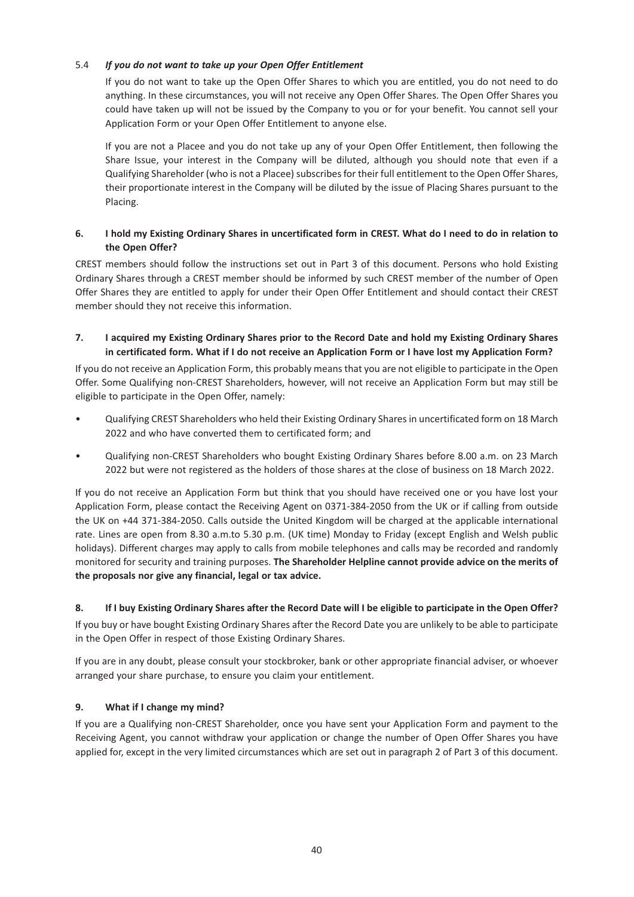#### 5.4 *If you do not want to take up your Open Offer Entitlement*

If you do not want to take up the Open Offer Shares to which you are entitled, you do not need to do anything. In these circumstances, you will not receive any Open Offer Shares. The Open Offer Shares you could have taken up will not be issued by the Company to you or for your benefit. You cannot sell your Application Form or your Open Offer Entitlement to anyone else.

If you are not a Placee and you do not take up any of your Open Offer Entitlement, then following the Share Issue, your interest in the Company will be diluted, although you should note that even if a Qualifying Shareholder (who is not a Placee) subscribes for their full entitlement to the Open Offer Shares, their proportionate interest in the Company will be diluted by the issue of Placing Shares pursuant to the Placing.

### 6. I hold my Existing Ordinary Shares in uncertificated form in CREST. What do I need to do in relation to the Open Offer?

CREST members should follow the instructions set out in Part 3 of this document. Persons who hold Existing Ordinary Shares through a CREST member should be informed by such CREST member of the number of Open Offer Shares they are entitled to apply for under their Open Offer Entitlement and should contact their CREST member should they not receive this information.

### 7. I acquired my Existing Ordinary Shares prior to the Record Date and hold my Existing Ordinary Shares in certificated form. What if I do not receive an Application Form or I have lost my Application Form?

If you do not receive an Application Form, this probably means that you are not eligible to participate in the Open Offer. Some Qualifying non-CREST Shareholders, however, will not receive an Application Form but may still be eligible to participate in the Open Offer, namely:

- Qualifying CREST Shareholders who held their Existing Ordinary Shares in uncertificated form on 18 March 2022 and who have converted them to certificated form; and
- Qualifying non-CREST Shareholders who bought Existing Ordinary Shares before 8.00 a.m. on 23 March 2022 but were not registered as the holders of those shares at the close of business on 18 March 2022.

If you do not receive an Application Form but think that you should have received one or you have lost your Application Form, please contact the Receiving Agent on 0371-384-2050 from the UK or if calling from outside the UK on +44 371-384-2050. Calls outside the United Kingdom will be charged at the applicable international rate. Lines are open from 8.30 a.m.to 5.30 p.m. (UK time) Monday to Friday (except English and Welsh public holidays). Different charges may apply to calls from mobile telephones and calls may be recorded and randomly monitored for security and training purposes. **The Shareholder Helpline cannot provide advice on the merits of the proposals nor give any financial, legal or tax advice.**

### 8. If I buy Existing Ordinary Shares after the Record Date will I be eligible to participate in the Open Offer?

If you buy or have bought Existing Ordinary Shares after the Record Date you are unlikely to be able to participate in the Open Offer in respect of those Existing Ordinary Shares.

If you are in any doubt, please consult your stockbroker, bank or other appropriate financial adviser, or whoever arranged your share purchase, to ensure you claim your entitlement.

### 9. What if I change my mind?

If you are a Qualifying non-CREST Shareholder, once you have sent your Application Form and payment to the Receiving Agent, you cannot withdraw your application or change the number of Open Offer Shares you have applied for, except in the very limited circumstances which are set out in paragraph 2 of Part 3 of this document.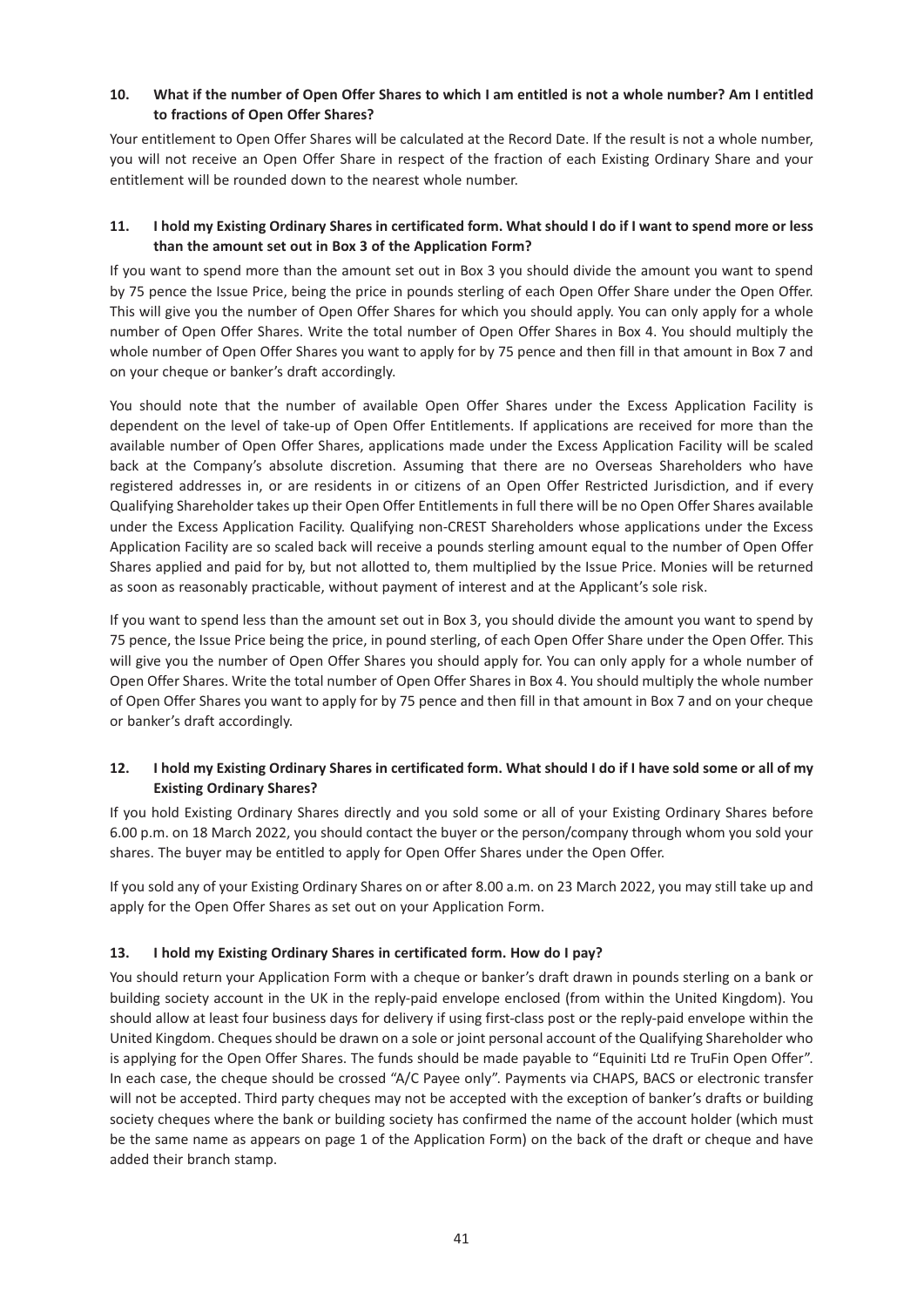### 10. What if the number of Open Offer Shares to which I am entitled is not a whole number? Am I entitled to fractions of Open Offer Shares?

Your entitlement to Open Offer Shares will be calculated at the Record Date. If the result is not a whole number, you will not receive an Open Offer Share in respect of the fraction of each Existing Ordinary Share and your entitlement will be rounded down to the nearest whole number.

### 11. I hold my Existing Ordinary Shares in certificated form. What should I do if I want to spend more or less than the amount set out in Box 3 of the Application Form?

If you want to spend more than the amount set out in Box 3 you should divide the amount you want to spend by 75 pence the Issue Price, being the price in pounds sterling of each Open Offer Share under the Open Offer. This will give you the number of Open Offer Shares for which you should apply. You can only apply for a whole number of Open Offer Shares. Write the total number of Open Offer Shares in Box 4. You should multiply the whole number of Open Offer Shares you want to apply for by 75 pence and then fill in that amount in Box 7 and on your cheque or banker's draft accordingly.

You should note that the number of available Open Offer Shares under the Excess Application Facility is dependent on the level of take-up of Open Offer Entitlements. If applications are received for more than the available number of Open Offer Shares, applications made under the Excess Application Facility will be scaled back at the Company's absolute discretion. Assuming that there are no Overseas Shareholders who have registered addresses in, or are residents in or citizens of an Open Offer Restricted Jurisdiction, and if every Qualifying Shareholder takes up their Open Offer Entitlements in full there will be no Open Offer Shares available under the Excess Application Facility. Qualifying non-CREST Shareholders whose applications under the Excess Application Facility are so scaled back will receive a pounds sterling amount equal to the number of Open Offer Shares applied and paid for by, but not allotted to, them multiplied by the Issue Price. Monies will be returned as soon as reasonably practicable, without payment of interest and at the Applicant's sole risk.

If you want to spend less than the amount set out in Box 3, you should divide the amount you want to spend by 75 pence, the Issue Price being the price, in pound sterling, of each Open Offer Share under the Open Offer. This will give you the number of Open Offer Shares you should apply for. You can only apply for a whole number of Open Offer Shares. Write the total number of Open Offer Shares in Box 4. You should multiply the whole number of Open Offer Shares you want to apply for by 75 pence and then fill in that amount in Box 7 and on your cheque or banker's draft accordingly.

### 12. I hold my Existing Ordinary Shares in certificated form. What should I do if I have sold some or all of my Existing Ordinary Shares?

If you hold Existing Ordinary Shares directly and you sold some or all of your Existing Ordinary Shares before 6.00 p.m. on 18 March 2022, you should contact the buyer or the person/company through whom you sold your shares. The buyer may be entitled to apply for Open Offer Shares under the Open Offer.

If you sold any of your Existing Ordinary Shares on or after 8.00 a.m. on 23 March 2022, you may still take up and apply for the Open Offer Shares as set out on your Application Form.

### 13. I hold my Existing Ordinary Shares in certificated form. How do I pay?

You should return your Application Form with a cheque or banker's draft drawn in pounds sterling on a bank or building society account in the UK in the reply-paid envelope enclosed (from within the United Kingdom). You should allow at least four business days for delivery if using first-class post or the reply-paid envelope within the United Kingdom. Cheques should be drawn on a sole or joint personal account of the Qualifying Shareholder who is applying for the Open Offer Shares. The funds should be made payable to "Equiniti Ltd re TruFin Open Offer". In each case, the cheque should be crossed "A/C Payee only". Payments via CHAPS, BACS or electronic transfer will not be accepted. Third party cheques may not be accepted with the exception of banker's drafts or building society cheques where the bank or building society has confirmed the name of the account holder (which must be the same name as appears on page 1 of the Application Form) on the back of the draft or cheque and have added their branch stamp.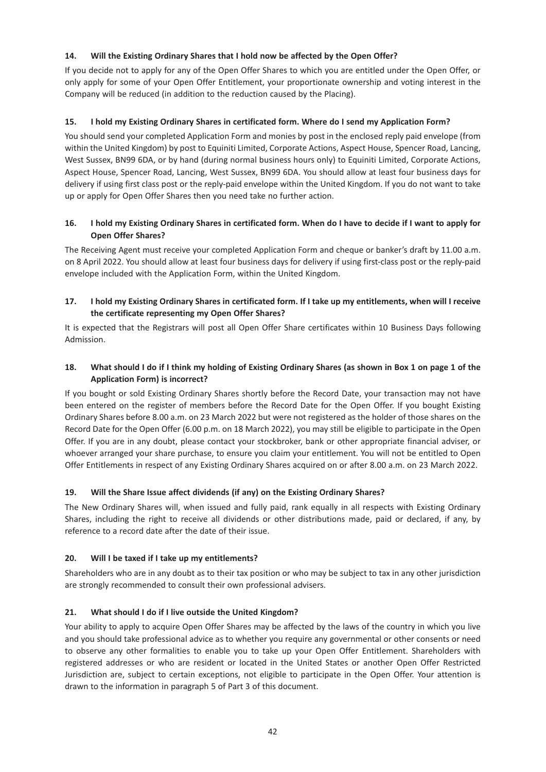**14. Will the Existing Ordinary Shares that I hold now be affected by the Open Offer?**

If you decide not to apply for any of the Open Offer Shares to which you are entitled under the Open Offer, or only apply for some of your Open Offer Entitlement, your proportionate ownership and voting interest in the Company will be reduced (in addition to the reduction caused by the Placing).

**15. I hold my Existing Ordinary Shares in certificated form. Where do I send my Application Form?**

You should send your completed Application Form and monies by post in the enclosed reply paid envelope (from within the United Kingdom) by post to Equiniti Limited, Corporate Actions, Aspect House, Spencer Road, Lancing, West Sussex, BN99 6DA, or by hand (during normal business hours only) to Equiniti Limited, Corporate Actions, Aspect House, Spencer Road, Lancing, West Sussex, BN99 6DA. You should allow at least four business days for delivery if using first class post or the reply-paid envelope within the United Kingdom. If you do not want to take up or apply for Open Offer Shares then you need take no further action.

**16. I hold my Existing Ordinary Shares in certificated form. When do I have to decide if I want to apply for Open Offer Shares?**

The Receiving Agent must receive your completed Application Form and cheque or banker's draft by 11.00 a.m. on 8 April 2022. You should allow at least four business days for delivery if using first-class post or the reply-paid envelope included with the Application Form, within the United Kingdom.

**17. I hold my Existing Ordinary Shares in certificated form. If I take up my entitlements, when will I receive the certificate representing my Open Offer Shares?**

It is expected that the Registrars will post all Open Offer Share certificates within 10 Business Days following Admission.

**18. What should I do if I think my holding of Existing Ordinary Shares (as shown in Box 1 on page 1 of the Application Form) is incorrect?**

If you bought or sold Existing Ordinary Shares shortly before the Record Date, your transaction may not have been entered on the register of members before the Record Date for the Open Offer. If you bought Existing Ordinary Shares before 8.00 a.m. on 23 March 2022 but were not registered as the holder of those shares on the Record Date for the Open Offer (6.00 p.m. on 18 March 2022), you may still be eligible to participate in the Open Offer. If you are in any doubt, please contact your stockbroker, bank or other appropriate financial adviser, or whoever arranged your share purchase, to ensure you claim your entitlement. You will not be entitled to Open Offer Entitlements in respect of any Existing Ordinary Shares acquired on or after 8.00 a.m. on 23 March 2022.

**19. Will the Share Issue affect dividends (if any) on the Existing Ordinary Shares?**

The New Ordinary Shares will, when issued and fully paid, rank equally in all respects with Existing Ordinary Shares, including the right to receive all dividends or other distributions made, paid or declared, if any, by reference to a record date after the date of their issue.

**20. Will I be taxed if I take up my entitlements?**

Shareholders who are in any doubt as to their tax position or who may be subject to tax in any other jurisdiction are strongly recommended to consult their own professional advisers.

**21. What should I do if I live outside the United Kingdom?**

Your ability to apply to acquire Open Offer Shares may be affected by the laws of the country in which you live and you should take professional advice as to whether you require any governmental or other consents or need to observe any other formalities to enable you to take up your Open Offer Entitlement. Shareholders with registered addresses or who are resident or located in the United States or another Open Offer Restricted Jurisdiction are, subject to certain exceptions, not eligible to participate in the Open Offer. Your attention is drawn to the information in paragraph 5 of Part 3 of this document.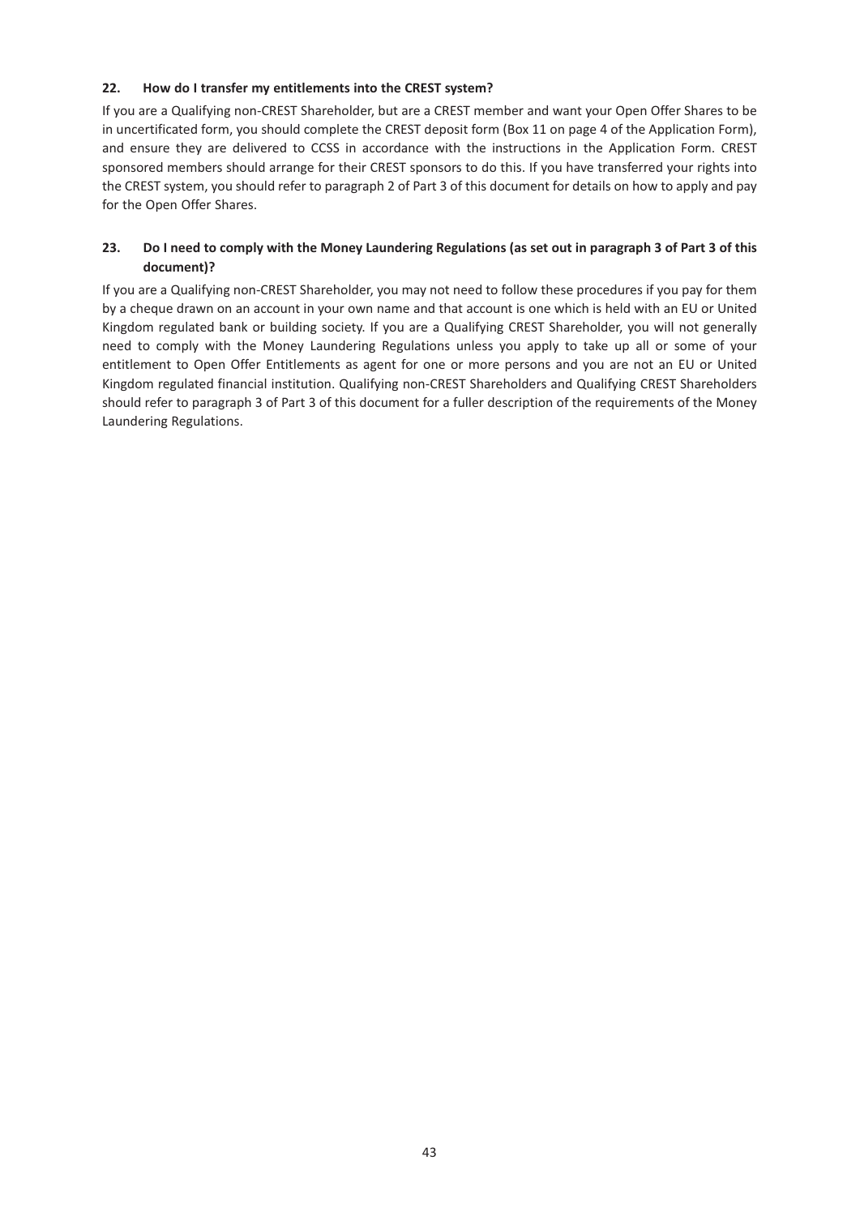### 22. How do I transfer my entitlements into the CREST system?

If you are a Qualifying non-CREST Shareholder, but are a CREST member and want your Open Offer Shares to be in uncertificated form, you should complete the CREST deposit form (Box 11 on page 4 of the Application Form), and ensure they are delivered to CCSS in accordance with the instructions in the Application Form. CREST sponsored members should arrange for their CREST sponsors to do this. If you have transferred your rights into the CREST system, you should refer to paragraph 2 of Part 3 of this document for details on how to apply and pay for the Open Offer Shares.

### 23. Do I need to comply with the Money Laundering Regulations (as set out in paragraph 3 of Part 3 of this document)?

If you are a Qualifying non-CREST Shareholder, you may not need to follow these procedures if you pay for them by a cheque drawn on an account in your own name and that account is one which is held with an EU or United Kingdom regulated bank or building society. If you are a Qualifying CREST Shareholder, you will not generally need to comply with the Money Laundering Regulations unless you apply to take up all or some of your entitlement to Open Offer Entitlements as agent for one or more persons and you are not an EU or United Kingdom regulated financial institution. Qualifying non-CREST Shareholders and Qualifying CREST Shareholders should refer to paragraph 3 of Part 3 of this document for a fuller description of the requirements of the Money Laundering Regulations.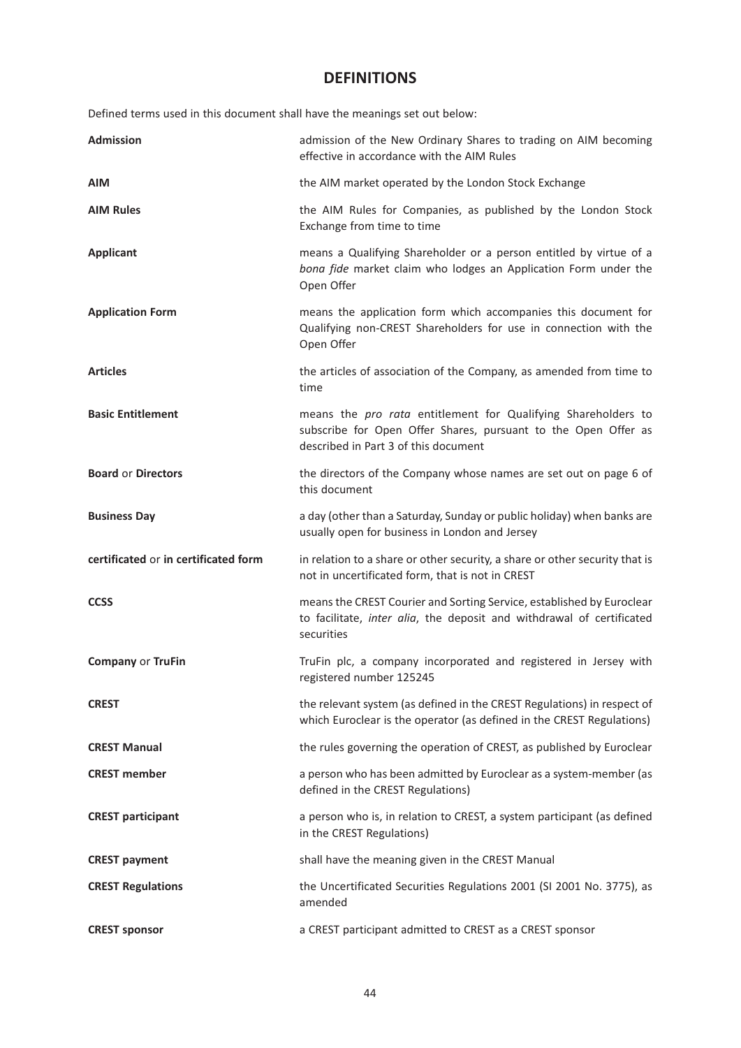# DEFINITIONS

Defined terms used in this document shall have the meanings set out below:

| | |
|---|---|
| **Admission** | admission of the New Ordinary Shares to trading on AIM becoming effective in accordance with the AIM Rules |
| **AIM** | the AIM market operated by the London Stock Exchange |
| **AIM Rules** | the AIM Rules for Companies, as published by the London Stock Exchange from time to time |
| **Applicant** | means a Qualifying Shareholder or a person entitled by virtue of a *bona fide* market claim who lodges an Application Form under the Open Offer |
| **Application Form** | means the application form which accompanies this document for Qualifying non-CREST Shareholders for use in connection with the Open Offer |
| **Articles** | the articles of association of the Company, as amended from time to time |
| **Basic Entitlement** | means the *pro rata* entitlement for Qualifying Shareholders to subscribe for Open Offer Shares, pursuant to the Open Offer as described in Part 3 of this document |
| **Board** or **Directors** | the directors of the Company whose names are set out on page 6 of this document |
| **Business Day** | a day (other than a Saturday, Sunday or public holiday) when banks are usually open for business in London and Jersey |
| **certificated** or **in certificated form** | in relation to a share or other security, a share or other security that is not in uncertificated form, that is not in CREST |
| **CCSS** | means the CREST Courier and Sorting Service, established by Euroclear to facilitate, *inter alia*, the deposit and withdrawal of certificated securities |
| **Company** or **TruFin** | TruFin plc, a company incorporated and registered in Jersey with registered number 125245 |
| **CREST** | the relevant system (as defined in the CREST Regulations) in respect of which Euroclear is the operator (as defined in the CREST Regulations) |
| **CREST Manual** | the rules governing the operation of CREST, as published by Euroclear |
| **CREST member** | a person who has been admitted by Euroclear as a system-member (as defined in the CREST Regulations) |
| **CREST participant** | a person who is, in relation to CREST, a system participant (as defined in the CREST Regulations) |
| **CREST payment** | shall have the meaning given in the CREST Manual |
| **CREST Regulations** | the Uncertificated Securities Regulations 2001 (SI 2001 No. 3775), as amended |
| **CREST sponsor** | a CREST participant admitted to CREST as a CREST sponsor |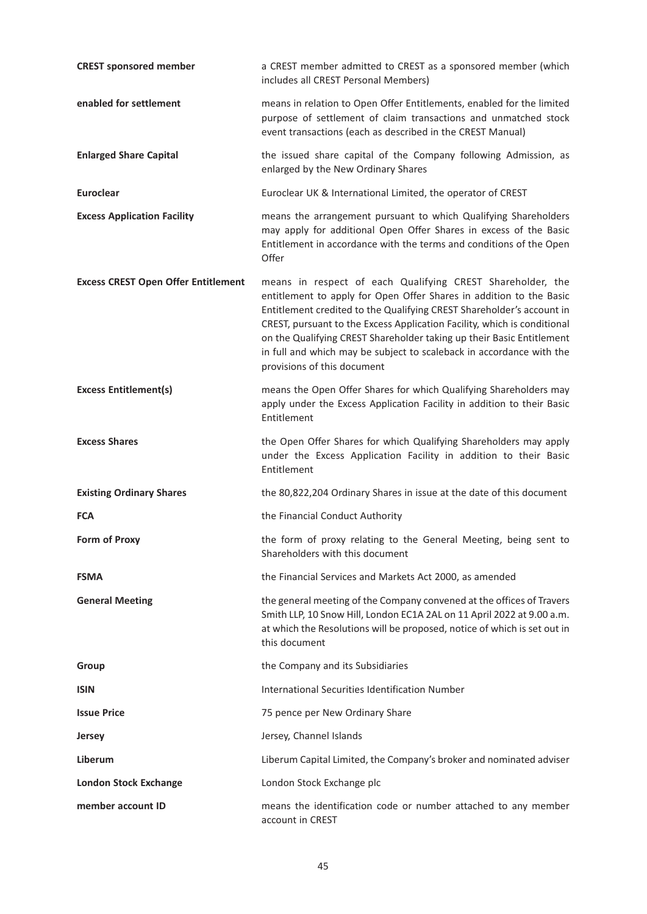| | |
|---|---|
| **CREST sponsored member** | a CREST member admitted to CREST as a sponsored member (which includes all CREST Personal Members) |
| **enabled for settlement** | means in relation to Open Offer Entitlements, enabled for the limited purpose of settlement of claim transactions and unmatched stock event transactions (each as described in the CREST Manual) |
| **Enlarged Share Capital** | the issued share capital of the Company following Admission, as enlarged by the New Ordinary Shares |
| **Euroclear** | Euroclear UK & International Limited, the operator of CREST |
| **Excess Application Facility** | means the arrangement pursuant to which Qualifying Shareholders may apply for additional Open Offer Shares in excess of the Basic Entitlement in accordance with the terms and conditions of the Open Offer |
| **Excess CREST Open Offer Entitlement** | means in respect of each Qualifying CREST Shareholder, the entitlement to apply for Open Offer Shares in addition to the Basic Entitlement credited to the Qualifying CREST Shareholder's account in CREST, pursuant to the Excess Application Facility, which is conditional on the Qualifying CREST Shareholder taking up their Basic Entitlement in full and which may be subject to scaleback in accordance with the provisions of this document |
| **Excess Entitlement(s)** | means the Open Offer Shares for which Qualifying Shareholders may apply under the Excess Application Facility in addition to their Basic Entitlement |
| **Excess Shares** | the Open Offer Shares for which Qualifying Shareholders may apply under the Excess Application Facility in addition to their Basic Entitlement |
| **Existing Ordinary Shares** | the 80,822,204 Ordinary Shares in issue at the date of this document |
| **FCA** | the Financial Conduct Authority |
| **Form of Proxy** | the form of proxy relating to the General Meeting, being sent to Shareholders with this document |
| **FSMA** | the Financial Services and Markets Act 2000, as amended |
| **General Meeting** | the general meeting of the Company convened at the offices of Travers Smith LLP, 10 Snow Hill, London EC1A 2AL on 11 April 2022 at 9.00 a.m. at which the Resolutions will be proposed, notice of which is set out in this document |
| **Group** | the Company and its Subsidiaries |
| **ISIN** | International Securities Identification Number |
| **Issue Price** | 75 pence per New Ordinary Share |
| **Jersey** | Jersey, Channel Islands |
| **Liberum** | Liberum Capital Limited, the Company's broker and nominated adviser |
| **London Stock Exchange** | London Stock Exchange plc |
| **member account ID** | means the identification code or number attached to any member account in CREST |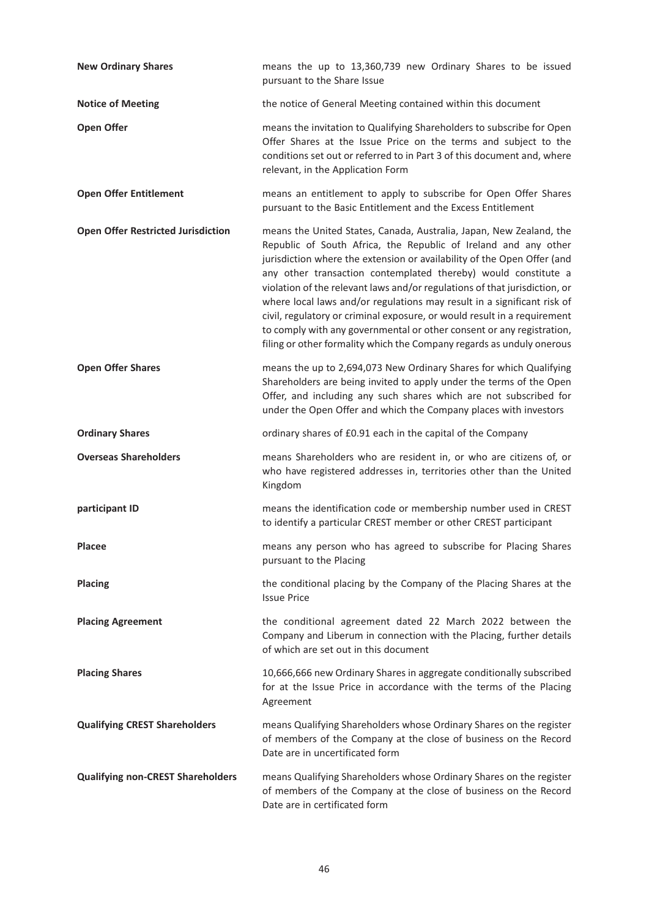| | |
|---|---|
| **New Ordinary Shares** | means the up to 13,360,739 new Ordinary Shares to be issued pursuant to the Share Issue |
| **Notice of Meeting** | the notice of General Meeting contained within this document |
| **Open Offer** | means the invitation to Qualifying Shareholders to subscribe for Open Offer Shares at the Issue Price on the terms and subject to the conditions set out or referred to in Part 3 of this document and, where relevant, in the Application Form |
| **Open Offer Entitlement** | means an entitlement to apply to subscribe for Open Offer Shares pursuant to the Basic Entitlement and the Excess Entitlement |
| **Open Offer Restricted Jurisdiction** | means the United States, Canada, Australia, Japan, New Zealand, the Republic of South Africa, the Republic of Ireland and any other jurisdiction where the extension or availability of the Open Offer (and any other transaction contemplated thereby) would constitute a violation of the relevant laws and/or regulations of that jurisdiction, or where local laws and/or regulations may result in a significant risk of civil, regulatory or criminal exposure, or would result in a requirement to comply with any governmental or other consent or any registration, filing or other formality which the Company regards as unduly onerous |
| **Open Offer Shares** | means the up to 2,694,073 New Ordinary Shares for which Qualifying Shareholders are being invited to apply under the terms of the Open Offer, and including any such shares which are not subscribed for under the Open Offer and which the Company places with investors |
| **Ordinary Shares** | ordinary shares of £0.91 each in the capital of the Company |
| **Overseas Shareholders** | means Shareholders who are resident in, or who are citizens of, or who have registered addresses in, territories other than the United Kingdom |
| **participant ID** | means the identification code or membership number used in CREST to identify a particular CREST member or other CREST participant |
| **Placee** | means any person who has agreed to subscribe for Placing Shares pursuant to the Placing |
| **Placing** | the conditional placing by the Company of the Placing Shares at the Issue Price |
| **Placing Agreement** | the conditional agreement dated 22 March 2022 between the Company and Liberum in connection with the Placing, further details of which are set out in this document |
| **Placing Shares** | 10,666,666 new Ordinary Shares in aggregate conditionally subscribed for at the Issue Price in accordance with the terms of the Placing Agreement |
| **Qualifying CREST Shareholders** | means Qualifying Shareholders whose Ordinary Shares on the register of members of the Company at the close of business on the Record Date are in uncertificated form |
| **Qualifying non-CREST Shareholders** | means Qualifying Shareholders whose Ordinary Shares on the register of members of the Company at the close of business on the Record Date are in certificated form |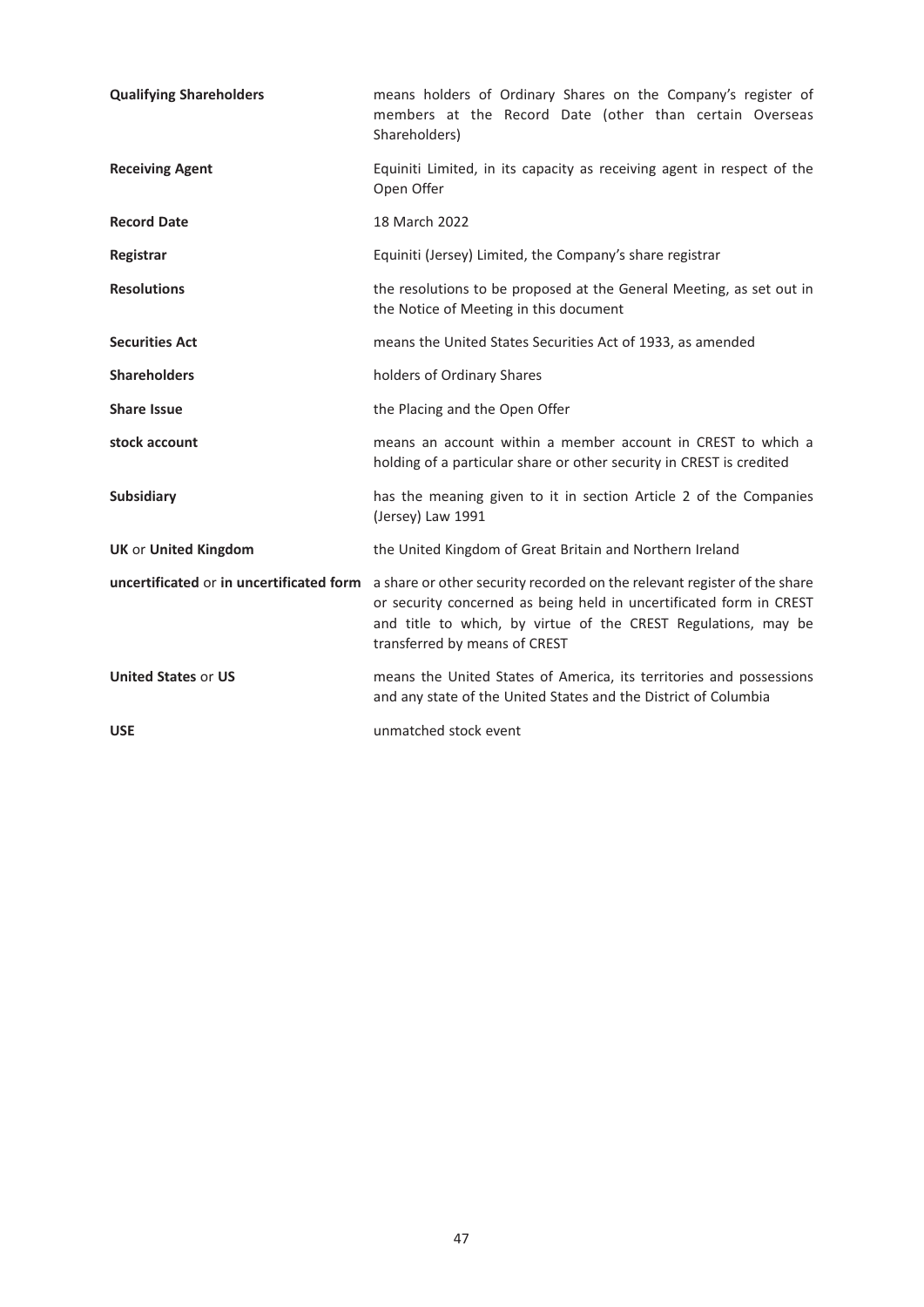| | |
|---|---|
| **Qualifying Shareholders** | means holders of Ordinary Shares on the Company's register of members at the Record Date (other than certain Overseas Shareholders) |
| **Receiving Agent** | Equiniti Limited, in its capacity as receiving agent in respect of the Open Offer |
| **Record Date** | 18 March 2022 |
| **Registrar** | Equiniti (Jersey) Limited, the Company's share registrar |
| **Resolutions** | the resolutions to be proposed at the General Meeting, as set out in the Notice of Meeting in this document |
| **Securities Act** | means the United States Securities Act of 1933, as amended |
| **Shareholders** | holders of Ordinary Shares |
| **Share Issue** | the Placing and the Open Offer |
| **stock account** | means an account within a member account in CREST to which a holding of a particular share or other security in CREST is credited |
| **Subsidiary** | has the meaning given to it in section Article 2 of the Companies (Jersey) Law 1991 |
| **UK** or **United Kingdom** | the United Kingdom of Great Britain and Northern Ireland |
| **uncertificated** or **in uncertificated form** | a share or other security recorded on the relevant register of the share or security concerned as being held in uncertificated form in CREST and title to which, by virtue of the CREST Regulations, may be transferred by means of CREST |
| **United States** or **US** | means the United States of America, its territories and possessions and any state of the United States and the District of Columbia |
| **USE** | unmatched stock event |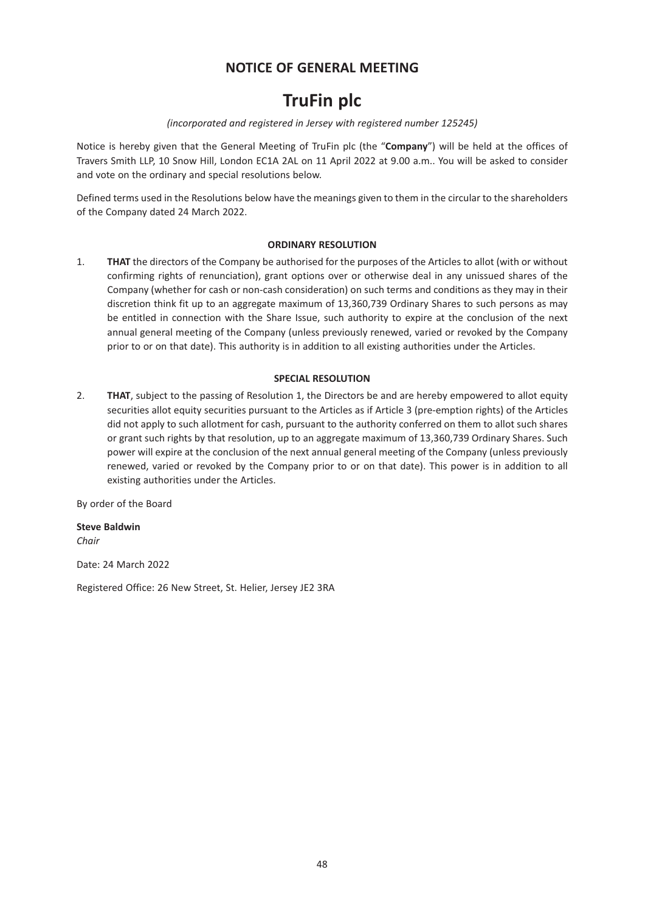## NOTICE OF GENERAL MEETING

# TruFin plc

*(incorporated and registered in Jersey with registered number 125245)*

Notice is hereby given that the General Meeting of TruFin plc (the "**Company**") will be held at the offices of Travers Smith LLP, 10 Snow Hill, London EC1A 2AL on 11 April 2022 at 9.00 a.m.. You will be asked to consider and vote on the ordinary and special resolutions below.

Defined terms used in the Resolutions below have the meanings given to them in the circular to the shareholders of the Company dated 24 March 2022.

### ORDINARY RESOLUTION

1. **THAT** the directors of the Company be authorised for the purposes of the Articles to allot (with or without confirming rights of renunciation), grant options over or otherwise deal in any unissued shares of the Company (whether for cash or non-cash consideration) on such terms and conditions as they may in their discretion think fit up to an aggregate maximum of 13,360,739 Ordinary Shares to such persons as may be entitled in connection with the Share Issue, such authority to expire at the conclusion of the next annual general meeting of the Company (unless previously renewed, varied or revoked by the Company prior to or on that date). This authority is in addition to all existing authorities under the Articles.

### SPECIAL RESOLUTION

2. **THAT**, subject to the passing of Resolution 1, the Directors be and are hereby empowered to allot equity securities allot equity securities pursuant to the Articles as if Article 3 (pre-emption rights) of the Articles did not apply to such allotment for cash, pursuant to the authority conferred on them to allot such shares or grant such rights by that resolution, up to an aggregate maximum of 13,360,739 Ordinary Shares. Such power will expire at the conclusion of the next annual general meeting of the Company (unless previously renewed, varied or revoked by the Company prior to or on that date). This power is in addition to all existing authorities under the Articles.

By order of the Board

**Steve Baldwin**
*Chair*

Date: 24 March 2022

Registered Office: 26 New Street, St. Helier, Jersey JE2 3RA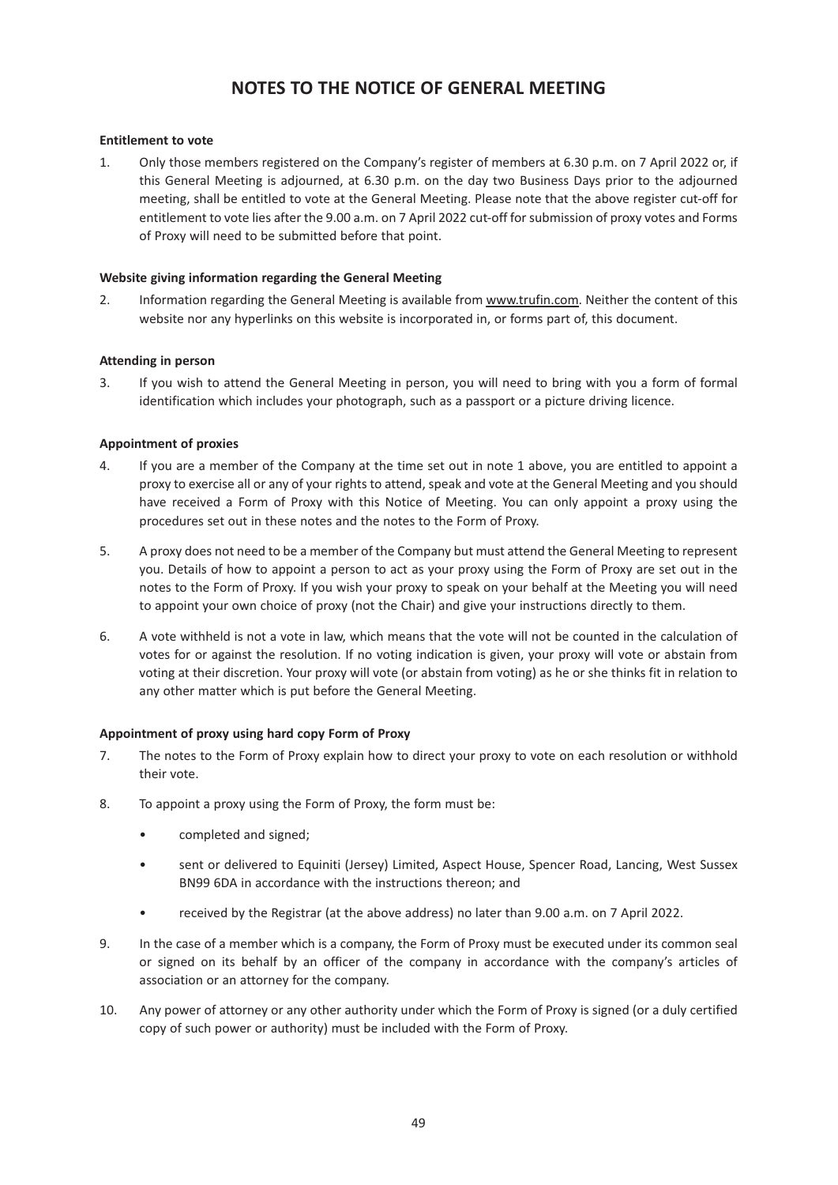# NOTES TO THE NOTICE OF GENERAL MEETING

**Entitlement to vote**

1. Only those members registered on the Company's register of members at 6.30 p.m. on 7 April 2022 or, if this General Meeting is adjourned, at 6.30 p.m. on the day two Business Days prior to the adjourned meeting, shall be entitled to vote at the General Meeting. Please note that the above register cut-off for entitlement to vote lies after the 9.00 a.m. on 7 April 2022 cut-off for submission of proxy votes and Forms of Proxy will need to be submitted before that point.

**Website giving information regarding the General Meeting**

2. Information regarding the General Meeting is available from www.trufin.com. Neither the content of this website nor any hyperlinks on this website is incorporated in, or forms part of, this document.

**Attending in person**

3. If you wish to attend the General Meeting in person, you will need to bring with you a form of formal identification which includes your photograph, such as a passport or a picture driving licence.

**Appointment of proxies**

4. If you are a member of the Company at the time set out in note 1 above, you are entitled to appoint a proxy to exercise all or any of your rights to attend, speak and vote at the General Meeting and you should have received a Form of Proxy with this Notice of Meeting. You can only appoint a proxy using the procedures set out in these notes and the notes to the Form of Proxy.

5. A proxy does not need to be a member of the Company but must attend the General Meeting to represent you. Details of how to appoint a person to act as your proxy using the Form of Proxy are set out in the notes to the Form of Proxy. If you wish your proxy to speak on your behalf at the Meeting you will need to appoint your own choice of proxy (not the Chair) and give your instructions directly to them.

6. A vote withheld is not a vote in law, which means that the vote will not be counted in the calculation of votes for or against the resolution. If no voting indication is given, your proxy will vote or abstain from voting at their discretion. Your proxy will vote (or abstain from voting) as he or she thinks fit in relation to any other matter which is put before the General Meeting.

**Appointment of proxy using hard copy Form of Proxy**

7. The notes to the Form of Proxy explain how to direct your proxy to vote on each resolution or withhold their vote.

8. To appoint a proxy using the Form of Proxy, the form must be:

   - completed and signed;
   - sent or delivered to Equiniti (Jersey) Limited, Aspect House, Spencer Road, Lancing, West Sussex BN99 6DA in accordance with the instructions thereon; and
   - received by the Registrar (at the above address) no later than 9.00 a.m. on 7 April 2022.

9. In the case of a member which is a company, the Form of Proxy must be executed under its common seal or signed on its behalf by an officer of the company in accordance with the company's articles of association or an attorney for the company.

10. Any power of attorney or any other authority under which the Form of Proxy is signed (or a duly certified copy of such power or authority) must be included with the Form of Proxy.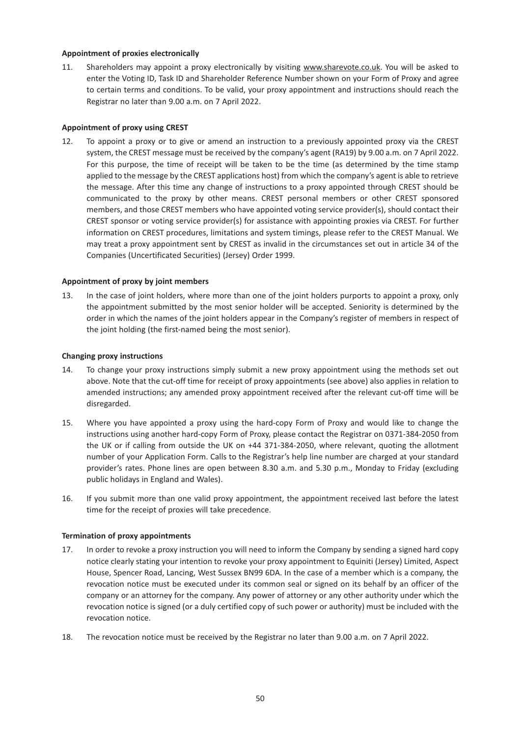**Appointment of proxies electronically**

11. Shareholders may appoint a proxy electronically by visiting www.sharevote.co.uk. You will be asked to enter the Voting ID, Task ID and Shareholder Reference Number shown on your Form of Proxy and agree to certain terms and conditions. To be valid, your proxy appointment and instructions should reach the Registrar no later than 9.00 a.m. on 7 April 2022.

**Appointment of proxy using CREST**

12. To appoint a proxy or to give or amend an instruction to a previously appointed proxy via the CREST system, the CREST message must be received by the company's agent (RA19) by 9.00 a.m. on 7 April 2022. For this purpose, the time of receipt will be taken to be the time (as determined by the time stamp applied to the message by the CREST applications host) from which the company's agent is able to retrieve the message. After this time any change of instructions to a proxy appointed through CREST should be communicated to the proxy by other means. CREST personal members or other CREST sponsored members, and those CREST members who have appointed voting service provider(s), should contact their CREST sponsor or voting service provider(s) for assistance with appointing proxies via CREST. For further information on CREST procedures, limitations and system timings, please refer to the CREST Manual. We may treat a proxy appointment sent by CREST as invalid in the circumstances set out in article 34 of the Companies (Uncertificated Securities) (Jersey) Order 1999.

**Appointment of proxy by joint members**

13. In the case of joint holders, where more than one of the joint holders purports to appoint a proxy, only the appointment submitted by the most senior holder will be accepted. Seniority is determined by the order in which the names of the joint holders appear in the Company's register of members in respect of the joint holding (the first-named being the most senior).

**Changing proxy instructions**

14. To change your proxy instructions simply submit a new proxy appointment using the methods set out above. Note that the cut-off time for receipt of proxy appointments (see above) also applies in relation to amended instructions; any amended proxy appointment received after the relevant cut-off time will be disregarded.

15. Where you have appointed a proxy using the hard-copy Form of Proxy and would like to change the instructions using another hard-copy Form of Proxy, please contact the Registrar on 0371-384-2050 from the UK or if calling from outside the UK on +44 371-384-2050, where relevant, quoting the allotment number of your Application Form. Calls to the Registrar's help line number are charged at your standard provider's rates. Phone lines are open between 8.30 a.m. and 5.30 p.m., Monday to Friday (excluding public holidays in England and Wales).

16. If you submit more than one valid proxy appointment, the appointment received last before the latest time for the receipt of proxies will take precedence.

**Termination of proxy appointments**

17. In order to revoke a proxy instruction you will need to inform the Company by sending a signed hard copy notice clearly stating your intention to revoke your proxy appointment to Equiniti (Jersey) Limited, Aspect House, Spencer Road, Lancing, West Sussex BN99 6DA. In the case of a member which is a company, the revocation notice must be executed under its common seal or signed on its behalf by an officer of the company or an attorney for the company. Any power of attorney or any other authority under which the revocation notice is signed (or a duly certified copy of such power or authority) must be included with the revocation notice.

18. The revocation notice must be received by the Registrar no later than 9.00 a.m. on 7 April 2022.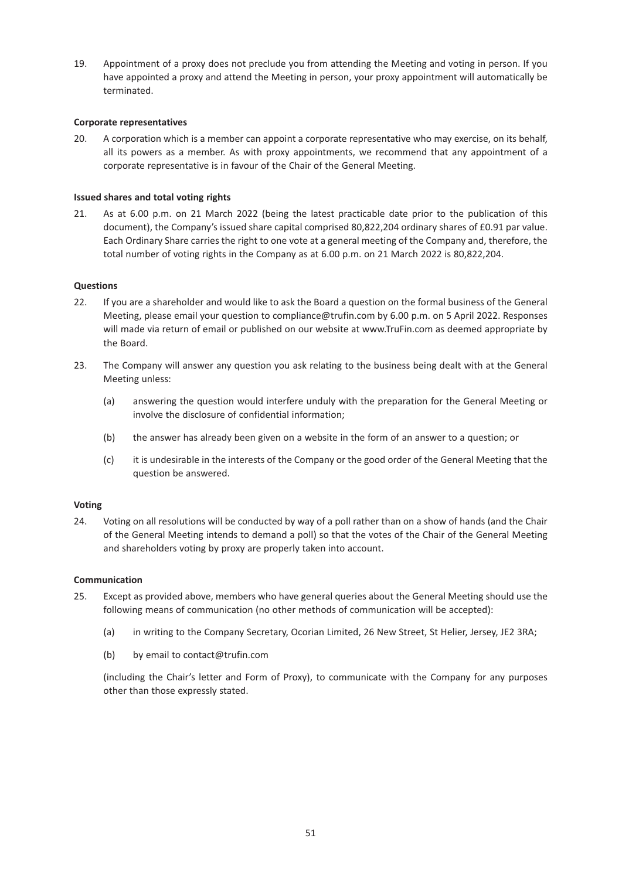19. Appointment of a proxy does not preclude you from attending the Meeting and voting in person. If you have appointed a proxy and attend the Meeting in person, your proxy appointment will automatically be terminated.

**Corporate representatives**

20. A corporation which is a member can appoint a corporate representative who may exercise, on its behalf, all its powers as a member. As with proxy appointments, we recommend that any appointment of a corporate representative is in favour of the Chair of the General Meeting.

**Issued shares and total voting rights**

21. As at 6.00 p.m. on 21 March 2022 (being the latest practicable date prior to the publication of this document), the Company's issued share capital comprised 80,822,204 ordinary shares of £0.91 par value. Each Ordinary Share carries the right to one vote at a general meeting of the Company and, therefore, the total number of voting rights in the Company as at 6.00 p.m. on 21 March 2022 is 80,822,204.

**Questions**

22. If you are a shareholder and would like to ask the Board a question on the formal business of the General Meeting, please email your question to compliance@trufin.com by 6.00 p.m. on 5 April 2022. Responses will made via return of email or published on our website at www.TruFin.com as deemed appropriate by the Board.

23. The Company will answer any question you ask relating to the business being dealt with at the General Meeting unless:

    (a) answering the question would interfere unduly with the preparation for the General Meeting or involve the disclosure of confidential information;

    (b) the answer has already been given on a website in the form of an answer to a question; or

    (c) it is undesirable in the interests of the Company or the good order of the General Meeting that the question be answered.

**Voting**

24. Voting on all resolutions will be conducted by way of a poll rather than on a show of hands (and the Chair of the General Meeting intends to demand a poll) so that the votes of the Chair of the General Meeting and shareholders voting by proxy are properly taken into account.

**Communication**

25. Except as provided above, members who have general queries about the General Meeting should use the following means of communication (no other methods of communication will be accepted):

    (a) in writing to the Company Secretary, Ocorian Limited, 26 New Street, St Helier, Jersey, JE2 3RA;

    (b) by email to contact@trufin.com

    (including the Chair's letter and Form of Proxy), to communicate with the Company for any purposes other than those expressly stated.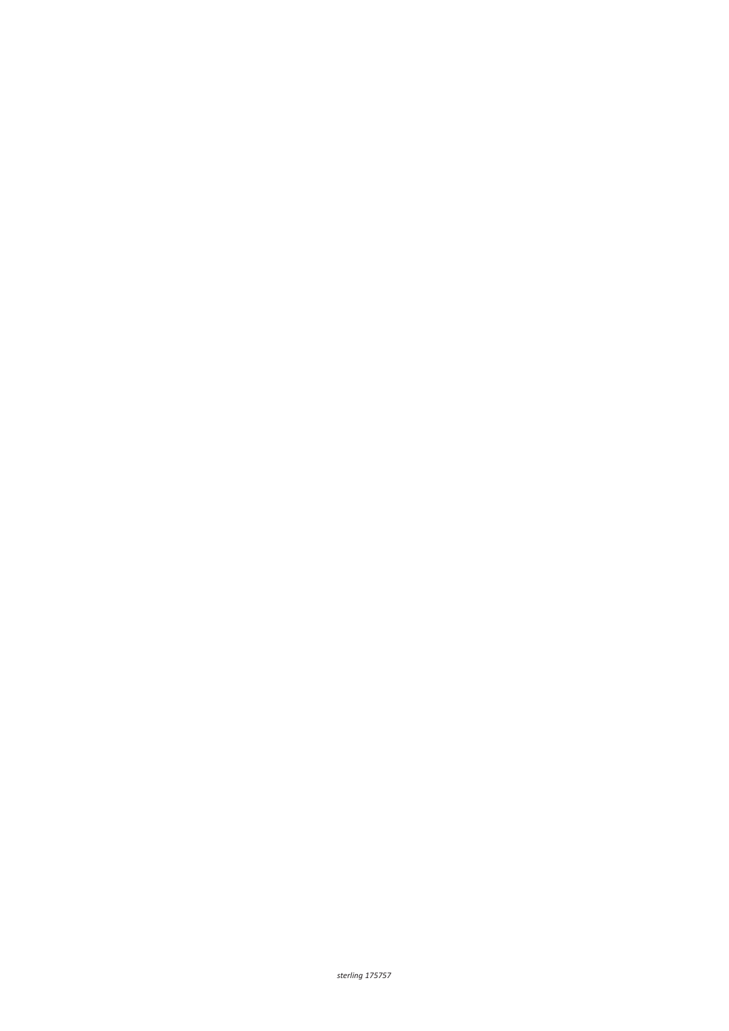*sterling 175757*